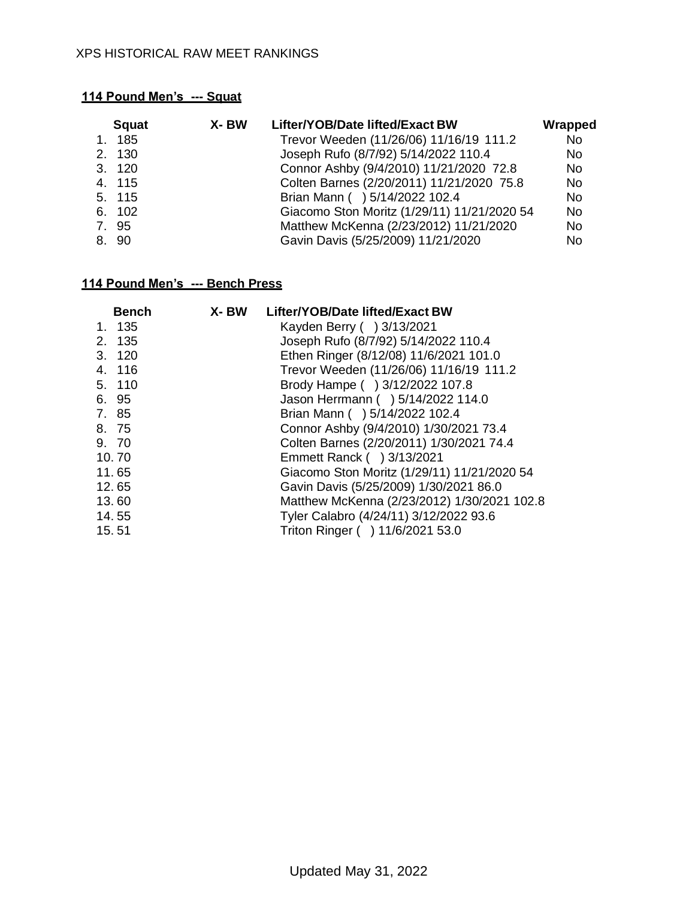XPS HISTORICAL RAW MEET RANKINGS

**114 Pound Men's --- Squat**

| Squat | X- BW | Lifter/YOB/Date lifted/Exact BW | Wrapped |
|---|---|---|---|
| 1. 185 | | Trevor Weeden (11/26/06) 11/16/19 111.2 | No |
| 2. 130 | | Joseph Rufo (8/7/92) 5/14/2022 110.4 | No |
| 3. 120 | | Connor Ashby (9/4/2010) 11/21/2020 72.8 | No |
| 4. 115 | | Colten Barnes (2/20/2011) 11/21/2020 75.8 | No |
| 5. 115 | | Brian Mann ( ) 5/14/2022 102.4 | No |
| 6. 102 | | Giacomo Ston Moritz (1/29/11) 11/21/2020 54 | No |
| 7. 95 | | Matthew McKenna (2/23/2012) 11/21/2020 | No |
| 8. 90 | | Gavin Davis (5/25/2009) 11/21/2020 | No |

**114 Pound Men's --- Bench Press**

| Bench | X- BW | Lifter/YOB/Date lifted/Exact BW |
|---|---|---|
| 1. 135 | | Kayden Berry ( ) 3/13/2021 |
| 2. 135 | | Joseph Rufo (8/7/92) 5/14/2022 110.4 |
| 3. 120 | | Ethen Ringer (8/12/08) 11/6/2021 101.0 |
| 4. 116 | | Trevor Weeden (11/26/06) 11/16/19 111.2 |
| 5. 110 | | Brody Hampe ( ) 3/12/2022 107.8 |
| 6. 95 | | Jason Herrmann ( ) 5/14/2022 114.0 |
| 7. 85 | | Brian Mann ( ) 5/14/2022 102.4 |
| 8. 75 | | Connor Ashby (9/4/2010) 1/30/2021 73.4 |
| 9. 70 | | Colten Barnes (2/20/2011) 1/30/2021 74.4 |
| 10. 70 | | Emmett Ranck ( ) 3/13/2021 |
| 11. 65 | | Giacomo Ston Moritz (1/29/11) 11/21/2020 54 |
| 12. 65 | | Gavin Davis (5/25/2009) 1/30/2021 86.0 |
| 13. 60 | | Matthew McKenna (2/23/2012) 1/30/2021 102.8 |
| 14. 55 | | Tyler Calabro (4/24/11) 3/12/2022 93.6 |
| 15. 51 | | Triton Ringer ( ) 11/6/2021 53.0 |

Updated May 31, 2022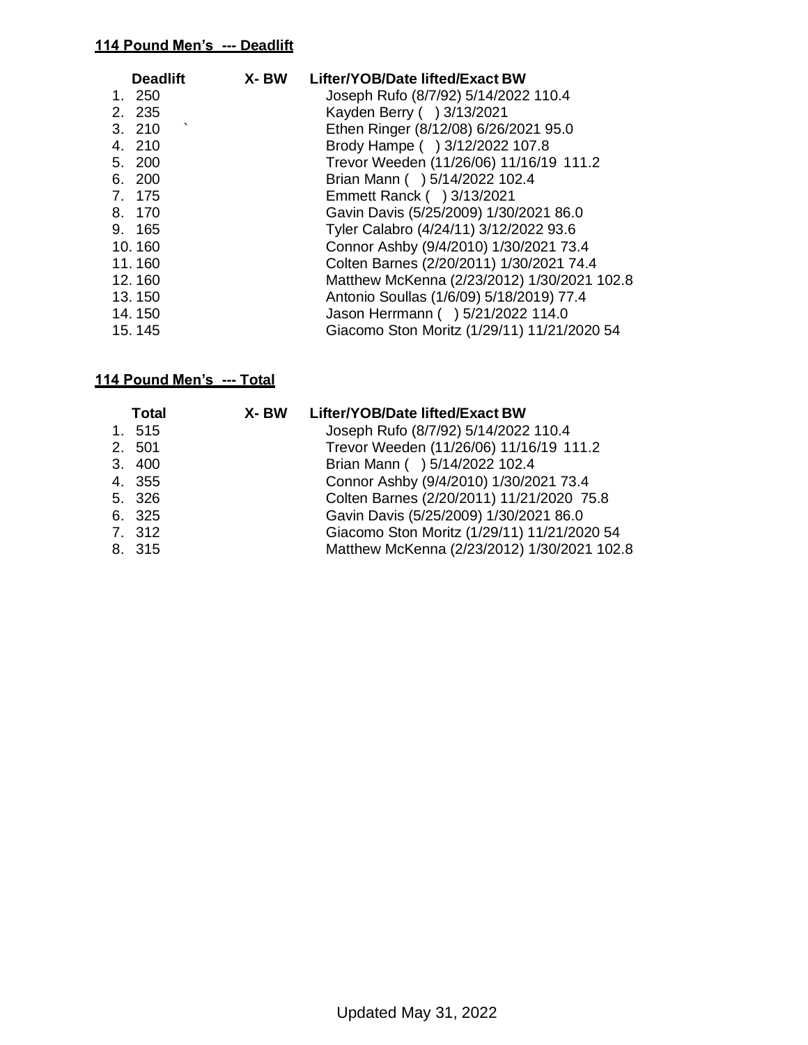**114 Pound Men's --- Deadlift**

| Deadlift | X- BW | Lifter/YOB/Date lifted/Exact BW |
|---|---|---|
| 1. 250 | | Joseph Rufo (8/7/92) 5/14/2022 110.4 |
| 2. 235 | | Kayden Berry ( ) 3/13/2021 |
| 3. 210 | ` | Ethen Ringer (8/12/08) 6/26/2021 95.0 |
| 4. 210 | | Brody Hampe ( ) 3/12/2022 107.8 |
| 5. 200 | | Trevor Weeden (11/26/06) 11/16/19 111.2 |
| 6. 200 | | Brian Mann ( ) 5/14/2022 102.4 |
| 7. 175 | | Emmett Ranck ( ) 3/13/2021 |
| 8. 170 | | Gavin Davis (5/25/2009) 1/30/2021 86.0 |
| 9. 165 | | Tyler Calabro (4/24/11) 3/12/2022 93.6 |
| 10. 160 | | Connor Ashby (9/4/2010) 1/30/2021 73.4 |
| 11. 160 | | Colten Barnes (2/20/2011) 1/30/2021 74.4 |
| 12. 160 | | Matthew McKenna (2/23/2012) 1/30/2021 102.8 |
| 13. 150 | | Antonio Soullas (1/6/09) 5/18/2019) 77.4 |
| 14. 150 | | Jason Herrmann ( ) 5/21/2022 114.0 |
| 15. 145 | | Giacomo Ston Moritz (1/29/11) 11/21/2020 54 |

**114 Pound Men's --- Total**

| Total | X- BW | Lifter/YOB/Date lifted/Exact BW |
|---|---|---|
| 1. 515 | | Joseph Rufo (8/7/92) 5/14/2022 110.4 |
| 2. 501 | | Trevor Weeden (11/26/06) 11/16/19 111.2 |
| 3. 400 | | Brian Mann ( ) 5/14/2022 102.4 |
| 4. 355 | | Connor Ashby (9/4/2010) 1/30/2021 73.4 |
| 5. 326 | | Colten Barnes (2/20/2011) 11/21/2020 75.8 |
| 6. 325 | | Gavin Davis (5/25/2009) 1/30/2021 86.0 |
| 7. 312 | | Giacomo Ston Moritz (1/29/11) 11/21/2020 54 |
| 8. 315 | | Matthew McKenna (2/23/2012) 1/30/2021 102.8 |

Updated May 31, 2022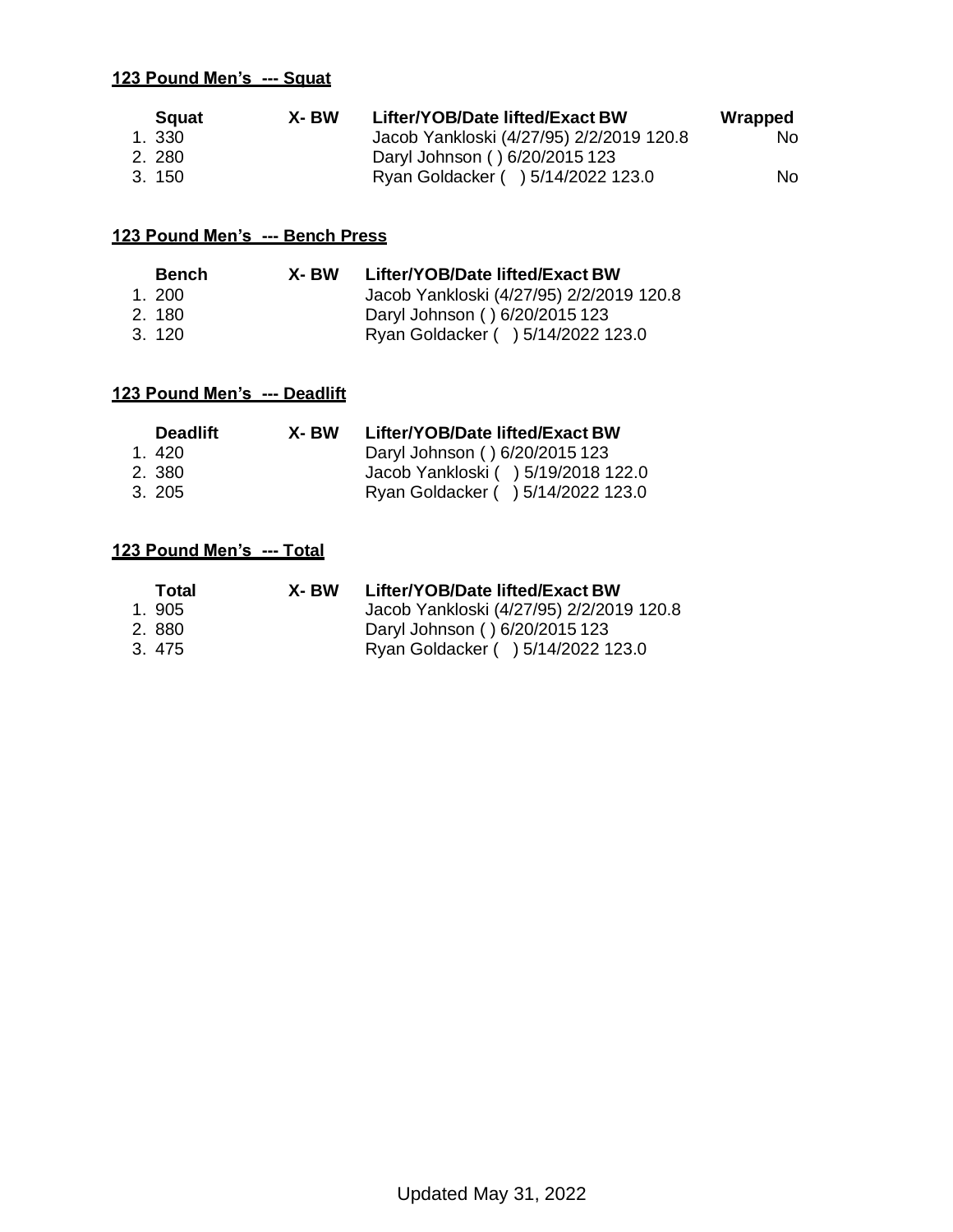## 123 Pound Men's --- Squat

| Squat | X- BW | Lifter/YOB/Date lifted/Exact BW | Wrapped |
|---|---|---|---|
| 1. 330 | | Jacob Yankloski (4/27/95) 2/2/2019 120.8 | No |
| 2. 280 | | Daryl Johnson ( ) 6/20/2015 123 | |
| 3. 150 | | Ryan Goldacker ( ) 5/14/2022 123.0 | No |

## 123 Pound Men's --- Bench Press

| Bench | X- BW | Lifter/YOB/Date lifted/Exact BW |
|---|---|---|
| 1. 200 | | Jacob Yankloski (4/27/95) 2/2/2019 120.8 |
| 2. 180 | | Daryl Johnson ( ) 6/20/2015 123 |
| 3. 120 | | Ryan Goldacker ( ) 5/14/2022 123.0 |

## 123 Pound Men's --- Deadlift

| Deadlift | X- BW | Lifter/YOB/Date lifted/Exact BW |
|---|---|---|
| 1. 420 | | Daryl Johnson ( ) 6/20/2015 123 |
| 2. 380 | | Jacob Yankloski ( ) 5/19/2018 122.0 |
| 3. 205 | | Ryan Goldacker ( ) 5/14/2022 123.0 |

## 123 Pound Men's --- Total

| Total | X- BW | Lifter/YOB/Date lifted/Exact BW |
|---|---|---|
| 1. 905 | | Jacob Yankloski (4/27/95) 2/2/2019 120.8 |
| 2. 880 | | Daryl Johnson ( ) 6/20/2015 123 |
| 3. 475 | | Ryan Goldacker ( ) 5/14/2022 123.0 |

Updated May 31, 2022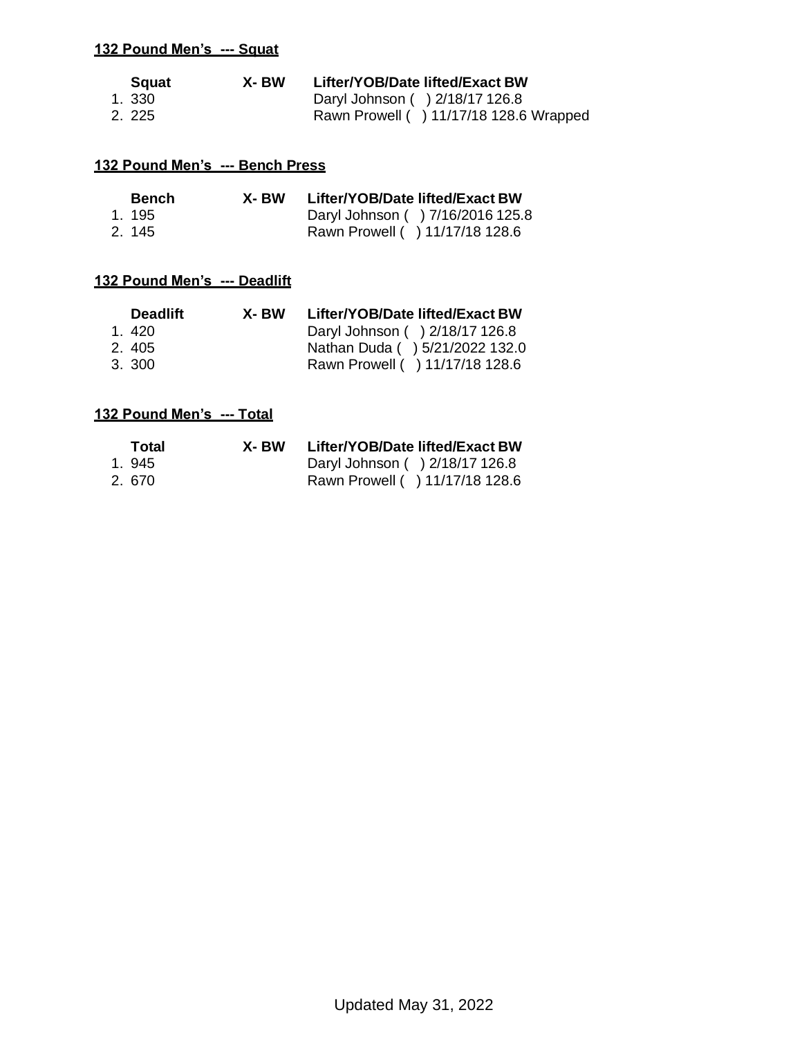**132 Pound Men's --- Squat**

| | Squat | X- BW | Lifter/YOB/Date lifted/Exact BW |
|---|---|---|---|
| 1. | 330 | | Daryl Johnson ( ) 2/18/17 126.8 |
| 2. | 225 | | Rawn Prowell ( ) 11/17/18 128.6 Wrapped |

**132 Pound Men's --- Bench Press**

| | Bench | X- BW | Lifter/YOB/Date lifted/Exact BW |
|---|---|---|---|
| 1. | 195 | | Daryl Johnson ( ) 7/16/2016 125.8 |
| 2. | 145 | | Rawn Prowell ( ) 11/17/18 128.6 |

**132 Pound Men's --- Deadlift**

| | Deadlift | X- BW | Lifter/YOB/Date lifted/Exact BW |
|---|---|---|---|
| 1. | 420 | | Daryl Johnson ( ) 2/18/17 126.8 |
| 2. | 405 | | Nathan Duda ( ) 5/21/2022 132.0 |
| 3. | 300 | | Rawn Prowell ( ) 11/17/18 128.6 |

**132 Pound Men's --- Total**

| | Total | X- BW | Lifter/YOB/Date lifted/Exact BW |
|---|---|---|---|
| 1. | 945 | | Daryl Johnson ( ) 2/18/17 126.8 |
| 2. | 670 | | Rawn Prowell ( ) 11/17/18 128.6 |

Updated May 31, 2022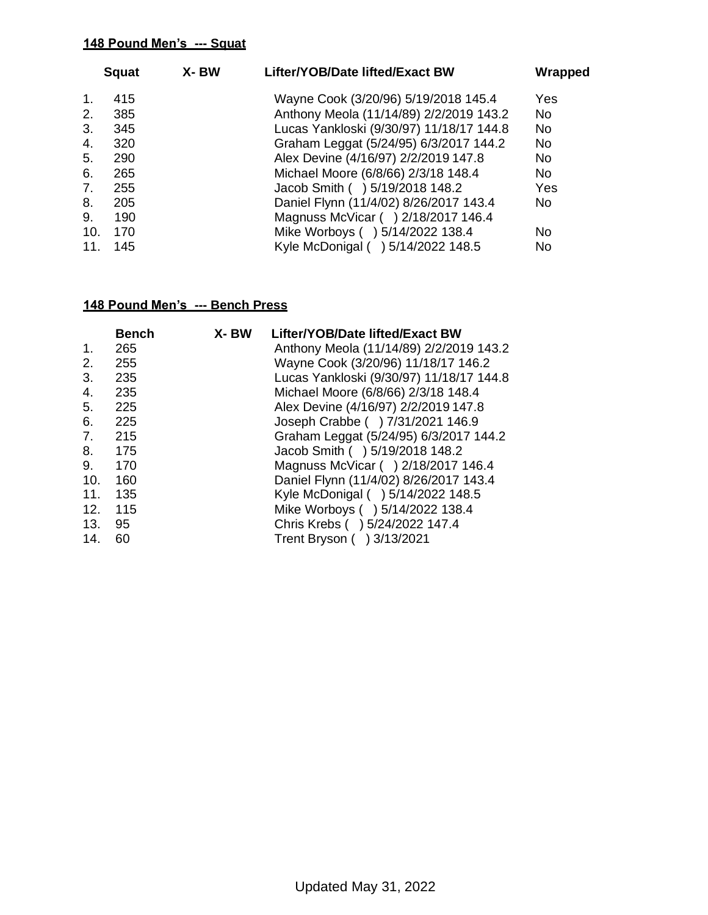### 148 Pound Men's --- Squat

| | Squat | X- BW | Lifter/YOB/Date lifted/Exact BW | Wrapped |
|---|---|---|---|---|
| 1. | 415 | | Wayne Cook (3/20/96) 5/19/2018 145.4 | Yes |
| 2. | 385 | | Anthony Meola (11/14/89) 2/2/2019 143.2 | No |
| 3. | 345 | | Lucas Yankloski (9/30/97) 11/18/17 144.8 | No |
| 4. | 320 | | Graham Leggat (5/24/95) 6/3/2017 144.2 | No |
| 5. | 290 | | Alex Devine (4/16/97) 2/2/2019 147.8 | No |
| 6. | 265 | | Michael Moore (6/8/66) 2/3/18 148.4 | No |
| 7. | 255 | | Jacob Smith ( ) 5/19/2018 148.2 | Yes |
| 8. | 205 | | Daniel Flynn (11/4/02) 8/26/2017 143.4 | No |
| 9. | 190 | | Magnuss McVicar ( ) 2/18/2017 146.4 | |
| 10. | 170 | | Mike Worboys ( ) 5/14/2022 138.4 | No |
| 11. | 145 | | Kyle McDonigal ( ) 5/14/2022 148.5 | No |

### 148 Pound Men's --- Bench Press

| | Bench | X- BW | Lifter/YOB/Date lifted/Exact BW |
|---|---|---|---|
| 1. | 265 | | Anthony Meola (11/14/89) 2/2/2019 143.2 |
| 2. | 255 | | Wayne Cook (3/20/96) 11/18/17 146.2 |
| 3. | 235 | | Lucas Yankloski (9/30/97) 11/18/17 144.8 |
| 4. | 235 | | Michael Moore (6/8/66) 2/3/18 148.4 |
| 5. | 225 | | Alex Devine (4/16/97) 2/2/2019 147.8 |
| 6. | 225 | | Joseph Crabbe ( ) 7/31/2021 146.9 |
| 7. | 215 | | Graham Leggat (5/24/95) 6/3/2017 144.2 |
| 8. | 175 | | Jacob Smith ( ) 5/19/2018 148.2 |
| 9. | 170 | | Magnuss McVicar ( ) 2/18/2017 146.4 |
| 10. | 160 | | Daniel Flynn (11/4/02) 8/26/2017 143.4 |
| 11. | 135 | | Kyle McDonigal ( ) 5/14/2022 148.5 |
| 12. | 115 | | Mike Worboys ( ) 5/14/2022 138.4 |
| 13. | 95 | | Chris Krebs ( ) 5/24/2022 147.4 |
| 14. | 60 | | Trent Bryson ( ) 3/13/2021 |

Updated May 31, 2022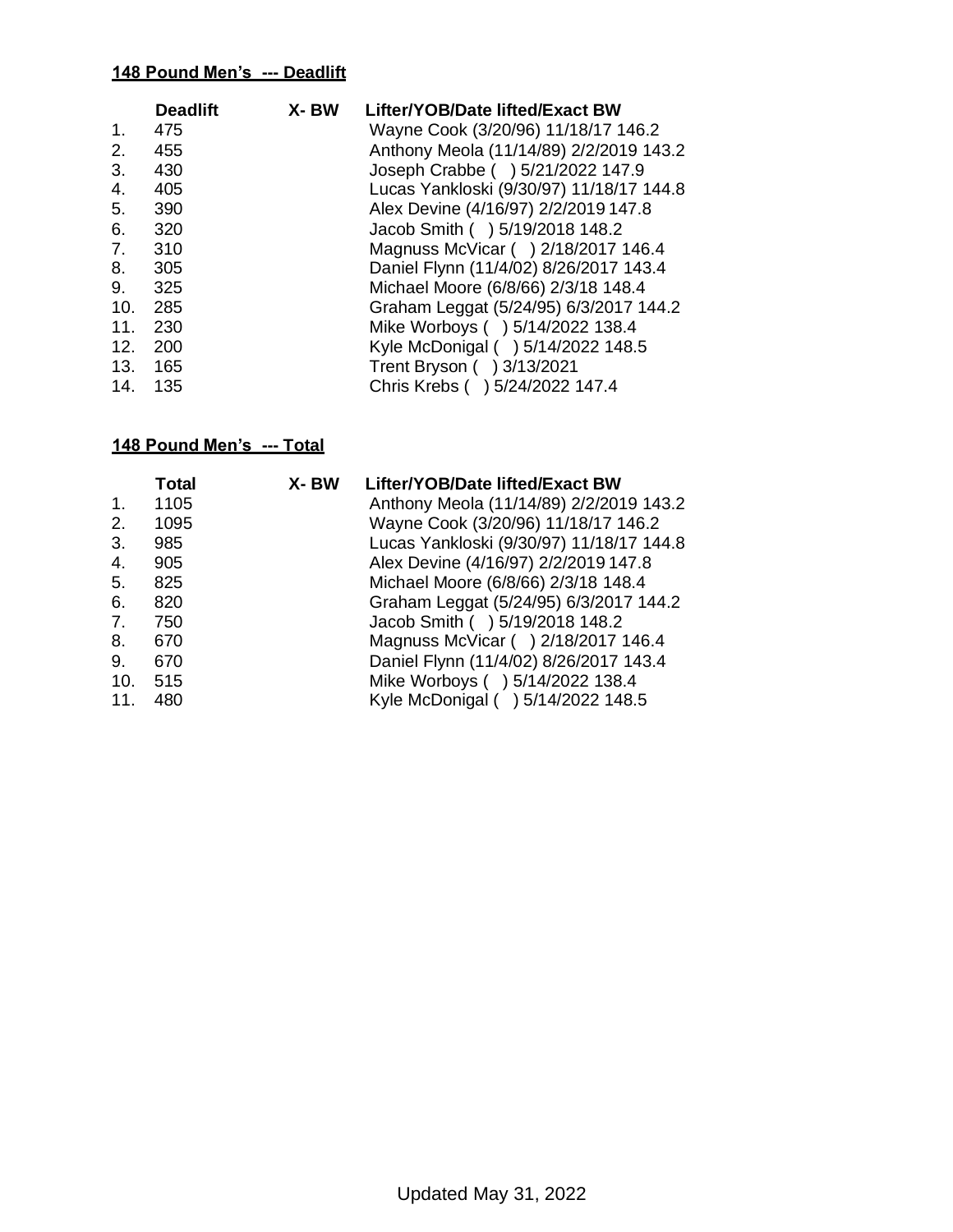**148 Pound Men's --- Deadlift**

| | Deadlift | X- BW | Lifter/YOB/Date lifted/Exact BW |
|---|---|---|---|
| 1. | 475 | | Wayne Cook (3/20/96) 11/18/17 146.2 |
| 2. | 455 | | Anthony Meola (11/14/89) 2/2/2019 143.2 |
| 3. | 430 | | Joseph Crabbe ( ) 5/21/2022 147.9 |
| 4. | 405 | | Lucas Yankloski (9/30/97) 11/18/17 144.8 |
| 5. | 390 | | Alex Devine (4/16/97) 2/2/2019 147.8 |
| 6. | 320 | | Jacob Smith ( ) 5/19/2018 148.2 |
| 7. | 310 | | Magnuss McVicar ( ) 2/18/2017 146.4 |
| 8. | 305 | | Daniel Flynn (11/4/02) 8/26/2017 143.4 |
| 9. | 325 | | Michael Moore (6/8/66) 2/3/18 148.4 |
| 10. | 285 | | Graham Leggat (5/24/95) 6/3/2017 144.2 |
| 11. | 230 | | Mike Worboys ( ) 5/14/2022 138.4 |
| 12. | 200 | | Kyle McDonigal ( ) 5/14/2022 148.5 |
| 13. | 165 | | Trent Bryson ( ) 3/13/2021 |
| 14. | 135 | | Chris Krebs ( ) 5/24/2022 147.4 |

**148 Pound Men's --- Total**

| | Total | X- BW | Lifter/YOB/Date lifted/Exact BW |
|---|---|---|---|
| 1. | 1105 | | Anthony Meola (11/14/89) 2/2/2019 143.2 |
| 2. | 1095 | | Wayne Cook (3/20/96) 11/18/17 146.2 |
| 3. | 985 | | Lucas Yankloski (9/30/97) 11/18/17 144.8 |
| 4. | 905 | | Alex Devine (4/16/97) 2/2/2019 147.8 |
| 5. | 825 | | Michael Moore (6/8/66) 2/3/18 148.4 |
| 6. | 820 | | Graham Leggat (5/24/95) 6/3/2017 144.2 |
| 7. | 750 | | Jacob Smith ( ) 5/19/2018 148.2 |
| 8. | 670 | | Magnuss McVicar ( ) 2/18/2017 146.4 |
| 9. | 670 | | Daniel Flynn (11/4/02) 8/26/2017 143.4 |
| 10. | 515 | | Mike Worboys ( ) 5/14/2022 138.4 |
| 11. | 480 | | Kyle McDonigal ( ) 5/14/2022 148.5 |

Updated May 31, 2022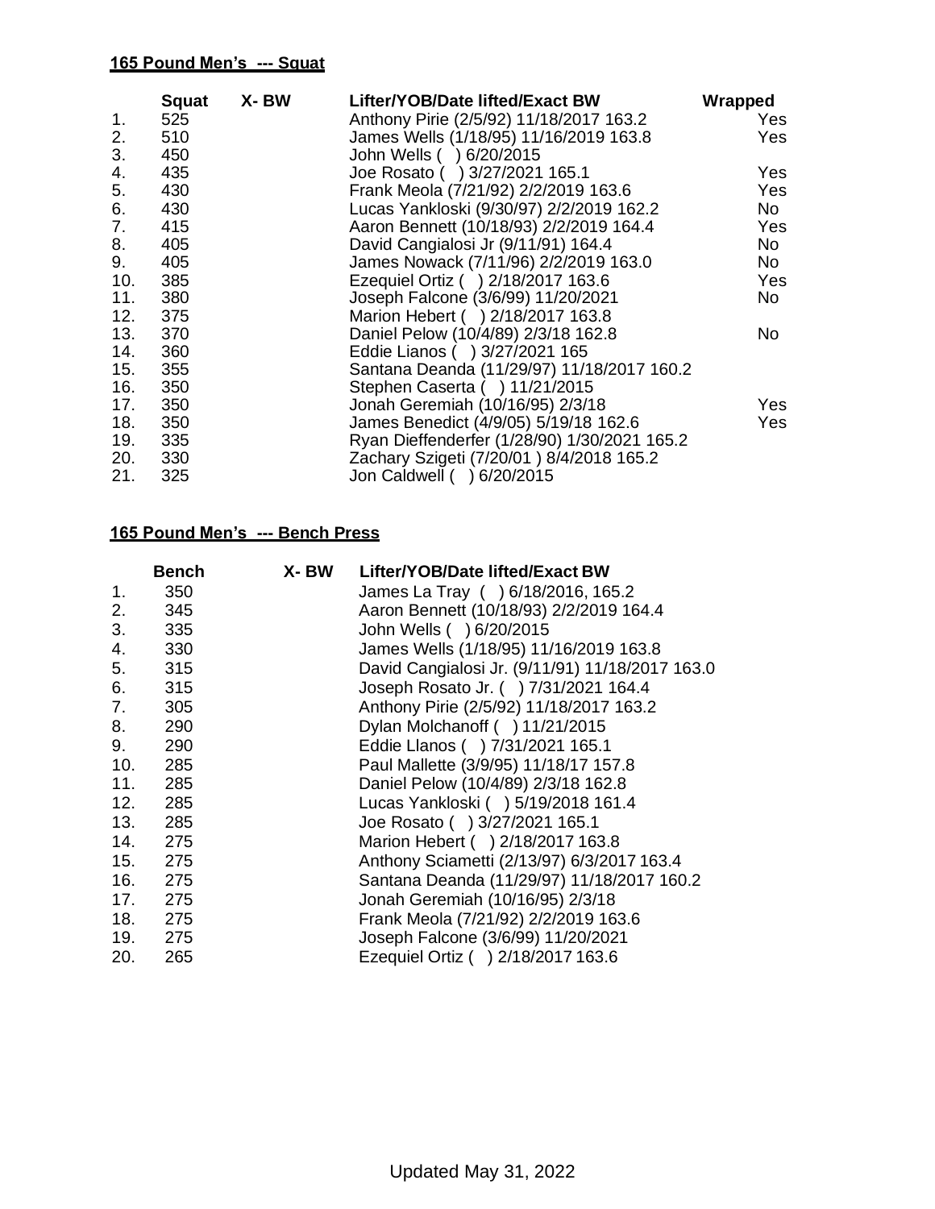**165 Pound Men's --- Squat**

| | Squat | X- BW | Lifter/YOB/Date lifted/Exact BW | Wrapped |
|---|---|---|---|---|
| 1. | 525 | | Anthony Pirie (2/5/92) 11/18/2017 163.2 | Yes |
| 2. | 510 | | James Wells (1/18/95) 11/16/2019 163.8 | Yes |
| 3. | 450 | | John Wells ( ) 6/20/2015 | |
| 4. | 435 | | Joe Rosato ( ) 3/27/2021 165.1 | Yes |
| 5. | 430 | | Frank Meola (7/21/92) 2/2/2019 163.6 | Yes |
| 6. | 430 | | Lucas Yankloski (9/30/97) 2/2/2019 162.2 | No |
| 7. | 415 | | Aaron Bennett (10/18/93) 2/2/2019 164.4 | Yes |
| 8. | 405 | | David Cangialosi Jr (9/11/91) 164.4 | No |
| 9. | 405 | | James Nowack (7/11/96) 2/2/2019 163.0 | No |
| 10. | 385 | | Ezequiel Ortiz ( ) 2/18/2017 163.6 | Yes |
| 11. | 380 | | Joseph Falcone (3/6/99) 11/20/2021 | No |
| 12. | 375 | | Marion Hebert ( ) 2/18/2017 163.8 | |
| 13. | 370 | | Daniel Pelow (10/4/89) 2/3/18 162.8 | No |
| 14. | 360 | | Eddie Lianos ( ) 3/27/2021 165 | |
| 15. | 355 | | Santana Deanda (11/29/97) 11/18/2017 160.2 | |
| 16. | 350 | | Stephen Caserta ( ) 11/21/2015 | |
| 17. | 350 | | Jonah Geremiah (10/16/95) 2/3/18 | Yes |
| 18. | 350 | | James Benedict (4/9/05) 5/19/18 162.6 | Yes |
| 19. | 335 | | Ryan Dieffenderfer (1/28/90) 1/30/2021 165.2 | |
| 20. | 330 | | Zachary Szigeti (7/20/01 ) 8/4/2018 165.2 | |
| 21. | 325 | | Jon Caldwell ( ) 6/20/2015 | |

**165 Pound Men's --- Bench Press**

| | Bench | X- BW | Lifter/YOB/Date lifted/Exact BW |
|---|---|---|---|
| 1. | 350 | | James La Tray ( ) 6/18/2016, 165.2 |
| 2. | 345 | | Aaron Bennett (10/18/93) 2/2/2019 164.4 |
| 3. | 335 | | John Wells ( ) 6/20/2015 |
| 4. | 330 | | James Wells (1/18/95) 11/16/2019 163.8 |
| 5. | 315 | | David Cangialosi Jr. (9/11/91) 11/18/2017 163.0 |
| 6. | 315 | | Joseph Rosato Jr. ( ) 7/31/2021 164.4 |
| 7. | 305 | | Anthony Pirie (2/5/92) 11/18/2017 163.2 |
| 8. | 290 | | Dylan Molchanoff ( ) 11/21/2015 |
| 9. | 290 | | Eddie Llanos ( ) 7/31/2021 165.1 |
| 10. | 285 | | Paul Mallette (3/9/95) 11/18/17 157.8 |
| 11. | 285 | | Daniel Pelow (10/4/89) 2/3/18 162.8 |
| 12. | 285 | | Lucas Yankloski ( ) 5/19/2018 161.4 |
| 13. | 285 | | Joe Rosato ( ) 3/27/2021 165.1 |
| 14. | 275 | | Marion Hebert ( ) 2/18/2017 163.8 |
| 15. | 275 | | Anthony Sciametti (2/13/97) 6/3/2017 163.4 |
| 16. | 275 | | Santana Deanda (11/29/97) 11/18/2017 160.2 |
| 17. | 275 | | Jonah Geremiah (10/16/95) 2/3/18 |
| 18. | 275 | | Frank Meola (7/21/92) 2/2/2019 163.6 |
| 19. | 275 | | Joseph Falcone (3/6/99) 11/20/2021 |
| 20. | 265 | | Ezequiel Ortiz ( ) 2/18/2017 163.6 |

Updated May 31, 2022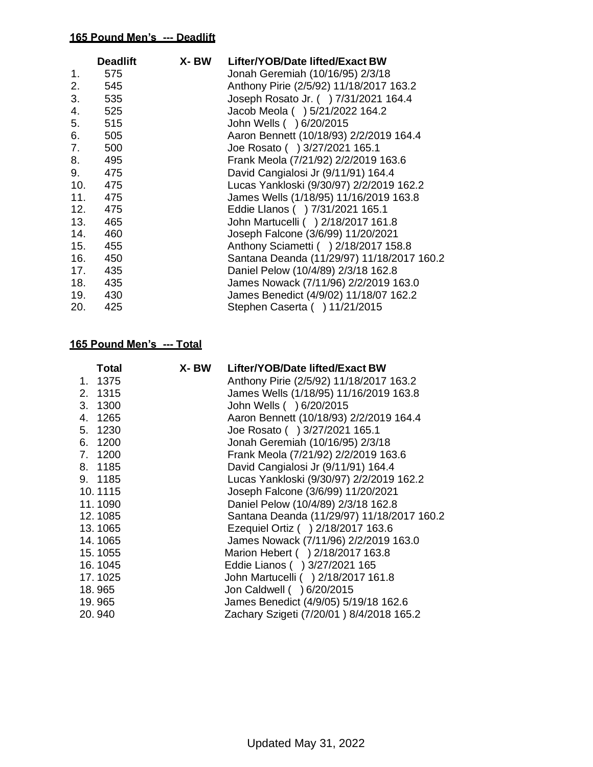**165 Pound Men's --- Deadlift**

| | Deadlift | X- BW | Lifter/YOB/Date lifted/Exact BW |
|---|---|---|---|
| 1. | 575 | | Jonah Geremiah (10/16/95) 2/3/18 |
| 2. | 545 | | Anthony Pirie (2/5/92) 11/18/2017 163.2 |
| 3. | 535 | | Joseph Rosato Jr. ( ) 7/31/2021 164.4 |
| 4. | 525 | | Jacob Meola ( ) 5/21/2022 164.2 |
| 5. | 515 | | John Wells ( ) 6/20/2015 |
| 6. | 505 | | Aaron Bennett (10/18/93) 2/2/2019 164.4 |
| 7. | 500 | | Joe Rosato ( ) 3/27/2021 165.1 |
| 8. | 495 | | Frank Meola (7/21/92) 2/2/2019 163.6 |
| 9. | 475 | | David Cangialosi Jr (9/11/91) 164.4 |
| 10. | 475 | | Lucas Yankloski (9/30/97) 2/2/2019 162.2 |
| 11. | 475 | | James Wells (1/18/95) 11/16/2019 163.8 |
| 12. | 475 | | Eddie Llanos ( ) 7/31/2021 165.1 |
| 13. | 465 | | John Martucelli ( ) 2/18/2017 161.8 |
| 14. | 460 | | Joseph Falcone (3/6/99) 11/20/2021 |
| 15. | 455 | | Anthony Sciametti ( ) 2/18/2017 158.8 |
| 16. | 450 | | Santana Deanda (11/29/97) 11/18/2017 160.2 |
| 17. | 435 | | Daniel Pelow (10/4/89) 2/3/18 162.8 |
| 18. | 435 | | James Nowack (7/11/96) 2/2/2019 163.0 |
| 19. | 430 | | James Benedict (4/9/02) 11/18/07 162.2 |
| 20. | 425 | | Stephen Caserta ( ) 11/21/2015 |

**165 Pound Men's --- Total**

| | Total | X- BW | Lifter/YOB/Date lifted/Exact BW |
|---|---|---|---|
| 1. | 1375 | | Anthony Pirie (2/5/92) 11/18/2017 163.2 |
| 2. | 1315 | | James Wells (1/18/95) 11/16/2019 163.8 |
| 3. | 1300 | | John Wells ( ) 6/20/2015 |
| 4. | 1265 | | Aaron Bennett (10/18/93) 2/2/2019 164.4 |
| 5. | 1230 | | Joe Rosato ( ) 3/27/2021 165.1 |
| 6. | 1200 | | Jonah Geremiah (10/16/95) 2/3/18 |
| 7. | 1200 | | Frank Meola (7/21/92) 2/2/2019 163.6 |
| 8. | 1185 | | David Cangialosi Jr (9/11/91) 164.4 |
| 9. | 1185 | | Lucas Yankloski (9/30/97) 2/2/2019 162.2 |
| 10. | 1115 | | Joseph Falcone (3/6/99) 11/20/2021 |
| 11. | 1090 | | Daniel Pelow (10/4/89) 2/3/18 162.8 |
| 12. | 1085 | | Santana Deanda (11/29/97) 11/18/2017 160.2 |
| 13. | 1065 | | Ezequiel Ortiz ( ) 2/18/2017 163.6 |
| 14. | 1065 | | James Nowack (7/11/96) 2/2/2019 163.0 |
| 15. | 1055 | | Marion Hebert ( ) 2/18/2017 163.8 |
| 16. | 1045 | | Eddie Lianos ( ) 3/27/2021 165 |
| 17. | 1025 | | John Martucelli ( ) 2/18/2017 161.8 |
| 18. | 965 | | Jon Caldwell ( ) 6/20/2015 |
| 19. | 965 | | James Benedict (4/9/05) 5/19/18 162.6 |
| 20. | 940 | | Zachary Szigeti (7/20/01 ) 8/4/2018 165.2 |

Updated May 31, 2022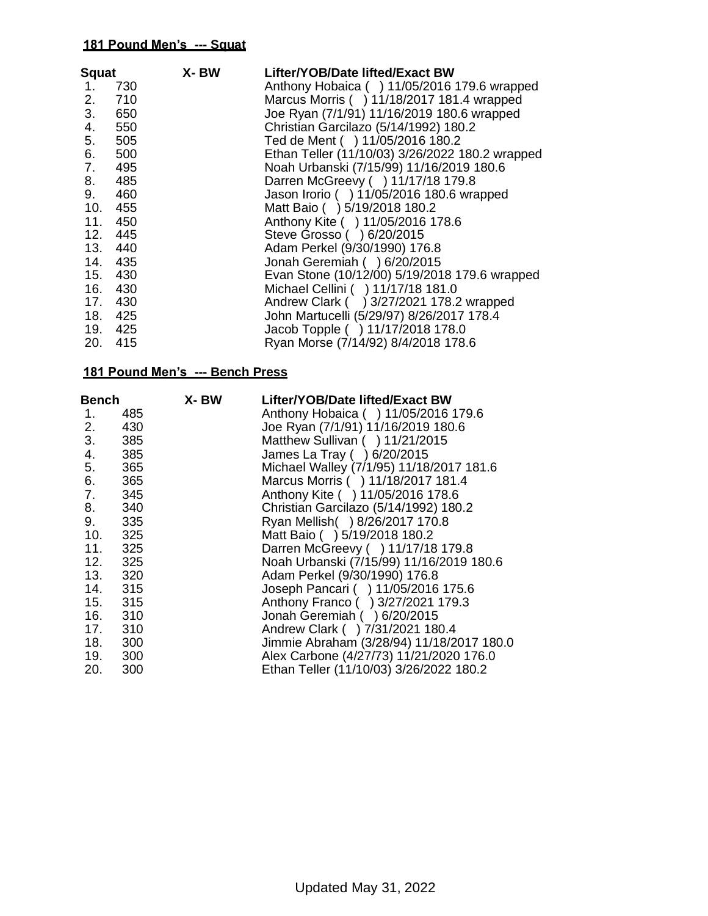**181 Pound Men's --- Squat**

| Squat | | X- BW | Lifter/YOB/Date lifted/Exact BW |
|---|---|---|---|
| 1. | 730 | | Anthony Hobaica ( ) 11/05/2016 179.6 wrapped |
| 2. | 710 | | Marcus Morris ( ) 11/18/2017 181.4 wrapped |
| 3. | 650 | | Joe Ryan (7/1/91) 11/16/2019 180.6 wrapped |
| 4. | 550 | | Christian Garcilazo (5/14/1992) 180.2 |
| 5. | 505 | | Ted de Ment ( ) 11/05/2016 180.2 |
| 6. | 500 | | Ethan Teller (11/10/03) 3/26/2022 180.2 wrapped |
| 7. | 495 | | Noah Urbanski (7/15/99) 11/16/2019 180.6 |
| 8. | 485 | | Darren McGreevy ( ) 11/17/18 179.8 |
| 9. | 460 | | Jason Irorio ( ) 11/05/2016 180.6 wrapped |
| 10. | 455 | | Matt Baio ( ) 5/19/2018 180.2 |
| 11. | 450 | | Anthony Kite ( ) 11/05/2016 178.6 |
| 12. | 445 | | Steve Grosso ( ) 6/20/2015 |
| 13. | 440 | | Adam Perkel (9/30/1990) 176.8 |
| 14. | 435 | | Jonah Geremiah ( ) 6/20/2015 |
| 15. | 430 | | Evan Stone (10/12/00) 5/19/2018 179.6 wrapped |
| 16. | 430 | | Michael Cellini ( ) 11/17/18 181.0 |
| 17. | 430 | | Andrew Clark ( ) 3/27/2021 178.2 wrapped |
| 18. | 425 | | John Martucelli (5/29/97) 8/26/2017 178.4 |
| 19. | 425 | | Jacob Topple ( ) 11/17/2018 178.0 |
| 20. | 415 | | Ryan Morse (7/14/92) 8/4/2018 178.6 |

**181 Pound Men's --- Bench Press**

| Bench | | X- BW | Lifter/YOB/Date lifted/Exact BW |
|---|---|---|---|
| 1. | 485 | | Anthony Hobaica ( ) 11/05/2016 179.6 |
| 2. | 430 | | Joe Ryan (7/1/91) 11/16/2019 180.6 |
| 3. | 385 | | Matthew Sullivan ( ) 11/21/2015 |
| 4. | 385 | | James La Tray ( ) 6/20/2015 |
| 5. | 365 | | Michael Walley (7/1/95) 11/18/2017 181.6 |
| 6. | 365 | | Marcus Morris ( ) 11/18/2017 181.4 |
| 7. | 345 | | Anthony Kite ( ) 11/05/2016 178.6 |
| 8. | 340 | | Christian Garcilazo (5/14/1992) 180.2 |
| 9. | 335 | | Ryan Mellish( ) 8/26/2017 170.8 |
| 10. | 325 | | Matt Baio ( ) 5/19/2018 180.2 |
| 11. | 325 | | Darren McGreevy ( ) 11/17/18 179.8 |
| 12. | 325 | | Noah Urbanski (7/15/99) 11/16/2019 180.6 |
| 13. | 320 | | Adam Perkel (9/30/1990) 176.8 |
| 14. | 315 | | Joseph Pancari ( ) 11/05/2016 175.6 |
| 15. | 315 | | Anthony Franco ( ) 3/27/2021 179.3 |
| 16. | 310 | | Jonah Geremiah ( ) 6/20/2015 |
| 17. | 310 | | Andrew Clark ( ) 7/31/2021 180.4 |
| 18. | 300 | | Jimmie Abraham (3/28/94) 11/18/2017 180.0 |
| 19. | 300 | | Alex Carbone (4/27/73) 11/21/2020 176.0 |
| 20. | 300 | | Ethan Teller (11/10/03) 3/26/2022 180.2 |

Updated May 31, 2022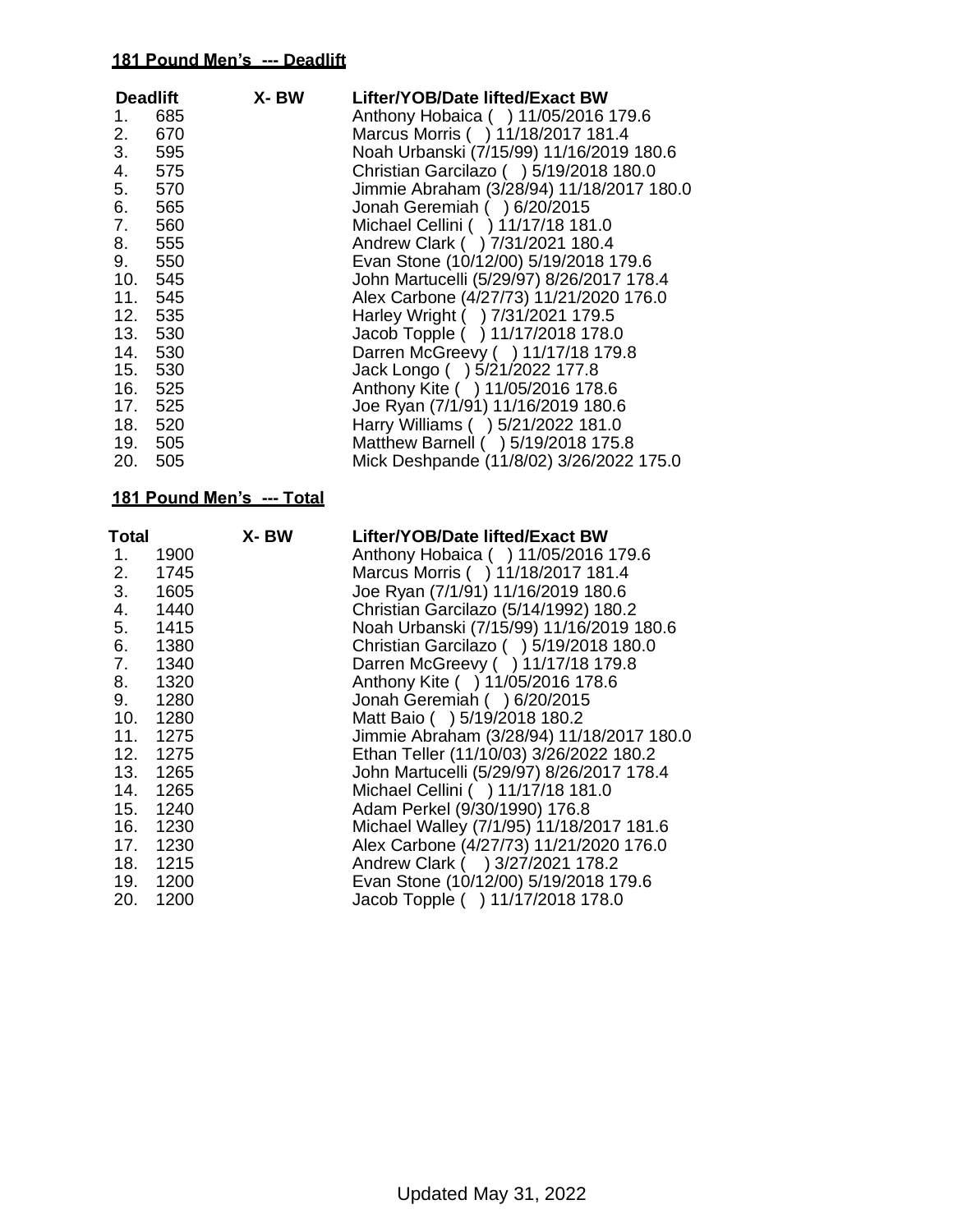**181 Pound Men's --- Deadlift**

| Deadlift | | X- BW | Lifter/YOB/Date lifted/Exact BW |
|---|---|---|---|
| 1. | 685 | | Anthony Hobaica ( ) 11/05/2016 179.6 |
| 2. | 670 | | Marcus Morris ( ) 11/18/2017 181.4 |
| 3. | 595 | | Noah Urbanski (7/15/99) 11/16/2019 180.6 |
| 4. | 575 | | Christian Garcilazo ( ) 5/19/2018 180.0 |
| 5. | 570 | | Jimmie Abraham (3/28/94) 11/18/2017 180.0 |
| 6. | 565 | | Jonah Geremiah ( ) 6/20/2015 |
| 7. | 560 | | Michael Cellini ( ) 11/17/18 181.0 |
| 8. | 555 | | Andrew Clark ( ) 7/31/2021 180.4 |
| 9. | 550 | | Evan Stone (10/12/00) 5/19/2018 179.6 |
| 10. | 545 | | John Martucelli (5/29/97) 8/26/2017 178.4 |
| 11. | 545 | | Alex Carbone (4/27/73) 11/21/2020 176.0 |
| 12. | 535 | | Harley Wright ( ) 7/31/2021 179.5 |
| 13. | 530 | | Jacob Topple ( ) 11/17/2018 178.0 |
| 14. | 530 | | Darren McGreevy ( ) 11/17/18 179.8 |
| 15. | 530 | | Jack Longo ( ) 5/21/2022 177.8 |
| 16. | 525 | | Anthony Kite ( ) 11/05/2016 178.6 |
| 17. | 525 | | Joe Ryan (7/1/91) 11/16/2019 180.6 |
| 18. | 520 | | Harry Williams ( ) 5/21/2022 181.0 |
| 19. | 505 | | Matthew Barnell ( ) 5/19/2018 175.8 |
| 20. | 505 | | Mick Deshpande (11/8/02) 3/26/2022 175.0 |

**181 Pound Men's --- Total**

| Total | | X- BW | Lifter/YOB/Date lifted/Exact BW |
|---|---|---|---|
| 1. | 1900 | | Anthony Hobaica ( ) 11/05/2016 179.6 |
| 2. | 1745 | | Marcus Morris ( ) 11/18/2017 181.4 |
| 3. | 1605 | | Joe Ryan (7/1/91) 11/16/2019 180.6 |
| 4. | 1440 | | Christian Garcilazo (5/14/1992) 180.2 |
| 5. | 1415 | | Noah Urbanski (7/15/99) 11/16/2019 180.6 |
| 6. | 1380 | | Christian Garcilazo ( ) 5/19/2018 180.0 |
| 7. | 1340 | | Darren McGreevy ( ) 11/17/18 179.8 |
| 8. | 1320 | | Anthony Kite ( ) 11/05/2016 178.6 |
| 9. | 1280 | | Jonah Geremiah ( ) 6/20/2015 |
| 10. | 1280 | | Matt Baio ( ) 5/19/2018 180.2 |
| 11. | 1275 | | Jimmie Abraham (3/28/94) 11/18/2017 180.0 |
| 12. | 1275 | | Ethan Teller (11/10/03) 3/26/2022 180.2 |
| 13. | 1265 | | John Martucelli (5/29/97) 8/26/2017 178.4 |
| 14. | 1265 | | Michael Cellini ( ) 11/17/18 181.0 |
| 15. | 1240 | | Adam Perkel (9/30/1990) 176.8 |
| 16. | 1230 | | Michael Walley (7/1/95) 11/18/2017 181.6 |
| 17. | 1230 | | Alex Carbone (4/27/73) 11/21/2020 176.0 |
| 18. | 1215 | | Andrew Clark ( ) 3/27/2021 178.2 |
| 19. | 1200 | | Evan Stone (10/12/00) 5/19/2018 179.6 |
| 20. | 1200 | | Jacob Topple ( ) 11/17/2018 178.0 |

Updated May 31, 2022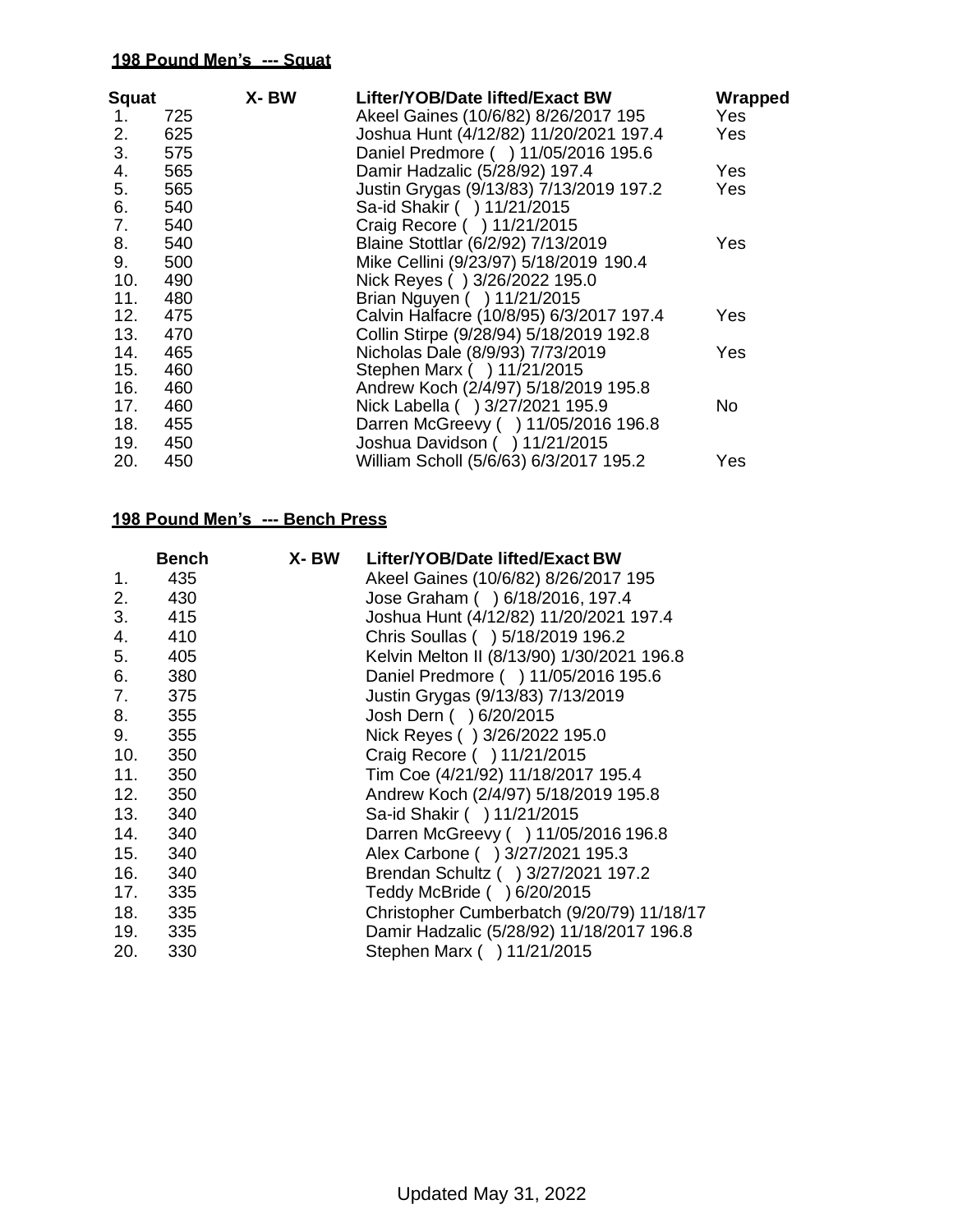**198 Pound Men's --- Squat**

| Squat | | X- BW | Lifter/YOB/Date lifted/Exact BW | Wrapped |
|---|---|---|---|---|
| 1. | 725 | | Akeel Gaines (10/6/82) 8/26/2017 195 | Yes |
| 2. | 625 | | Joshua Hunt (4/12/82) 11/20/2021 197.4 | Yes |
| 3. | 575 | | Daniel Predmore ( ) 11/05/2016 195.6 | |
| 4. | 565 | | Damir Hadzalic (5/28/92) 197.4 | Yes |
| 5. | 565 | | Justin Grygas (9/13/83) 7/13/2019 197.2 | Yes |
| 6. | 540 | | Sa-id Shakir ( ) 11/21/2015 | |
| 7. | 540 | | Craig Recore ( ) 11/21/2015 | |
| 8. | 540 | | Blaine Stottlar (6/2/92) 7/13/2019 | Yes |
| 9. | 500 | | Mike Cellini (9/23/97) 5/18/2019 190.4 | |
| 10. | 490 | | Nick Reyes ( ) 3/26/2022 195.0 | |
| 11. | 480 | | Brian Nguyen ( ) 11/21/2015 | |
| 12. | 475 | | Calvin Halfacre (10/8/95) 6/3/2017 197.4 | Yes |
| 13. | 470 | | Collin Stirpe (9/28/94) 5/18/2019 192.8 | |
| 14. | 465 | | Nicholas Dale (8/9/93) 7/73/2019 | Yes |
| 15. | 460 | | Stephen Marx ( ) 11/21/2015 | |
| 16. | 460 | | Andrew Koch (2/4/97) 5/18/2019 195.8 | |
| 17. | 460 | | Nick Labella ( ) 3/27/2021 195.9 | No |
| 18. | 455 | | Darren McGreevy ( ) 11/05/2016 196.8 | |
| 19. | 450 | | Joshua Davidson ( ) 11/21/2015 | |
| 20. | 450 | | William Scholl (5/6/63) 6/3/2017 195.2 | Yes |

**198 Pound Men's --- Bench Press**

| | Bench | X- BW | Lifter/YOB/Date lifted/Exact BW |
|---|---|---|---|
| 1. | 435 | | Akeel Gaines (10/6/82) 8/26/2017 195 |
| 2. | 430 | | Jose Graham ( ) 6/18/2016, 197.4 |
| 3. | 415 | | Joshua Hunt (4/12/82) 11/20/2021 197.4 |
| 4. | 410 | | Chris Soullas ( ) 5/18/2019 196.2 |
| 5. | 405 | | Kelvin Melton II (8/13/90) 1/30/2021 196.8 |
| 6. | 380 | | Daniel Predmore ( ) 11/05/2016 195.6 |
| 7. | 375 | | Justin Grygas (9/13/83) 7/13/2019 |
| 8. | 355 | | Josh Dern ( ) 6/20/2015 |
| 9. | 355 | | Nick Reyes ( ) 3/26/2022 195.0 |
| 10. | 350 | | Craig Recore ( ) 11/21/2015 |
| 11. | 350 | | Tim Coe (4/21/92) 11/18/2017 195.4 |
| 12. | 350 | | Andrew Koch (2/4/97) 5/18/2019 195.8 |
| 13. | 340 | | Sa-id Shakir ( ) 11/21/2015 |
| 14. | 340 | | Darren McGreevy ( ) 11/05/2016 196.8 |
| 15. | 340 | | Alex Carbone ( ) 3/27/2021 195.3 |
| 16. | 340 | | Brendan Schultz ( ) 3/27/2021 197.2 |
| 17. | 335 | | Teddy McBride ( ) 6/20/2015 |
| 18. | 335 | | Christopher Cumberbatch (9/20/79) 11/18/17 |
| 19. | 335 | | Damir Hadzalic (5/28/92) 11/18/2017 196.8 |
| 20. | 330 | | Stephen Marx ( ) 11/21/2015 |

Updated May 31, 2022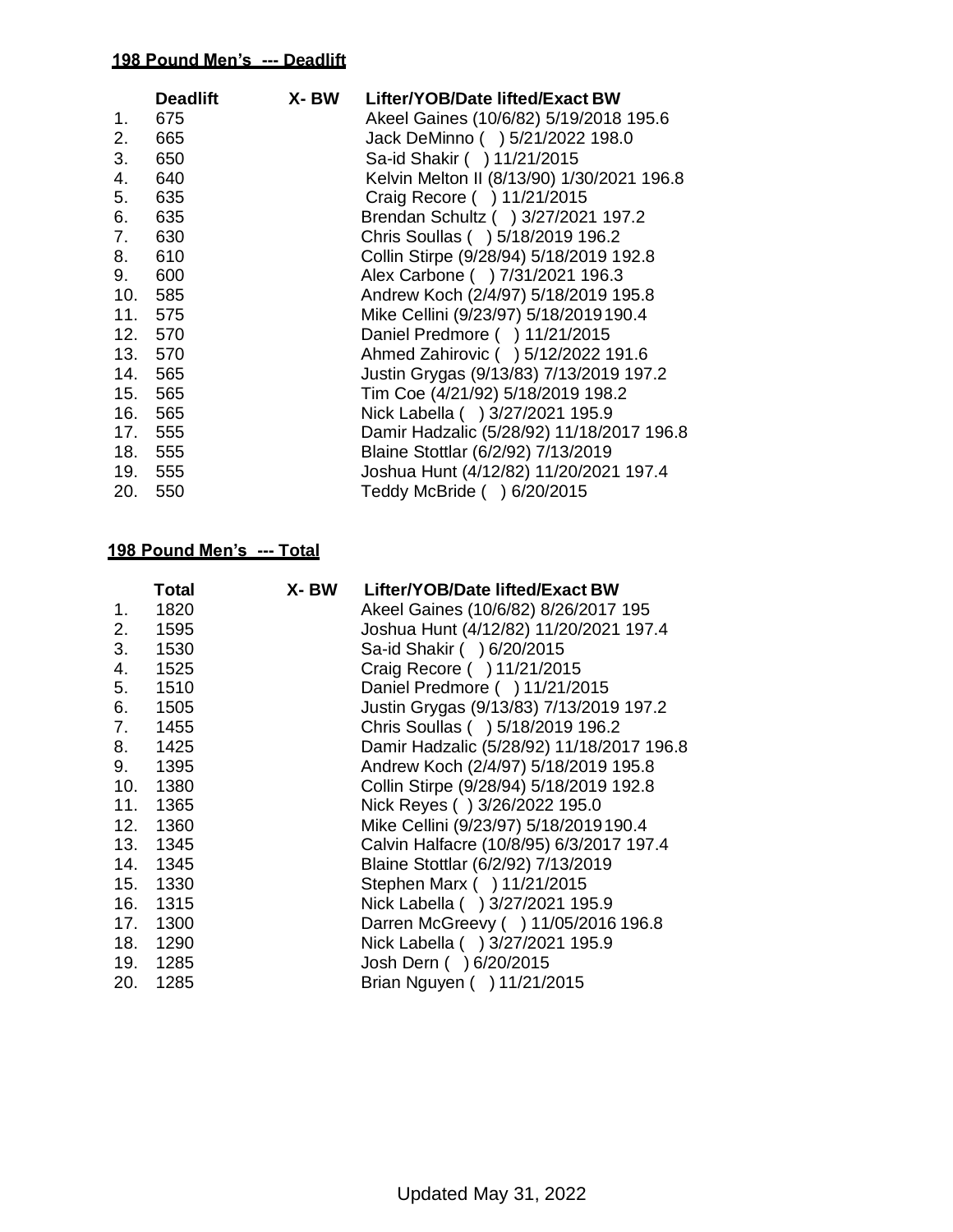**198 Pound Men's --- Deadlift**

| | Deadlift | X- BW | Lifter/YOB/Date lifted/Exact BW |
|---|---|---|---|
| 1. | 675 | | Akeel Gaines (10/6/82) 5/19/2018 195.6 |
| 2. | 665 | | Jack DeMinno ( ) 5/21/2022 198.0 |
| 3. | 650 | | Sa-id Shakir ( ) 11/21/2015 |
| 4. | 640 | | Kelvin Melton II (8/13/90) 1/30/2021 196.8 |
| 5. | 635 | | Craig Recore ( ) 11/21/2015 |
| 6. | 635 | | Brendan Schultz ( ) 3/27/2021 197.2 |
| 7. | 630 | | Chris Soullas ( ) 5/18/2019 196.2 |
| 8. | 610 | | Collin Stirpe (9/28/94) 5/18/2019 192.8 |
| 9. | 600 | | Alex Carbone ( ) 7/31/2021 196.3 |
| 10. | 585 | | Andrew Koch (2/4/97) 5/18/2019 195.8 |
| 11. | 575 | | Mike Cellini (9/23/97) 5/18/2019 190.4 |
| 12. | 570 | | Daniel Predmore ( ) 11/21/2015 |
| 13. | 570 | | Ahmed Zahirovic ( ) 5/12/2022 191.6 |
| 14. | 565 | | Justin Grygas (9/13/83) 7/13/2019 197.2 |
| 15. | 565 | | Tim Coe (4/21/92) 5/18/2019 198.2 |
| 16. | 565 | | Nick Labella ( ) 3/27/2021 195.9 |
| 17. | 555 | | Damir Hadzalic (5/28/92) 11/18/2017 196.8 |
| 18. | 555 | | Blaine Stottlar (6/2/92) 7/13/2019 |
| 19. | 555 | | Joshua Hunt (4/12/82) 11/20/2021 197.4 |
| 20. | 550 | | Teddy McBride ( ) 6/20/2015 |

**198 Pound Men's --- Total**

| | Total | X- BW | Lifter/YOB/Date lifted/Exact BW |
|---|---|---|---|
| 1. | 1820 | | Akeel Gaines (10/6/82) 8/26/2017 195 |
| 2. | 1595 | | Joshua Hunt (4/12/82) 11/20/2021 197.4 |
| 3. | 1530 | | Sa-id Shakir ( ) 6/20/2015 |
| 4. | 1525 | | Craig Recore ( ) 11/21/2015 |
| 5. | 1510 | | Daniel Predmore ( ) 11/21/2015 |
| 6. | 1505 | | Justin Grygas (9/13/83) 7/13/2019 197.2 |
| 7. | 1455 | | Chris Soullas ( ) 5/18/2019 196.2 |
| 8. | 1425 | | Damir Hadzalic (5/28/92) 11/18/2017 196.8 |
| 9. | 1395 | | Andrew Koch (2/4/97) 5/18/2019 195.8 |
| 10. | 1380 | | Collin Stirpe (9/28/94) 5/18/2019 192.8 |
| 11. | 1365 | | Nick Reyes ( ) 3/26/2022 195.0 |
| 12. | 1360 | | Mike Cellini (9/23/97) 5/18/2019 190.4 |
| 13. | 1345 | | Calvin Halfacre (10/8/95) 6/3/2017 197.4 |
| 14. | 1345 | | Blaine Stottlar (6/2/92) 7/13/2019 |
| 15. | 1330 | | Stephen Marx ( ) 11/21/2015 |
| 16. | 1315 | | Nick Labella ( ) 3/27/2021 195.9 |
| 17. | 1300 | | Darren McGreevy ( ) 11/05/2016 196.8 |
| 18. | 1290 | | Nick Labella ( ) 3/27/2021 195.9 |
| 19. | 1285 | | Josh Dern ( ) 6/20/2015 |
| 20. | 1285 | | Brian Nguyen ( ) 11/21/2015 |

Updated May 31, 2022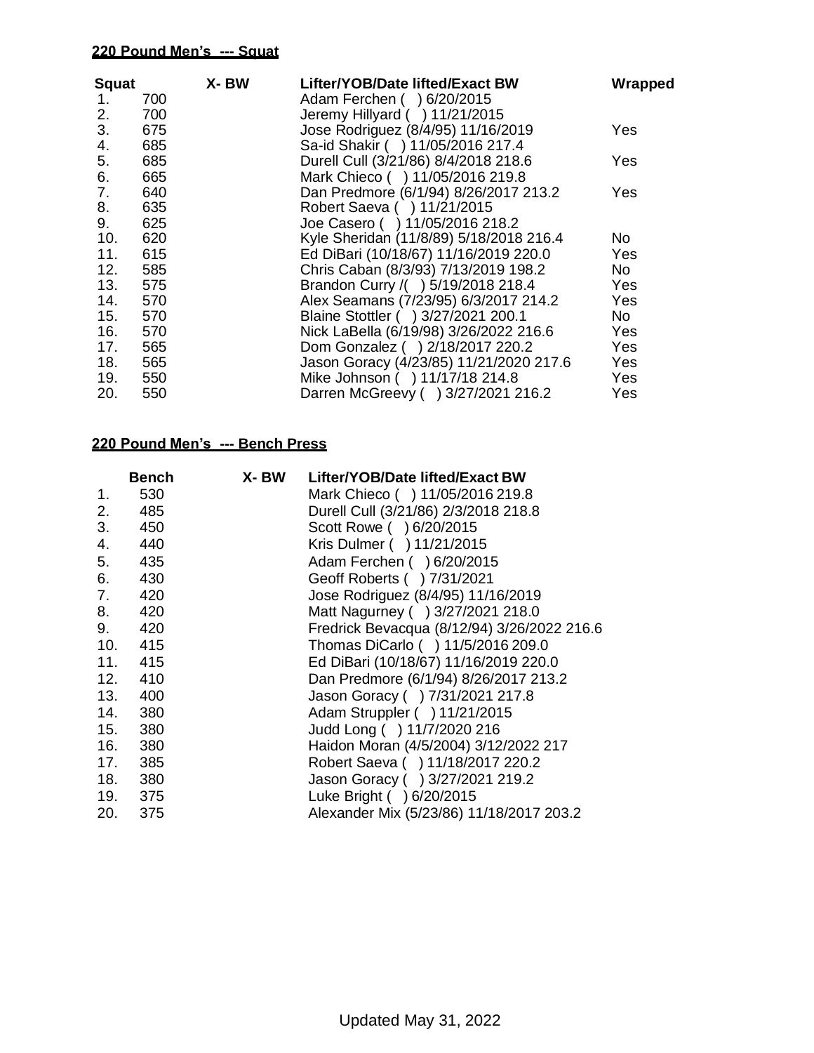**220 Pound Men's --- Squat**

| Squat | | X- BW | Lifter/YOB/Date lifted/Exact BW | Wrapped |
|---|---|---|---|---|
| 1. | 700 | | Adam Ferchen ( ) 6/20/2015 | |
| 2. | 700 | | Jeremy Hillyard ( ) 11/21/2015 | |
| 3. | 675 | | Jose Rodriguez (8/4/95) 11/16/2019 | Yes |
| 4. | 685 | | Sa-id Shakir ( ) 11/05/2016 217.4 | |
| 5. | 685 | | Durell Cull (3/21/86) 8/4/2018 218.6 | Yes |
| 6. | 665 | | Mark Chieco ( ) 11/05/2016 219.8 | |
| 7. | 640 | | Dan Predmore (6/1/94) 8/26/2017 213.2 | Yes |
| 8. | 635 | | Robert Saeva ( ) 11/21/2015 | |
| 9. | 625 | | Joe Casero ( ) 11/05/2016 218.2 | |
| 10. | 620 | | Kyle Sheridan (11/8/89) 5/18/2018 216.4 | No |
| 11. | 615 | | Ed DiBari (10/18/67) 11/16/2019 220.0 | Yes |
| 12. | 585 | | Chris Caban (8/3/93) 7/13/2019 198.2 | No |
| 13. | 575 | | Brandon Curry /( ) 5/19/2018 218.4 | Yes |
| 14. | 570 | | Alex Seamans (7/23/95) 6/3/2017 214.2 | Yes |
| 15. | 570 | | Blaine Stottler ( ) 3/27/2021 200.1 | No |
| 16. | 570 | | Nick LaBella (6/19/98) 3/26/2022 216.6 | Yes |
| 17. | 565 | | Dom Gonzalez ( ) 2/18/2017 220.2 | Yes |
| 18. | 565 | | Jason Goracy (4/23/85) 11/21/2020 217.6 | Yes |
| 19. | 550 | | Mike Johnson ( ) 11/17/18 214.8 | Yes |
| 20. | 550 | | Darren McGreevy ( ) 3/27/2021 216.2 | Yes |

**220 Pound Men's --- Bench Press**

| | Bench | X- BW | Lifter/YOB/Date lifted/Exact BW |
|---|---|---|---|
| 1. | 530 | | Mark Chieco ( ) 11/05/2016 219.8 |
| 2. | 485 | | Durell Cull (3/21/86) 2/3/2018 218.8 |
| 3. | 450 | | Scott Rowe ( ) 6/20/2015 |
| 4. | 440 | | Kris Dulmer ( ) 11/21/2015 |
| 5. | 435 | | Adam Ferchen ( ) 6/20/2015 |
| 6. | 430 | | Geoff Roberts ( ) 7/31/2021 |
| 7. | 420 | | Jose Rodriguez (8/4/95) 11/16/2019 |
| 8. | 420 | | Matt Nagurney ( ) 3/27/2021 218.0 |
| 9. | 420 | | Fredrick Bevacqua (8/12/94) 3/26/2022 216.6 |
| 10. | 415 | | Thomas DiCarlo ( ) 11/5/2016 209.0 |
| 11. | 415 | | Ed DiBari (10/18/67) 11/16/2019 220.0 |
| 12. | 410 | | Dan Predmore (6/1/94) 8/26/2017 213.2 |
| 13. | 400 | | Jason Goracy ( ) 7/31/2021 217.8 |
| 14. | 380 | | Adam Struppler ( ) 11/21/2015 |
| 15. | 380 | | Judd Long ( ) 11/7/2020 216 |
| 16. | 380 | | Haidon Moran (4/5/2004) 3/12/2022 217 |
| 17. | 385 | | Robert Saeva ( ) 11/18/2017 220.2 |
| 18. | 380 | | Jason Goracy ( ) 3/27/2021 219.2 |
| 19. | 375 | | Luke Bright ( ) 6/20/2015 |
| 20. | 375 | | Alexander Mix (5/23/86) 11/18/2017 203.2 |

Updated May 31, 2022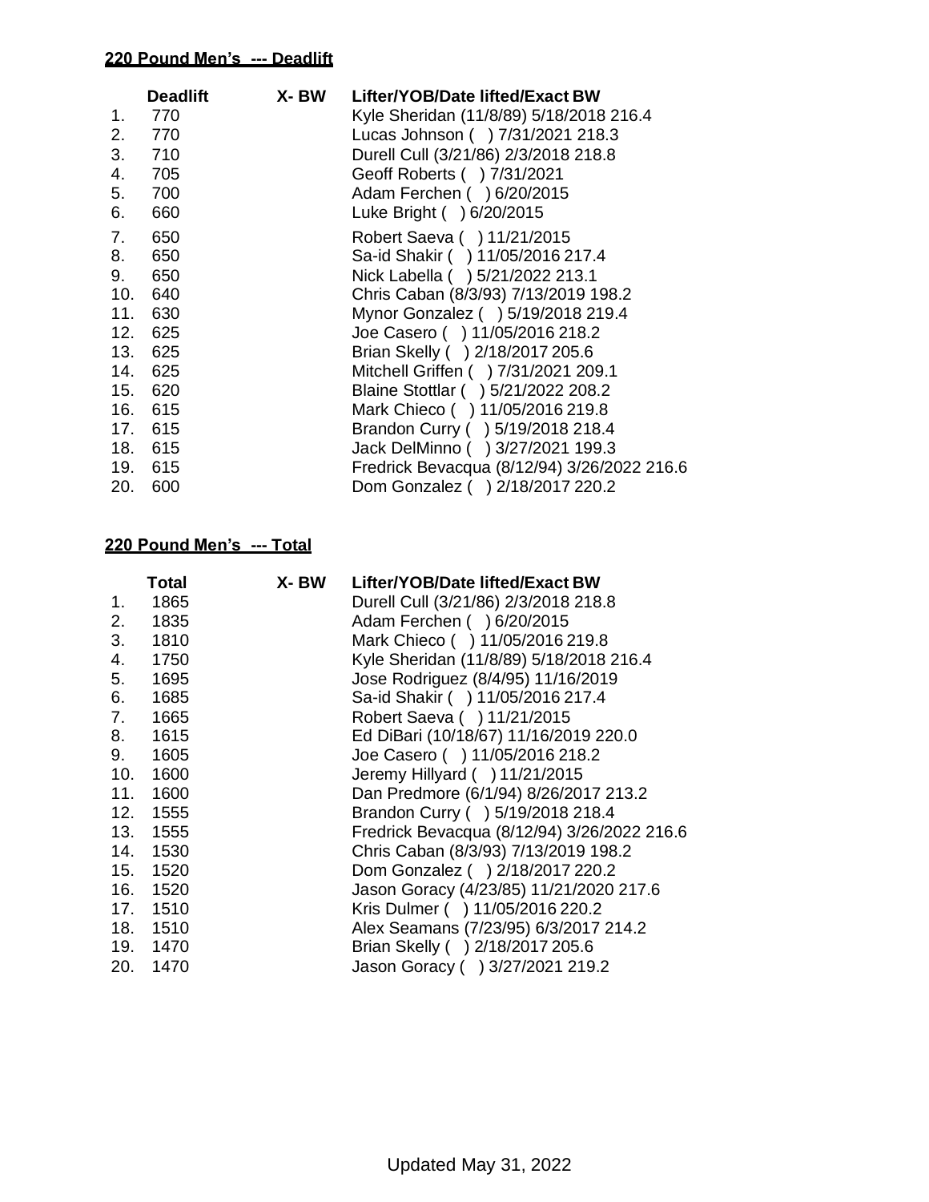**220 Pound Men's --- Deadlift**

| | Deadlift | X- BW | Lifter/YOB/Date lifted/Exact BW |
|---|---|---|---|
| 1. | 770 | | Kyle Sheridan (11/8/89) 5/18/2018 216.4 |
| 2. | 770 | | Lucas Johnson ( ) 7/31/2021 218.3 |
| 3. | 710 | | Durell Cull (3/21/86) 2/3/2018 218.8 |
| 4. | 705 | | Geoff Roberts ( ) 7/31/2021 |
| 5. | 700 | | Adam Ferchen ( ) 6/20/2015 |
| 6. | 660 | | Luke Bright ( ) 6/20/2015 |
| 7. | 650 | | Robert Saeva ( ) 11/21/2015 |
| 8. | 650 | | Sa-id Shakir ( ) 11/05/2016 217.4 |
| 9. | 650 | | Nick Labella ( ) 5/21/2022 213.1 |
| 10. | 640 | | Chris Caban (8/3/93) 7/13/2019 198.2 |
| 11. | 630 | | Mynor Gonzalez ( ) 5/19/2018 219.4 |
| 12. | 625 | | Joe Casero ( ) 11/05/2016 218.2 |
| 13. | 625 | | Brian Skelly ( ) 2/18/2017 205.6 |
| 14. | 625 | | Mitchell Griffen ( ) 7/31/2021 209.1 |
| 15. | 620 | | Blaine Stottlar ( ) 5/21/2022 208.2 |
| 16. | 615 | | Mark Chieco ( ) 11/05/2016 219.8 |
| 17. | 615 | | Brandon Curry ( ) 5/19/2018 218.4 |
| 18. | 615 | | Jack DelMinno ( ) 3/27/2021 199.3 |
| 19. | 615 | | Fredrick Bevacqua (8/12/94) 3/26/2022 216.6 |
| 20. | 600 | | Dom Gonzalez ( ) 2/18/2017 220.2 |

**220 Pound Men's --- Total**

| | Total | X- BW | Lifter/YOB/Date lifted/Exact BW |
|---|---|---|---|
| 1. | 1865 | | Durell Cull (3/21/86) 2/3/2018 218.8 |
| 2. | 1835 | | Adam Ferchen ( ) 6/20/2015 |
| 3. | 1810 | | Mark Chieco ( ) 11/05/2016 219.8 |
| 4. | 1750 | | Kyle Sheridan (11/8/89) 5/18/2018 216.4 |
| 5. | 1695 | | Jose Rodriguez (8/4/95) 11/16/2019 |
| 6. | 1685 | | Sa-id Shakir ( ) 11/05/2016 217.4 |
| 7. | 1665 | | Robert Saeva ( ) 11/21/2015 |
| 8. | 1615 | | Ed DiBari (10/18/67) 11/16/2019 220.0 |
| 9. | 1605 | | Joe Casero ( ) 11/05/2016 218.2 |
| 10. | 1600 | | Jeremy Hillyard ( ) 11/21/2015 |
| 11. | 1600 | | Dan Predmore (6/1/94) 8/26/2017 213.2 |
| 12. | 1555 | | Brandon Curry ( ) 5/19/2018 218.4 |
| 13. | 1555 | | Fredrick Bevacqua (8/12/94) 3/26/2022 216.6 |
| 14. | 1530 | | Chris Caban (8/3/93) 7/13/2019 198.2 |
| 15. | 1520 | | Dom Gonzalez ( ) 2/18/2017 220.2 |
| 16. | 1520 | | Jason Goracy (4/23/85) 11/21/2020 217.6 |
| 17. | 1510 | | Kris Dulmer ( ) 11/05/2016 220.2 |
| 18. | 1510 | | Alex Seamans (7/23/95) 6/3/2017 214.2 |
| 19. | 1470 | | Brian Skelly ( ) 2/18/2017 205.6 |
| 20. | 1470 | | Jason Goracy ( ) 3/27/2021 219.2 |

Updated May 31, 2022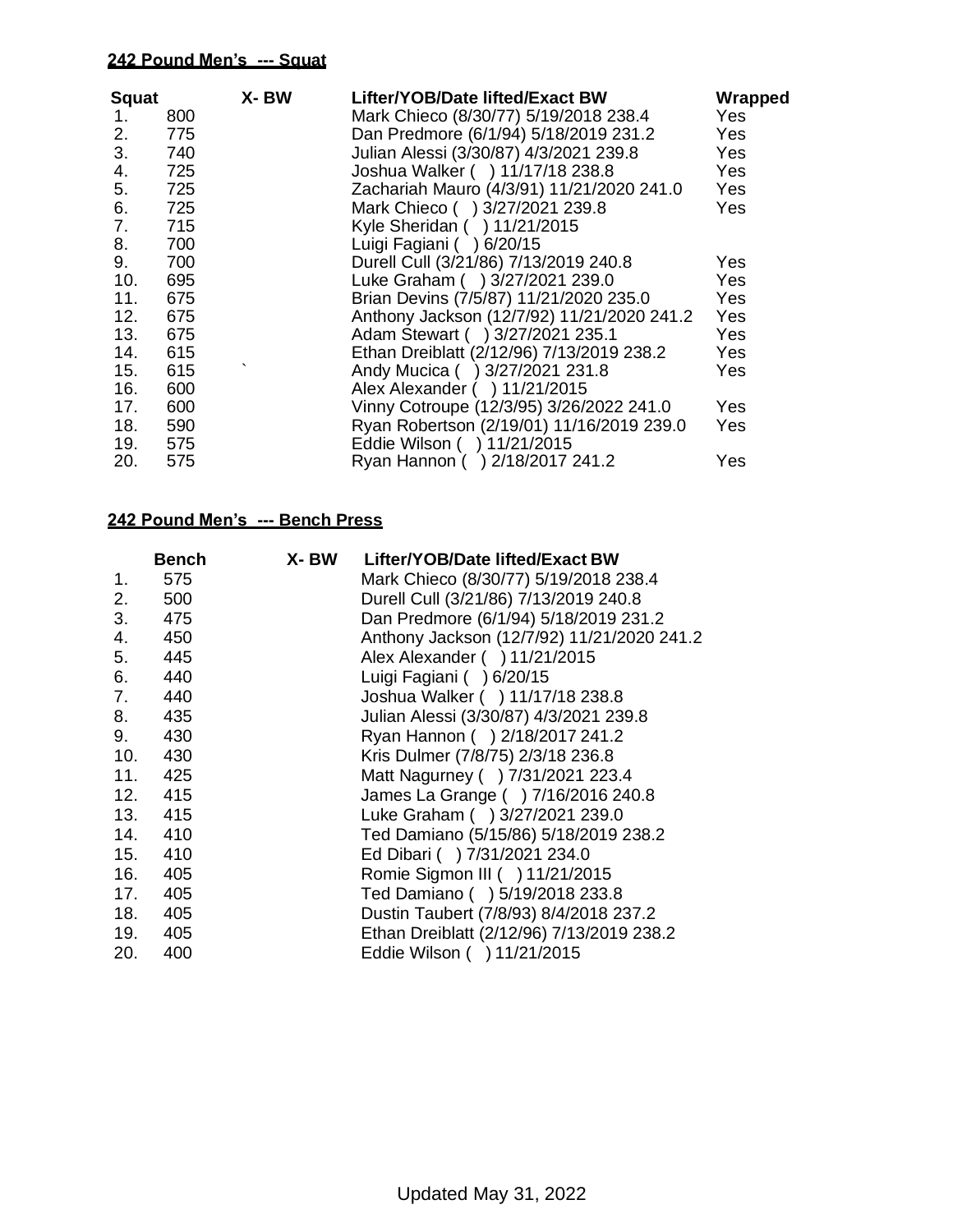**242 Pound Men's --- Squat**

| Squat | | X- BW | Lifter/YOB/Date lifted/Exact BW | Wrapped |
|---|---|---|---|---|
| 1. | 800 | | Mark Chieco (8/30/77) 5/19/2018 238.4 | Yes |
| 2. | 775 | | Dan Predmore (6/1/94) 5/18/2019 231.2 | Yes |
| 3. | 740 | | Julian Alessi (3/30/87) 4/3/2021 239.8 | Yes |
| 4. | 725 | | Joshua Walker ( ) 11/17/18 238.8 | Yes |
| 5. | 725 | | Zachariah Mauro (4/3/91) 11/21/2020 241.0 | Yes |
| 6. | 725 | | Mark Chieco ( ) 3/27/2021 239.8 | Yes |
| 7. | 715 | | Kyle Sheridan ( ) 11/21/2015 | |
| 8. | 700 | | Luigi Fagiani ( ) 6/20/15 | |
| 9. | 700 | | Durell Cull (3/21/86) 7/13/2019 240.8 | Yes |
| 10. | 695 | | Luke Graham ( ) 3/27/2021 239.0 | Yes |
| 11. | 675 | | Brian Devins (7/5/87) 11/21/2020 235.0 | Yes |
| 12. | 675 | | Anthony Jackson (12/7/92) 11/21/2020 241.2 | Yes |
| 13. | 675 | | Adam Stewart ( ) 3/27/2021 235.1 | Yes |
| 14. | 615 | | Ethan Dreiblatt (2/12/96) 7/13/2019 238.2 | Yes |
| 15. | 615 | ` | Andy Mucica ( ) 3/27/2021 231.8 | Yes |
| 16. | 600 | | Alex Alexander ( ) 11/21/2015 | |
| 17. | 600 | | Vinny Cotroupe (12/3/95) 3/26/2022 241.0 | Yes |
| 18. | 590 | | Ryan Robertson (2/19/01) 11/16/2019 239.0 | Yes |
| 19. | 575 | | Eddie Wilson ( ) 11/21/2015 | |
| 20. | 575 | | Ryan Hannon ( ) 2/18/2017 241.2 | Yes |

**242 Pound Men's --- Bench Press**

| | Bench | X- BW | Lifter/YOB/Date lifted/Exact BW |
|---|---|---|---|
| 1. | 575 | | Mark Chieco (8/30/77) 5/19/2018 238.4 |
| 2. | 500 | | Durell Cull (3/21/86) 7/13/2019 240.8 |
| 3. | 475 | | Dan Predmore (6/1/94) 5/18/2019 231.2 |
| 4. | 450 | | Anthony Jackson (12/7/92) 11/21/2020 241.2 |
| 5. | 445 | | Alex Alexander ( ) 11/21/2015 |
| 6. | 440 | | Luigi Fagiani ( ) 6/20/15 |
| 7. | 440 | | Joshua Walker ( ) 11/17/18 238.8 |
| 8. | 435 | | Julian Alessi (3/30/87) 4/3/2021 239.8 |
| 9. | 430 | | Ryan Hannon ( ) 2/18/2017 241.2 |
| 10. | 430 | | Kris Dulmer (7/8/75) 2/3/18 236.8 |
| 11. | 425 | | Matt Nagurney ( ) 7/31/2021 223.4 |
| 12. | 415 | | James La Grange ( ) 7/16/2016 240.8 |
| 13. | 415 | | Luke Graham ( ) 3/27/2021 239.0 |
| 14. | 410 | | Ted Damiano (5/15/86) 5/18/2019 238.2 |
| 15. | 410 | | Ed Dibari ( ) 7/31/2021 234.0 |
| 16. | 405 | | Romie Sigmon III ( ) 11/21/2015 |
| 17. | 405 | | Ted Damiano ( ) 5/19/2018 233.8 |
| 18. | 405 | | Dustin Taubert (7/8/93) 8/4/2018 237.2 |
| 19. | 405 | | Ethan Dreiblatt (2/12/96) 7/13/2019 238.2 |
| 20. | 400 | | Eddie Wilson ( ) 11/21/2015 |

Updated May 31, 2022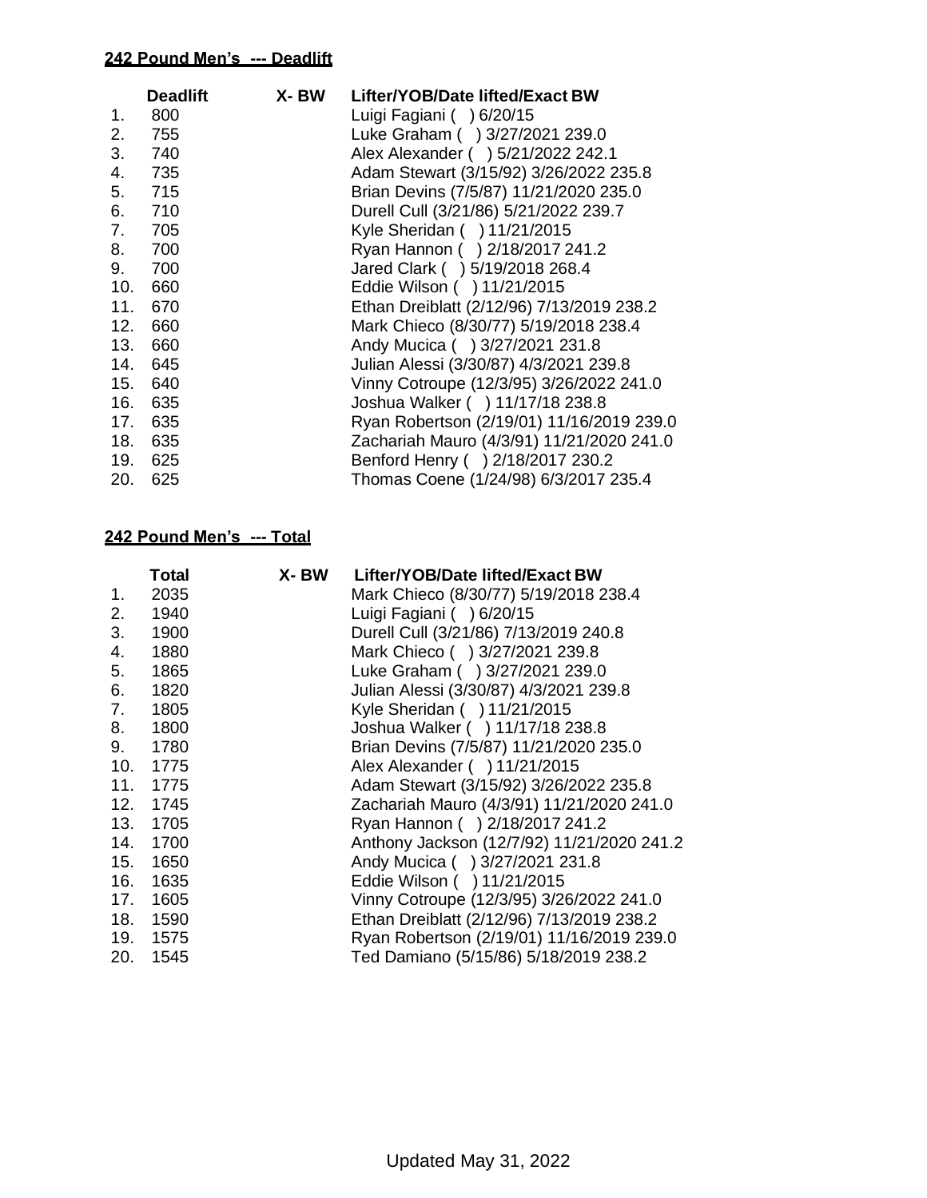**242 Pound Men's --- Deadlift**

| | Deadlift | X- BW | Lifter/YOB/Date lifted/Exact BW |
|---|---|---|---|
| 1. | 800 | | Luigi Fagiani ( ) 6/20/15 |
| 2. | 755 | | Luke Graham ( ) 3/27/2021 239.0 |
| 3. | 740 | | Alex Alexander ( ) 5/21/2022 242.1 |
| 4. | 735 | | Adam Stewart (3/15/92) 3/26/2022 235.8 |
| 5. | 715 | | Brian Devins (7/5/87) 11/21/2020 235.0 |
| 6. | 710 | | Durell Cull (3/21/86) 5/21/2022 239.7 |
| 7. | 705 | | Kyle Sheridan ( ) 11/21/2015 |
| 8. | 700 | | Ryan Hannon ( ) 2/18/2017 241.2 |
| 9. | 700 | | Jared Clark ( ) 5/19/2018 268.4 |
| 10. | 660 | | Eddie Wilson ( ) 11/21/2015 |
| 11. | 670 | | Ethan Dreiblatt (2/12/96) 7/13/2019 238.2 |
| 12. | 660 | | Mark Chieco (8/30/77) 5/19/2018 238.4 |
| 13. | 660 | | Andy Mucica ( ) 3/27/2021 231.8 |
| 14. | 645 | | Julian Alessi (3/30/87) 4/3/2021 239.8 |
| 15. | 640 | | Vinny Cotroupe (12/3/95) 3/26/2022 241.0 |
| 16. | 635 | | Joshua Walker ( ) 11/17/18 238.8 |
| 17. | 635 | | Ryan Robertson (2/19/01) 11/16/2019 239.0 |
| 18. | 635 | | Zachariah Mauro (4/3/91) 11/21/2020 241.0 |
| 19. | 625 | | Benford Henry ( ) 2/18/2017 230.2 |
| 20. | 625 | | Thomas Coene (1/24/98) 6/3/2017 235.4 |

**242 Pound Men's --- Total**

| | Total | X- BW | Lifter/YOB/Date lifted/Exact BW |
|---|---|---|---|
| 1. | 2035 | | Mark Chieco (8/30/77) 5/19/2018 238.4 |
| 2. | 1940 | | Luigi Fagiani ( ) 6/20/15 |
| 3. | 1900 | | Durell Cull (3/21/86) 7/13/2019 240.8 |
| 4. | 1880 | | Mark Chieco ( ) 3/27/2021 239.8 |
| 5. | 1865 | | Luke Graham ( ) 3/27/2021 239.0 |
| 6. | 1820 | | Julian Alessi (3/30/87) 4/3/2021 239.8 |
| 7. | 1805 | | Kyle Sheridan ( ) 11/21/2015 |
| 8. | 1800 | | Joshua Walker ( ) 11/17/18 238.8 |
| 9. | 1780 | | Brian Devins (7/5/87) 11/21/2020 235.0 |
| 10. | 1775 | | Alex Alexander ( ) 11/21/2015 |
| 11. | 1775 | | Adam Stewart (3/15/92) 3/26/2022 235.8 |
| 12. | 1745 | | Zachariah Mauro (4/3/91) 11/21/2020 241.0 |
| 13. | 1705 | | Ryan Hannon ( ) 2/18/2017 241.2 |
| 14. | 1700 | | Anthony Jackson (12/7/92) 11/21/2020 241.2 |
| 15. | 1650 | | Andy Mucica ( ) 3/27/2021 231.8 |
| 16. | 1635 | | Eddie Wilson ( ) 11/21/2015 |
| 17. | 1605 | | Vinny Cotroupe (12/3/95) 3/26/2022 241.0 |
| 18. | 1590 | | Ethan Dreiblatt (2/12/96) 7/13/2019 238.2 |
| 19. | 1575 | | Ryan Robertson (2/19/01) 11/16/2019 239.0 |
| 20. | 1545 | | Ted Damiano (5/15/86) 5/18/2019 238.2 |

Updated May 31, 2022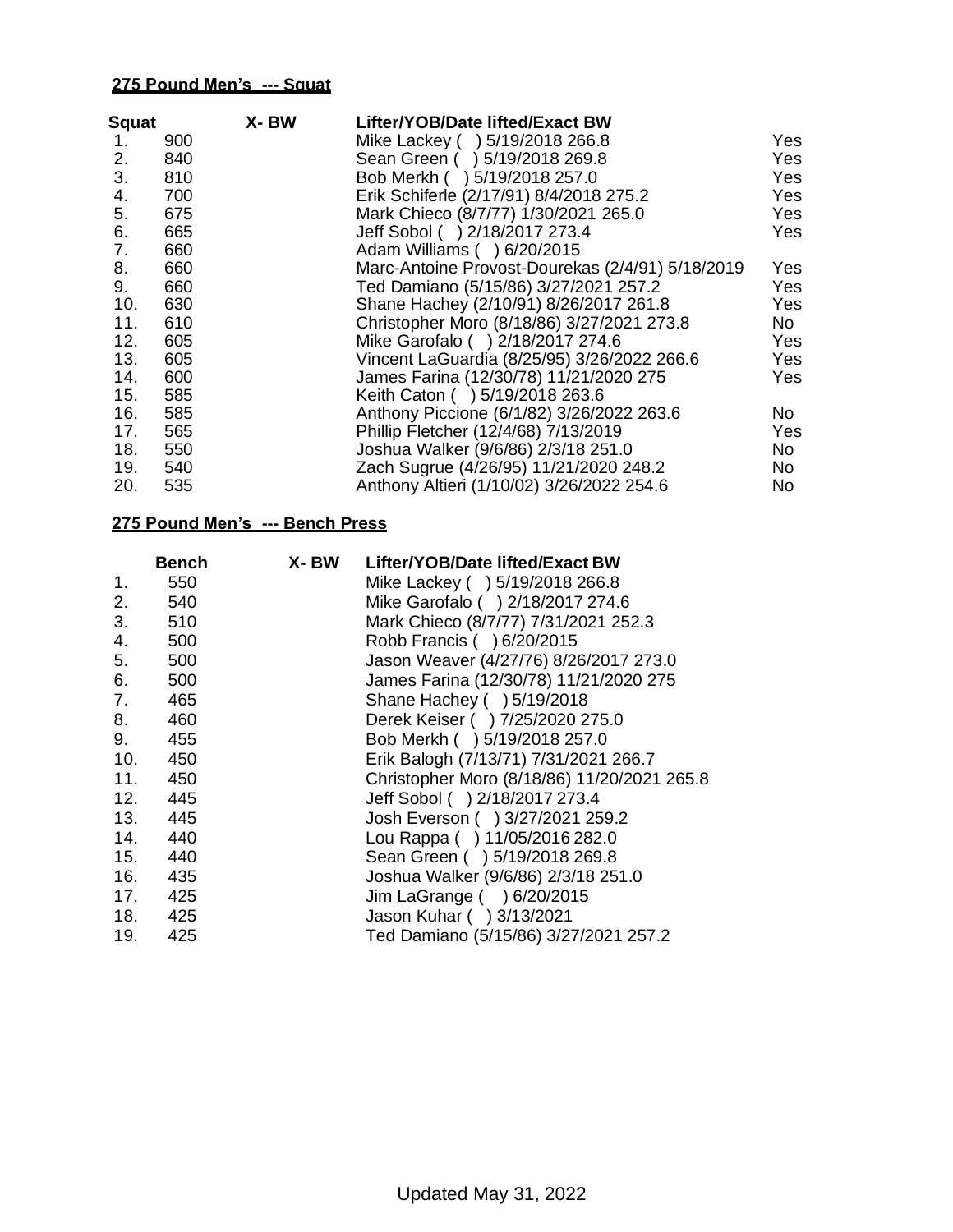**275 Pound Men's --- Squat**

| Squat | | X- BW | Lifter/YOB/Date lifted/Exact BW | |
|---|---|---|---|---|
| 1. | 900 | | Mike Lackey ( ) 5/19/2018 266.8 | Yes |
| 2. | 840 | | Sean Green ( ) 5/19/2018 269.8 | Yes |
| 3. | 810 | | Bob Merkh ( ) 5/19/2018 257.0 | Yes |
| 4. | 700 | | Erik Schiferle (2/17/91) 8/4/2018 275.2 | Yes |
| 5. | 675 | | Mark Chieco (8/7/77) 1/30/2021 265.0 | Yes |
| 6. | 665 | | Jeff Sobol ( ) 2/18/2017 273.4 | Yes |
| 7. | 660 | | Adam Williams ( ) 6/20/2015 | |
| 8. | 660 | | Marc-Antoine Provost-Dourekas (2/4/91) 5/18/2019 | Yes |
| 9. | 660 | | Ted Damiano (5/15/86) 3/27/2021 257.2 | Yes |
| 10. | 630 | | Shane Hachey (2/10/91) 8/26/2017 261.8 | Yes |
| 11. | 610 | | Christopher Moro (8/18/86) 3/27/2021 273.8 | No |
| 12. | 605 | | Mike Garofalo ( ) 2/18/2017 274.6 | Yes |
| 13. | 605 | | Vincent LaGuardia (8/25/95) 3/26/2022 266.6 | Yes |
| 14. | 600 | | James Farina (12/30/78) 11/21/2020 275 | Yes |
| 15. | 585 | | Keith Caton ( ) 5/19/2018 263.6 | |
| 16. | 585 | | Anthony Piccione (6/1/82) 3/26/2022 263.6 | No |
| 17. | 565 | | Phillip Fletcher (12/4/68) 7/13/2019 | Yes |
| 18. | 550 | | Joshua Walker (9/6/86) 2/3/18 251.0 | No |
| 19. | 540 | | Zach Sugrue (4/26/95) 11/21/2020 248.2 | No |
| 20. | 535 | | Anthony Altieri (1/10/02) 3/26/2022 254.6 | No |

**275 Pound Men's --- Bench Press**

| | Bench | X- BW | Lifter/YOB/Date lifted/Exact BW |
|---|---|---|---|
| 1. | 550 | | Mike Lackey ( ) 5/19/2018 266.8 |
| 2. | 540 | | Mike Garofalo ( ) 2/18/2017 274.6 |
| 3. | 510 | | Mark Chieco (8/7/77) 7/31/2021 252.3 |
| 4. | 500 | | Robb Francis ( ) 6/20/2015 |
| 5. | 500 | | Jason Weaver (4/27/76) 8/26/2017 273.0 |
| 6. | 500 | | James Farina (12/30/78) 11/21/2020 275 |
| 7. | 465 | | Shane Hachey ( ) 5/19/2018 |
| 8. | 460 | | Derek Keiser ( ) 7/25/2020 275.0 |
| 9. | 455 | | Bob Merkh ( ) 5/19/2018 257.0 |
| 10. | 450 | | Erik Balogh (7/13/71) 7/31/2021 266.7 |
| 11. | 450 | | Christopher Moro (8/18/86) 11/20/2021 265.8 |
| 12. | 445 | | Jeff Sobol ( ) 2/18/2017 273.4 |
| 13. | 445 | | Josh Everson ( ) 3/27/2021 259.2 |
| 14. | 440 | | Lou Rappa ( ) 11/05/2016 282.0 |
| 15. | 440 | | Sean Green ( ) 5/19/2018 269.8 |
| 16. | 435 | | Joshua Walker (9/6/86) 2/3/18 251.0 |
| 17. | 425 | | Jim LaGrange ( ) 6/20/2015 |
| 18. | 425 | | Jason Kuhar ( ) 3/13/2021 |
| 19. | 425 | | Ted Damiano (5/15/86) 3/27/2021 257.2 |

Updated May 31, 2022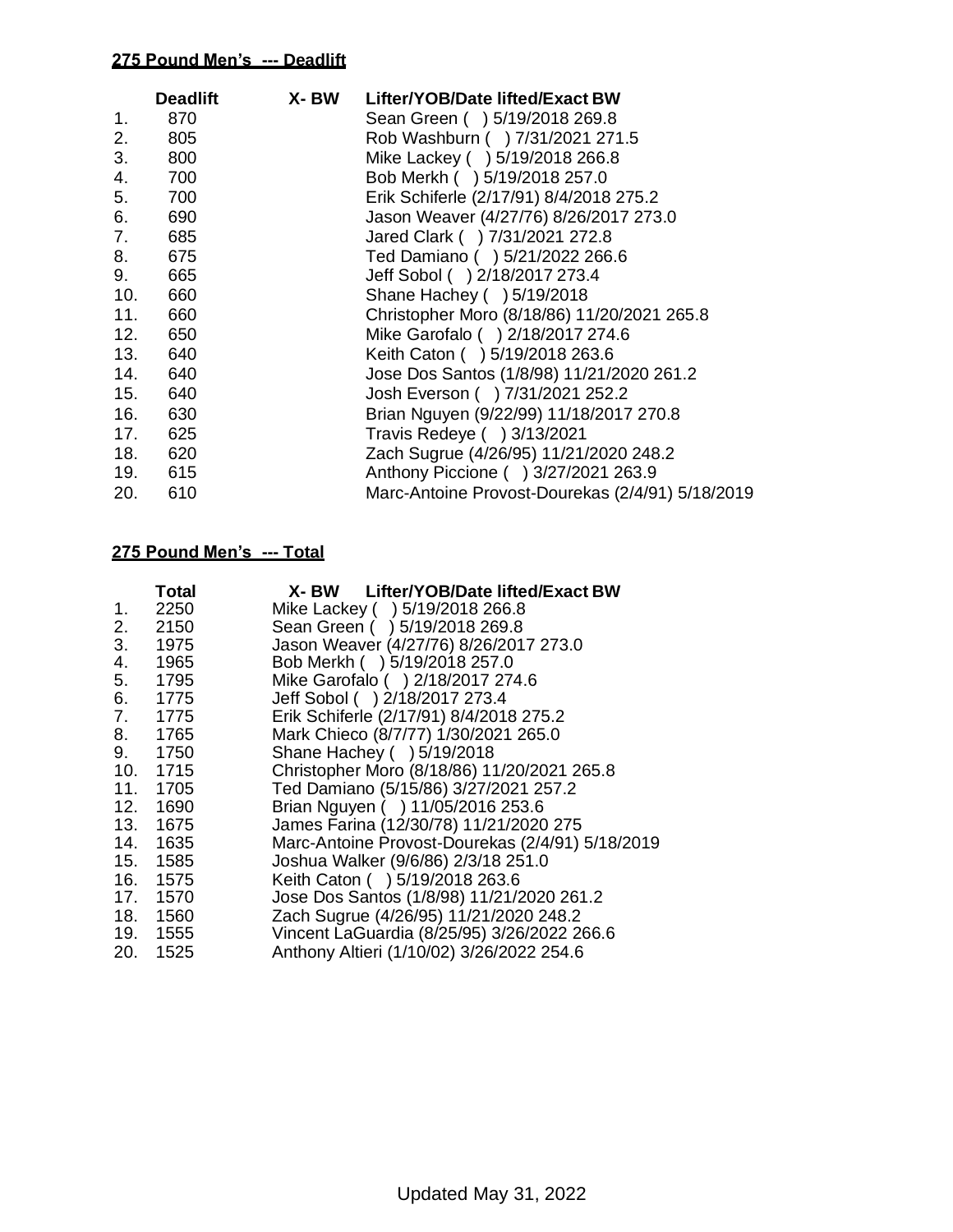**275 Pound Men's --- Deadlift**

| | Deadlift | X- BW | Lifter/YOB/Date lifted/Exact BW |
|---|---|---|---|
| 1. | 870 | | Sean Green ( ) 5/19/2018 269.8 |
| 2. | 805 | | Rob Washburn ( ) 7/31/2021 271.5 |
| 3. | 800 | | Mike Lackey ( ) 5/19/2018 266.8 |
| 4. | 700 | | Bob Merkh ( ) 5/19/2018 257.0 |
| 5. | 700 | | Erik Schiferle (2/17/91) 8/4/2018 275.2 |
| 6. | 690 | | Jason Weaver (4/27/76) 8/26/2017 273.0 |
| 7. | 685 | | Jared Clark ( ) 7/31/2021 272.8 |
| 8. | 675 | | Ted Damiano ( ) 5/21/2022 266.6 |
| 9. | 665 | | Jeff Sobol ( ) 2/18/2017 273.4 |
| 10. | 660 | | Shane Hachey ( ) 5/19/2018 |
| 11. | 660 | | Christopher Moro (8/18/86) 11/20/2021 265.8 |
| 12. | 650 | | Mike Garofalo ( ) 2/18/2017 274.6 |
| 13. | 640 | | Keith Caton ( ) 5/19/2018 263.6 |
| 14. | 640 | | Jose Dos Santos (1/8/98) 11/21/2020 261.2 |
| 15. | 640 | | Josh Everson ( ) 7/31/2021 252.2 |
| 16. | 630 | | Brian Nguyen (9/22/99) 11/18/2017 270.8 |
| 17. | 625 | | Travis Redeye ( ) 3/13/2021 |
| 18. | 620 | | Zach Sugrue (4/26/95) 11/21/2020 248.2 |
| 19. | 615 | | Anthony Piccione ( ) 3/27/2021 263.9 |
| 20. | 610 | | Marc-Antoine Provost-Dourekas (2/4/91) 5/18/2019 |

**275 Pound Men's --- Total**

| | Total | X- BW | Lifter/YOB/Date lifted/Exact BW |
|---|---|---|---|
| 1. | 2250 | | Mike Lackey ( ) 5/19/2018 266.8 |
| 2. | 2150 | | Sean Green ( ) 5/19/2018 269.8 |
| 3. | 1975 | | Jason Weaver (4/27/76) 8/26/2017 273.0 |
| 4. | 1965 | | Bob Merkh ( ) 5/19/2018 257.0 |
| 5. | 1795 | | Mike Garofalo ( ) 2/18/2017 274.6 |
| 6. | 1775 | | Jeff Sobol ( ) 2/18/2017 273.4 |
| 7. | 1775 | | Erik Schiferle (2/17/91) 8/4/2018 275.2 |
| 8. | 1765 | | Mark Chieco (8/7/77) 1/30/2021 265.0 |
| 9. | 1750 | | Shane Hachey ( ) 5/19/2018 |
| 10. | 1715 | | Christopher Moro (8/18/86) 11/20/2021 265.8 |
| 11. | 1705 | | Ted Damiano (5/15/86) 3/27/2021 257.2 |
| 12. | 1690 | | Brian Nguyen ( ) 11/05/2016 253.6 |
| 13. | 1675 | | James Farina (12/30/78) 11/21/2020 275 |
| 14. | 1635 | | Marc-Antoine Provost-Dourekas (2/4/91) 5/18/2019 |
| 15. | 1585 | | Joshua Walker (9/6/86) 2/3/18 251.0 |
| 16. | 1575 | | Keith Caton ( ) 5/19/2018 263.6 |
| 17. | 1570 | | Jose Dos Santos (1/8/98) 11/21/2020 261.2 |
| 18. | 1560 | | Zach Sugrue (4/26/95) 11/21/2020 248.2 |
| 19. | 1555 | | Vincent LaGuardia (8/25/95) 3/26/2022 266.6 |
| 20. | 1525 | | Anthony Altieri (1/10/02) 3/26/2022 254.6 |

Updated May 31, 2022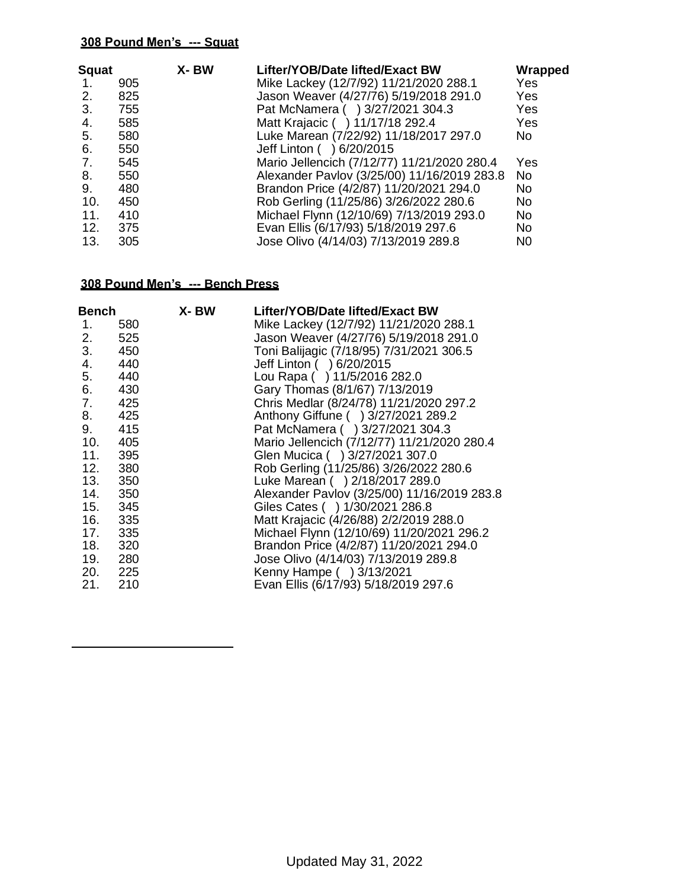**308 Pound Men's --- Squat**

| Squat | | X- BW | Lifter/YOB/Date lifted/Exact BW | Wrapped |
|---|---|---|---|---|
| 1. | 905 | | Mike Lackey (12/7/92) 11/21/2020 288.1 | Yes |
| 2. | 825 | | Jason Weaver (4/27/76) 5/19/2018 291.0 | Yes |
| 3. | 755 | | Pat McNamera ( ) 3/27/2021 304.3 | Yes |
| 4. | 585 | | Matt Krajacic ( ) 11/17/18 292.4 | Yes |
| 5. | 580 | | Luke Marean (7/22/92) 11/18/2017 297.0 | No |
| 6. | 550 | | Jeff Linton ( ) 6/20/2015 | |
| 7. | 545 | | Mario Jellencich (7/12/77) 11/21/2020 280.4 | Yes |
| 8. | 550 | | Alexander Pavlov (3/25/00) 11/16/2019 283.8 | No |
| 9. | 480 | | Brandon Price (4/2/87) 11/20/2021 294.0 | No |
| 10. | 450 | | Rob Gerling (11/25/86) 3/26/2022 280.6 | No |
| 11. | 410 | | Michael Flynn (12/10/69) 7/13/2019 293.0 | No |
| 12. | 375 | | Evan Ellis (6/17/93) 5/18/2019 297.6 | No |
| 13. | 305 | | Jose Olivo (4/14/03) 7/13/2019 289.8 | N0 |

**308 Pound Men's --- Bench Press**

| Bench | | X- BW | Lifter/YOB/Date lifted/Exact BW |
|---|---|---|---|
| 1. | 580 | | Mike Lackey (12/7/92) 11/21/2020 288.1 |
| 2. | 525 | | Jason Weaver (4/27/76) 5/19/2018 291.0 |
| 3. | 450 | | Toni Balijagic (7/18/95) 7/31/2021 306.5 |
| 4. | 440 | | Jeff Linton ( ) 6/20/2015 |
| 5. | 440 | | Lou Rapa ( ) 11/5/2016 282.0 |
| 6. | 430 | | Gary Thomas (8/1/67) 7/13/2019 |
| 7. | 425 | | Chris Medlar (8/24/78) 11/21/2020 297.2 |
| 8. | 425 | | Anthony Giffune ( ) 3/27/2021 289.2 |
| 9. | 415 | | Pat McNamera ( ) 3/27/2021 304.3 |
| 10. | 405 | | Mario Jellencich (7/12/77) 11/21/2020 280.4 |
| 11. | 395 | | Glen Mucica ( ) 3/27/2021 307.0 |
| 12. | 380 | | Rob Gerling (11/25/86) 3/26/2022 280.6 |
| 13. | 350 | | Luke Marean ( ) 2/18/2017 289.0 |
| 14. | 350 | | Alexander Pavlov (3/25/00) 11/16/2019 283.8 |
| 15. | 345 | | Giles Cates ( ) 1/30/2021 286.8 |
| 16. | 335 | | Matt Krajacic (4/26/88) 2/2/2019 288.0 |
| 17. | 335 | | Michael Flynn (12/10/69) 11/20/2021 296.2 |
| 18. | 320 | | Brandon Price (4/2/87) 11/20/2021 294.0 |
| 19. | 280 | | Jose Olivo (4/14/03) 7/13/2019 289.8 |
| 20. | 225 | | Kenny Hampe ( ) 3/13/2021 |
| 21. | 210 | | Evan Ellis (6/17/93) 5/18/2019 297.6 |

Updated May 31, 2022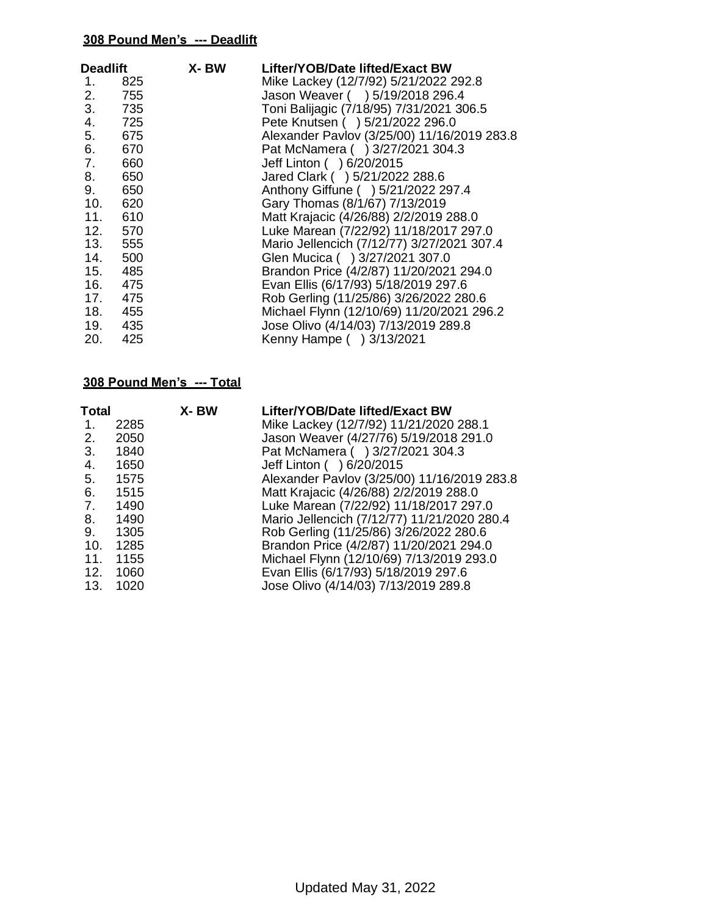**308 Pound Men's --- Deadlift**

| Deadlift | | X- BW | Lifter/YOB/Date lifted/Exact BW |
|---|---|---|---|
| 1. | 825 | | Mike Lackey (12/7/92) 5/21/2022 292.8 |
| 2. | 755 | | Jason Weaver ( ) 5/19/2018 296.4 |
| 3. | 735 | | Toni Balijagic (7/18/95) 7/31/2021 306.5 |
| 4. | 725 | | Pete Knutsen ( ) 5/21/2022 296.0 |
| 5. | 675 | | Alexander Pavlov (3/25/00) 11/16/2019 283.8 |
| 6. | 670 | | Pat McNamera ( ) 3/27/2021 304.3 |
| 7. | 660 | | Jeff Linton ( ) 6/20/2015 |
| 8. | 650 | | Jared Clark ( ) 5/21/2022 288.6 |
| 9. | 650 | | Anthony Giffune ( ) 5/21/2022 297.4 |
| 10. | 620 | | Gary Thomas (8/1/67) 7/13/2019 |
| 11. | 610 | | Matt Krajacic (4/26/88) 2/2/2019 288.0 |
| 12. | 570 | | Luke Marean (7/22/92) 11/18/2017 297.0 |
| 13. | 555 | | Mario Jellencich (7/12/77) 3/27/2021 307.4 |
| 14. | 500 | | Glen Mucica ( ) 3/27/2021 307.0 |
| 15. | 485 | | Brandon Price (4/2/87) 11/20/2021 294.0 |
| 16. | 475 | | Evan Ellis (6/17/93) 5/18/2019 297.6 |
| 17. | 475 | | Rob Gerling (11/25/86) 3/26/2022 280.6 |
| 18. | 455 | | Michael Flynn (12/10/69) 11/20/2021 296.2 |
| 19. | 435 | | Jose Olivo (4/14/03) 7/13/2019 289.8 |
| 20. | 425 | | Kenny Hampe ( ) 3/13/2021 |

**308 Pound Men's --- Total**

| Total | | X- BW | Lifter/YOB/Date lifted/Exact BW |
|---|---|---|---|
| 1. | 2285 | | Mike Lackey (12/7/92) 11/21/2020 288.1 |
| 2. | 2050 | | Jason Weaver (4/27/76) 5/19/2018 291.0 |
| 3. | 1840 | | Pat McNamera ( ) 3/27/2021 304.3 |
| 4. | 1650 | | Jeff Linton ( ) 6/20/2015 |
| 5. | 1575 | | Alexander Pavlov (3/25/00) 11/16/2019 283.8 |
| 6. | 1515 | | Matt Krajacic (4/26/88) 2/2/2019 288.0 |
| 7. | 1490 | | Luke Marean (7/22/92) 11/18/2017 297.0 |
| 8. | 1490 | | Mario Jellencich (7/12/77) 11/21/2020 280.4 |
| 9. | 1305 | | Rob Gerling (11/25/86) 3/26/2022 280.6 |
| 10. | 1285 | | Brandon Price (4/2/87) 11/20/2021 294.0 |
| 11. | 1155 | | Michael Flynn (12/10/69) 7/13/2019 293.0 |
| 12. | 1060 | | Evan Ellis (6/17/93) 5/18/2019 297.6 |
| 13. | 1020 | | Jose Olivo (4/14/03) 7/13/2019 289.8 |

Updated May 31, 2022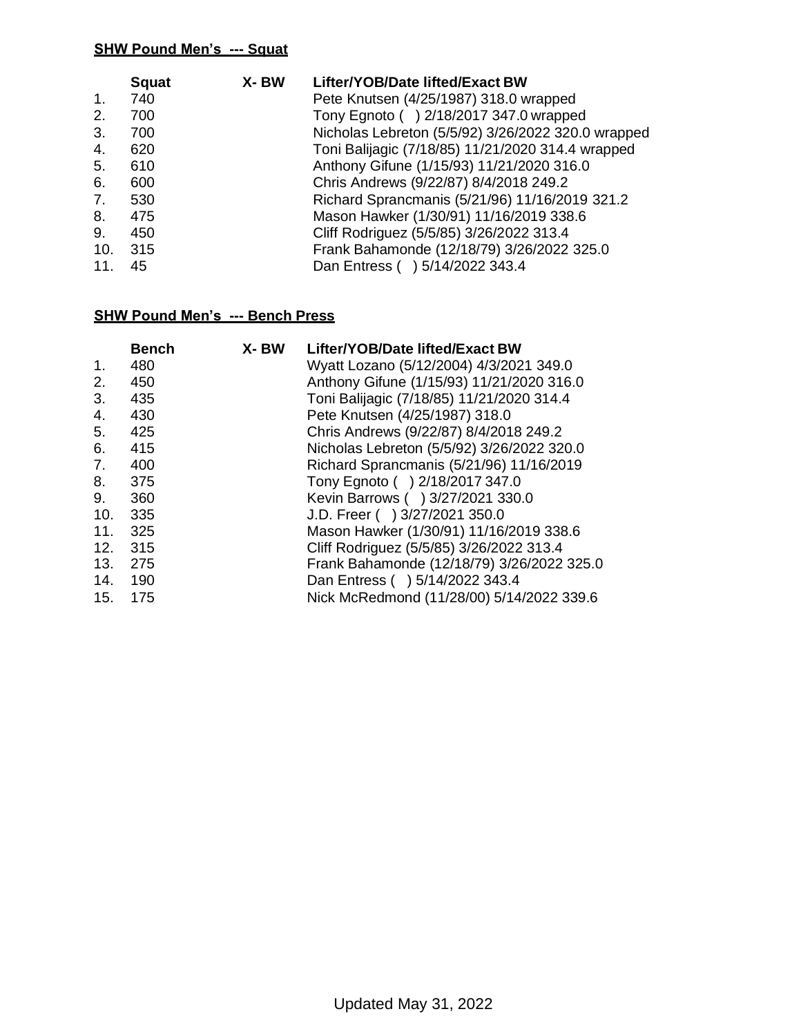**SHW Pound Men's --- Squat**

| | Squat | X- BW | Lifter/YOB/Date lifted/Exact BW |
|---|---|---|---|
| 1. | 740 | | Pete Knutsen (4/25/1987) 318.0 wrapped |
| 2. | 700 | | Tony Egnoto ( ) 2/18/2017 347.0 wrapped |
| 3. | 700 | | Nicholas Lebreton (5/5/92) 3/26/2022 320.0 wrapped |
| 4. | 620 | | Toni Balijagic (7/18/85) 11/21/2020 314.4 wrapped |
| 5. | 610 | | Anthony Gifune (1/15/93) 11/21/2020 316.0 |
| 6. | 600 | | Chris Andrews (9/22/87) 8/4/2018 249.2 |
| 7. | 530 | | Richard Sprancmanis (5/21/96) 11/16/2019 321.2 |
| 8. | 475 | | Mason Hawker (1/30/91) 11/16/2019 338.6 |
| 9. | 450 | | Cliff Rodriguez (5/5/85) 3/26/2022 313.4 |
| 10. | 315 | | Frank Bahamonde (12/18/79) 3/26/2022 325.0 |
| 11. | 45 | | Dan Entress ( ) 5/14/2022 343.4 |

**SHW Pound Men's --- Bench Press**

| | Bench | X- BW | Lifter/YOB/Date lifted/Exact BW |
|---|---|---|---|
| 1. | 480 | | Wyatt Lozano (5/12/2004) 4/3/2021 349.0 |
| 2. | 450 | | Anthony Gifune (1/15/93) 11/21/2020 316.0 |
| 3. | 435 | | Toni Balijagic (7/18/85) 11/21/2020 314.4 |
| 4. | 430 | | Pete Knutsen (4/25/1987) 318.0 |
| 5. | 425 | | Chris Andrews (9/22/87) 8/4/2018 249.2 |
| 6. | 415 | | Nicholas Lebreton (5/5/92) 3/26/2022 320.0 |
| 7. | 400 | | Richard Sprancmanis (5/21/96) 11/16/2019 |
| 8. | 375 | | Tony Egnoto ( ) 2/18/2017 347.0 |
| 9. | 360 | | Kevin Barrows ( ) 3/27/2021 330.0 |
| 10. | 335 | | J.D. Freer ( ) 3/27/2021 350.0 |
| 11. | 325 | | Mason Hawker (1/30/91) 11/16/2019 338.6 |
| 12. | 315 | | Cliff Rodriguez (5/5/85) 3/26/2022 313.4 |
| 13. | 275 | | Frank Bahamonde (12/18/79) 3/26/2022 325.0 |
| 14. | 190 | | Dan Entress ( ) 5/14/2022 343.4 |
| 15. | 175 | | Nick McRedmond (11/28/00) 5/14/2022 339.6 |

Updated May 31, 2022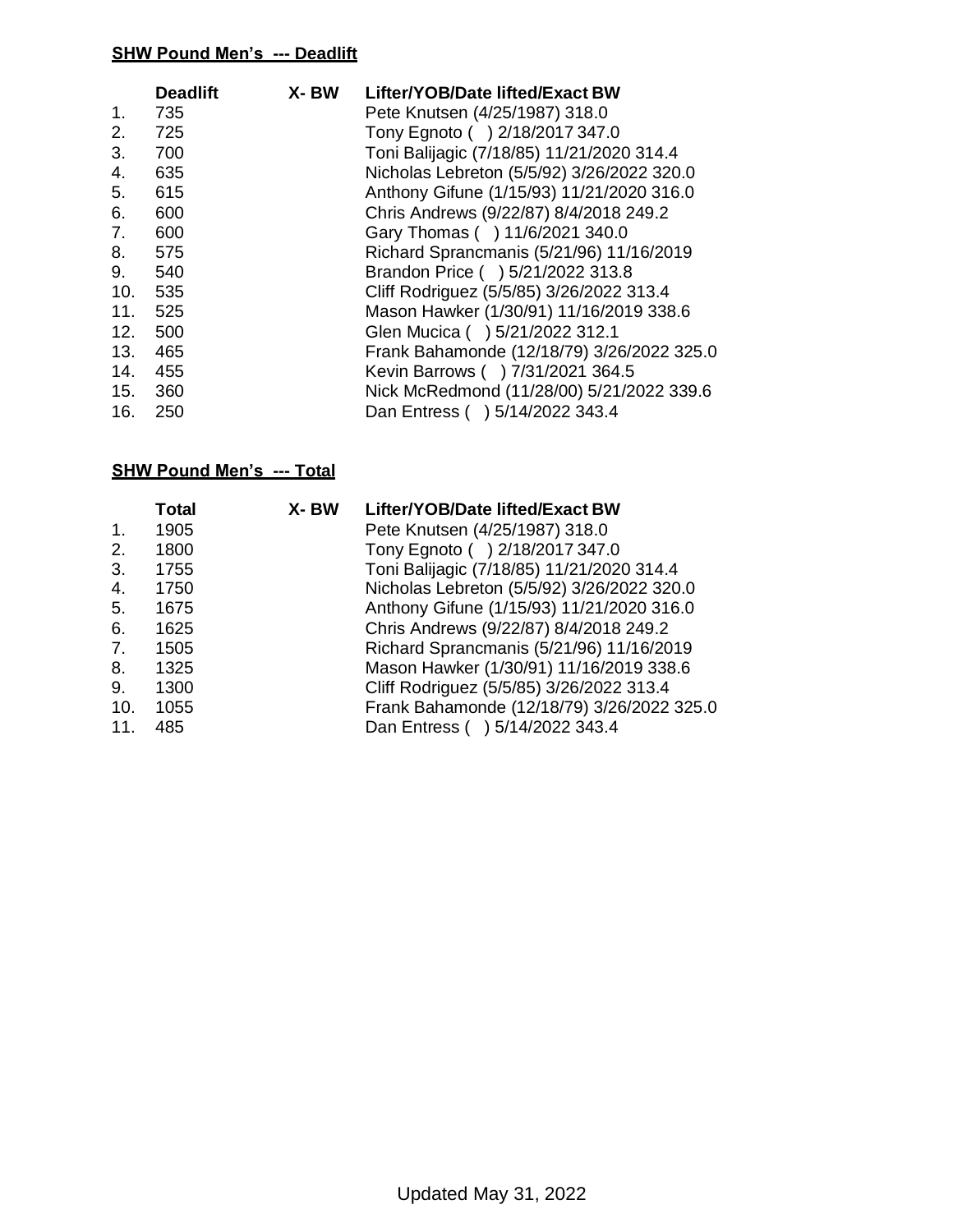**SHW Pound Men's --- Deadlift**

| | Deadlift | X- BW | Lifter/YOB/Date lifted/Exact BW |
|---|---|---|---|
| 1. | 735 | | Pete Knutsen (4/25/1987) 318.0 |
| 2. | 725 | | Tony Egnoto ( ) 2/18/2017 347.0 |
| 3. | 700 | | Toni Balijagic (7/18/85) 11/21/2020 314.4 |
| 4. | 635 | | Nicholas Lebreton (5/5/92) 3/26/2022 320.0 |
| 5. | 615 | | Anthony Gifune (1/15/93) 11/21/2020 316.0 |
| 6. | 600 | | Chris Andrews (9/22/87) 8/4/2018 249.2 |
| 7. | 600 | | Gary Thomas ( ) 11/6/2021 340.0 |
| 8. | 575 | | Richard Sprancmanis (5/21/96) 11/16/2019 |
| 9. | 540 | | Brandon Price ( ) 5/21/2022 313.8 |
| 10. | 535 | | Cliff Rodriguez (5/5/85) 3/26/2022 313.4 |
| 11. | 525 | | Mason Hawker (1/30/91) 11/16/2019 338.6 |
| 12. | 500 | | Glen Mucica ( ) 5/21/2022 312.1 |
| 13. | 465 | | Frank Bahamonde (12/18/79) 3/26/2022 325.0 |
| 14. | 455 | | Kevin Barrows ( ) 7/31/2021 364.5 |
| 15. | 360 | | Nick McRedmond (11/28/00) 5/21/2022 339.6 |
| 16. | 250 | | Dan Entress ( ) 5/14/2022 343.4 |

**SHW Pound Men's --- Total**

| | Total | X- BW | Lifter/YOB/Date lifted/Exact BW |
|---|---|---|---|
| 1. | 1905 | | Pete Knutsen (4/25/1987) 318.0 |
| 2. | 1800 | | Tony Egnoto ( ) 2/18/2017 347.0 |
| 3. | 1755 | | Toni Balijagic (7/18/85) 11/21/2020 314.4 |
| 4. | 1750 | | Nicholas Lebreton (5/5/92) 3/26/2022 320.0 |
| 5. | 1675 | | Anthony Gifune (1/15/93) 11/21/2020 316.0 |
| 6. | 1625 | | Chris Andrews (9/22/87) 8/4/2018 249.2 |
| 7. | 1505 | | Richard Sprancmanis (5/21/96) 11/16/2019 |
| 8. | 1325 | | Mason Hawker (1/30/91) 11/16/2019 338.6 |
| 9. | 1300 | | Cliff Rodriguez (5/5/85) 3/26/2022 313.4 |
| 10. | 1055 | | Frank Bahamonde (12/18/79) 3/26/2022 325.0 |
| 11. | 485 | | Dan Entress ( ) 5/14/2022 343.4 |

Updated May 31, 2022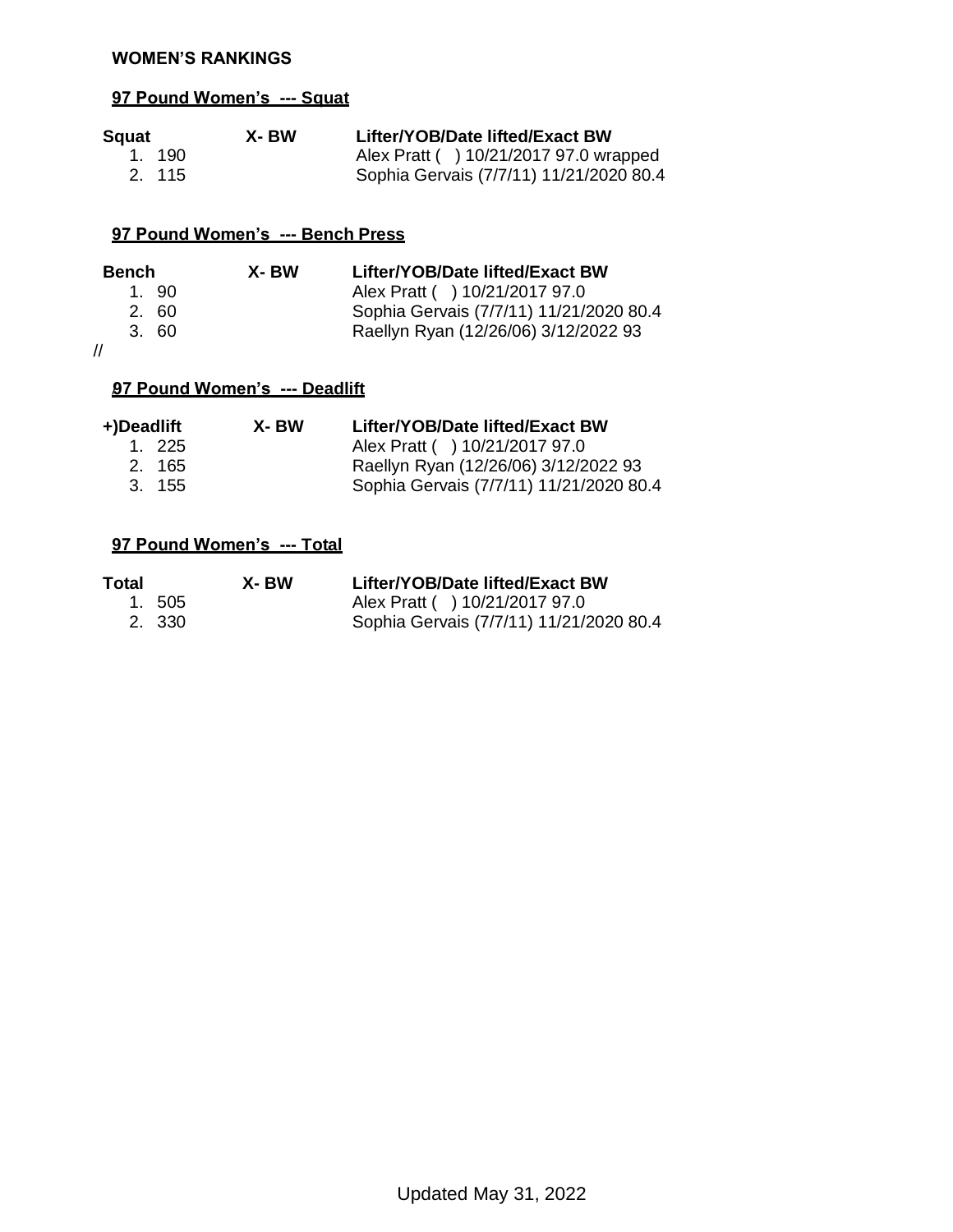**WOMEN'S RANKINGS**

**97 Pound Women's --- Squat**

| Squat | X- BW | Lifter/YOB/Date lifted/Exact BW |
|---|---|---|
| 1. 190 | | Alex Pratt ( ) 10/21/2017 97.0 wrapped |
| 2. 115 | | Sophia Gervais (7/7/11) 11/21/2020 80.4 |

**97 Pound Women's --- Bench Press**

| Bench | X- BW | Lifter/YOB/Date lifted/Exact BW |
|---|---|---|
| 1. 90 | | Alex Pratt ( ) 10/21/2017 97.0 |
| 2. 60 | | Sophia Gervais (7/7/11) 11/21/2020 80.4 |
| 3. 60 | | Raellyn Ryan (12/26/06) 3/12/2022 93 |

//

**97 Pound Women's --- Deadlift**

| +)Deadlift | X- BW | Lifter/YOB/Date lifted/Exact BW |
|---|---|---|
| 1. 225 | | Alex Pratt ( ) 10/21/2017 97.0 |
| 2. 165 | | Raellyn Ryan (12/26/06) 3/12/2022 93 |
| 3. 155 | | Sophia Gervais (7/7/11) 11/21/2020 80.4 |

**97 Pound Women's --- Total**

| Total | X- BW | Lifter/YOB/Date lifted/Exact BW |
|---|---|---|
| 1. 505 | | Alex Pratt ( ) 10/21/2017 97.0 |
| 2. 330 | | Sophia Gervais (7/7/11) 11/21/2020 80.4 |

Updated May 31, 2022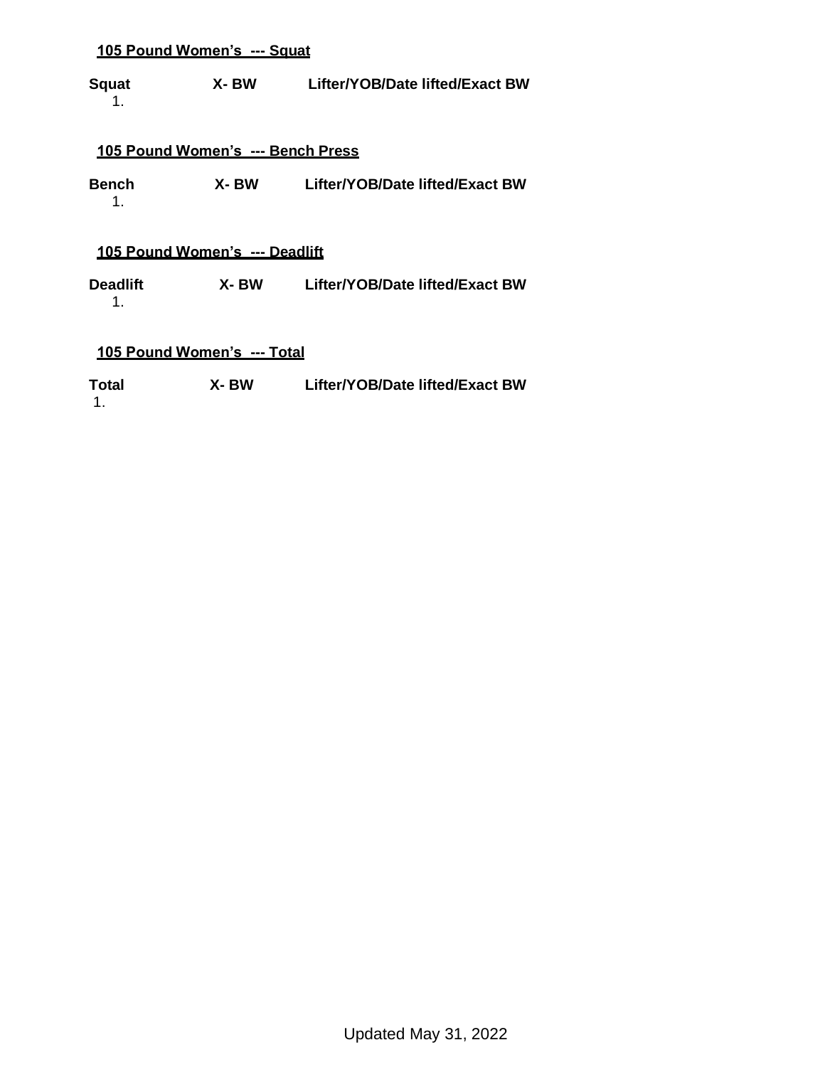**105 Pound Women's --- Squat**

| Squat | X- BW | Lifter/YOB/Date lifted/Exact BW |
|---|---|---|
| 1. | | |

**105 Pound Women's --- Bench Press**

| Bench | X- BW | Lifter/YOB/Date lifted/Exact BW |
|---|---|---|
| 1. | | |

**105 Pound Women's --- Deadlift**

| Deadlift | X- BW | Lifter/YOB/Date lifted/Exact BW |
|---|---|---|
| 1. | | |

**105 Pound Women's --- Total**

| Total | X- BW | Lifter/YOB/Date lifted/Exact BW |
|---|---|---|
| 1. | | |

Updated May 31, 2022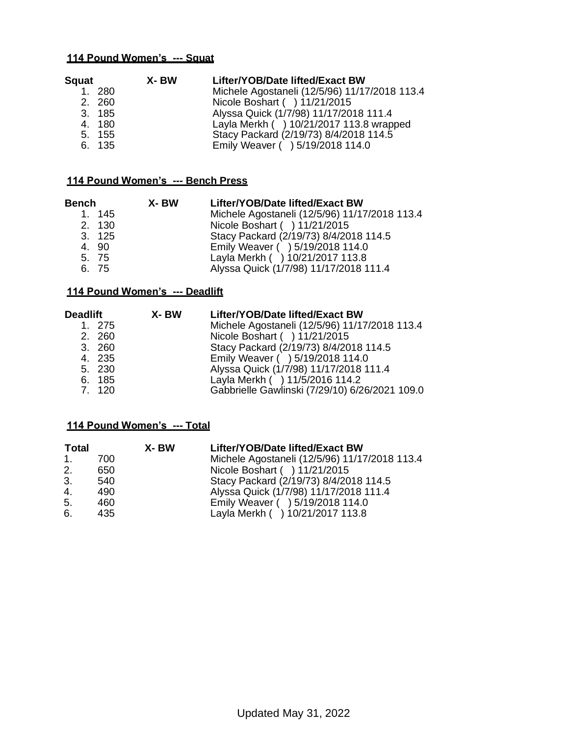**114 Pound Women's --- Squat**

| Squat | X- BW | Lifter/YOB/Date lifted/Exact BW |
|---|---|---|
| 1. 280 | | Michele Agostaneli (12/5/96) 11/17/2018 113.4 |
| 2. 260 | | Nicole Boshart ( ) 11/21/2015 |
| 3. 185 | | Alyssa Quick (1/7/98) 11/17/2018 111.4 |
| 4. 180 | | Layla Merkh ( ) 10/21/2017 113.8 wrapped |
| 5. 155 | | Stacy Packard (2/19/73) 8/4/2018 114.5 |
| 6. 135 | | Emily Weaver ( ) 5/19/2018 114.0 |

**114 Pound Women's --- Bench Press**

| Bench | X- BW | Lifter/YOB/Date lifted/Exact BW |
|---|---|---|
| 1. 145 | | Michele Agostaneli (12/5/96) 11/17/2018 113.4 |
| 2. 130 | | Nicole Boshart ( ) 11/21/2015 |
| 3. 125 | | Stacy Packard (2/19/73) 8/4/2018 114.5 |
| 4. 90 | | Emily Weaver ( ) 5/19/2018 114.0 |
| 5. 75 | | Layla Merkh ( ) 10/21/2017 113.8 |
| 6. 75 | | Alyssa Quick (1/7/98) 11/17/2018 111.4 |

**114 Pound Women's --- Deadlift**

| Deadlift | X- BW | Lifter/YOB/Date lifted/Exact BW |
|---|---|---|
| 1. 275 | | Michele Agostaneli (12/5/96) 11/17/2018 113.4 |
| 2. 260 | | Nicole Boshart ( ) 11/21/2015 |
| 3. 260 | | Stacy Packard (2/19/73) 8/4/2018 114.5 |
| 4. 235 | | Emily Weaver ( ) 5/19/2018 114.0 |
| 5. 230 | | Alyssa Quick (1/7/98) 11/17/2018 111.4 |
| 6. 185 | | Layla Merkh ( ) 11/5/2016 114.2 |
| 7. 120 | | Gabbrielle Gawlinski (7/29/10) 6/26/2021 109.0 |

**114 Pound Women's --- Total**

| Total | X- BW | Lifter/YOB/Date lifted/Exact BW |
|---|---|---|
| 1. 700 | | Michele Agostaneli (12/5/96) 11/17/2018 113.4 |
| 2. 650 | | Nicole Boshart ( ) 11/21/2015 |
| 3. 540 | | Stacy Packard (2/19/73) 8/4/2018 114.5 |
| 4. 490 | | Alyssa Quick (1/7/98) 11/17/2018 111.4 |
| 5. 460 | | Emily Weaver ( ) 5/19/2018 114.0 |
| 6. 435 | | Layla Merkh ( ) 10/21/2017 113.8 |

Updated May 31, 2022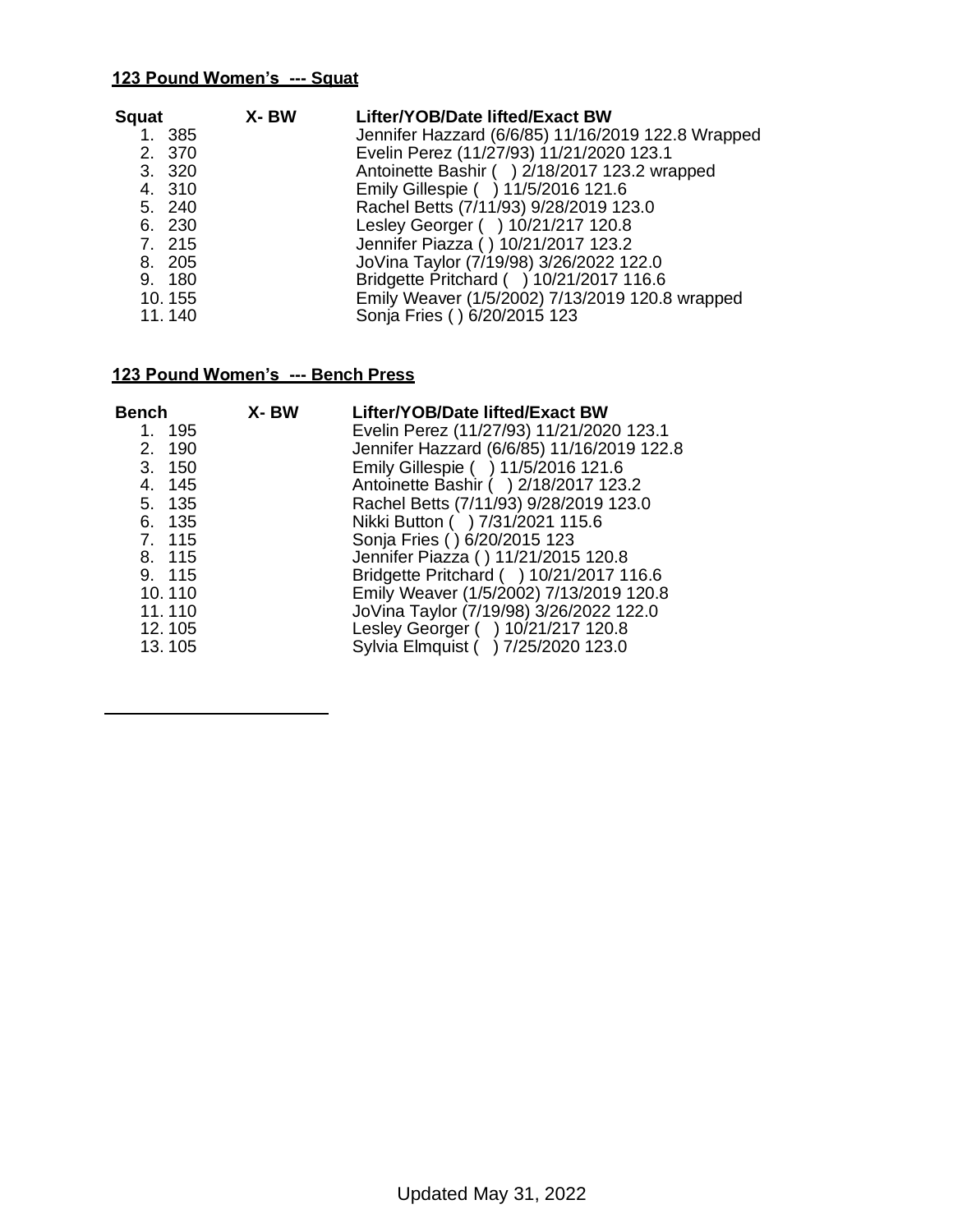**123 Pound Women's --- Squat**

| Squat | X- BW | Lifter/YOB/Date lifted/Exact BW |
|---|---|---|
| 1. 385 | | Jennifer Hazzard (6/6/85) 11/16/2019 122.8 Wrapped |
| 2. 370 | | Evelin Perez (11/27/93) 11/21/2020 123.1 |
| 3. 320 | | Antoinette Bashir ( ) 2/18/2017 123.2 wrapped |
| 4. 310 | | Emily Gillespie ( ) 11/5/2016 121.6 |
| 5. 240 | | Rachel Betts (7/11/93) 9/28/2019 123.0 |
| 6. 230 | | Lesley Georger ( ) 10/21/217 120.8 |
| 7. 215 | | Jennifer Piazza ( ) 10/21/2017 123.2 |
| 8. 205 | | JoVina Taylor (7/19/98) 3/26/2022 122.0 |
| 9. 180 | | Bridgette Pritchard ( ) 10/21/2017 116.6 |
| 10. 155 | | Emily Weaver (1/5/2002) 7/13/2019 120.8 wrapped |
| 11. 140 | | Sonja Fries ( ) 6/20/2015 123 |

**123 Pound Women's --- Bench Press**

| Bench | X- BW | Lifter/YOB/Date lifted/Exact BW |
|---|---|---|
| 1. 195 | | Evelin Perez (11/27/93) 11/21/2020 123.1 |
| 2. 190 | | Jennifer Hazzard (6/6/85) 11/16/2019 122.8 |
| 3. 150 | | Emily Gillespie ( ) 11/5/2016 121.6 |
| 4. 145 | | Antoinette Bashir ( ) 2/18/2017 123.2 |
| 5. 135 | | Rachel Betts (7/11/93) 9/28/2019 123.0 |
| 6. 135 | | Nikki Button ( ) 7/31/2021 115.6 |
| 7. 115 | | Sonja Fries ( ) 6/20/2015 123 |
| 8. 115 | | Jennifer Piazza ( ) 11/21/2015 120.8 |
| 9. 115 | | Bridgette Pritchard ( ) 10/21/2017 116.6 |
| 10. 110 | | Emily Weaver (1/5/2002) 7/13/2019 120.8 |
| 11. 110 | | JoVina Taylor (7/19/98) 3/26/2022 122.0 |
| 12. 105 | | Lesley Georger ( ) 10/21/217 120.8 |
| 13. 105 | | Sylvia Elmquist ( ) 7/25/2020 123.0 |

Updated May 31, 2022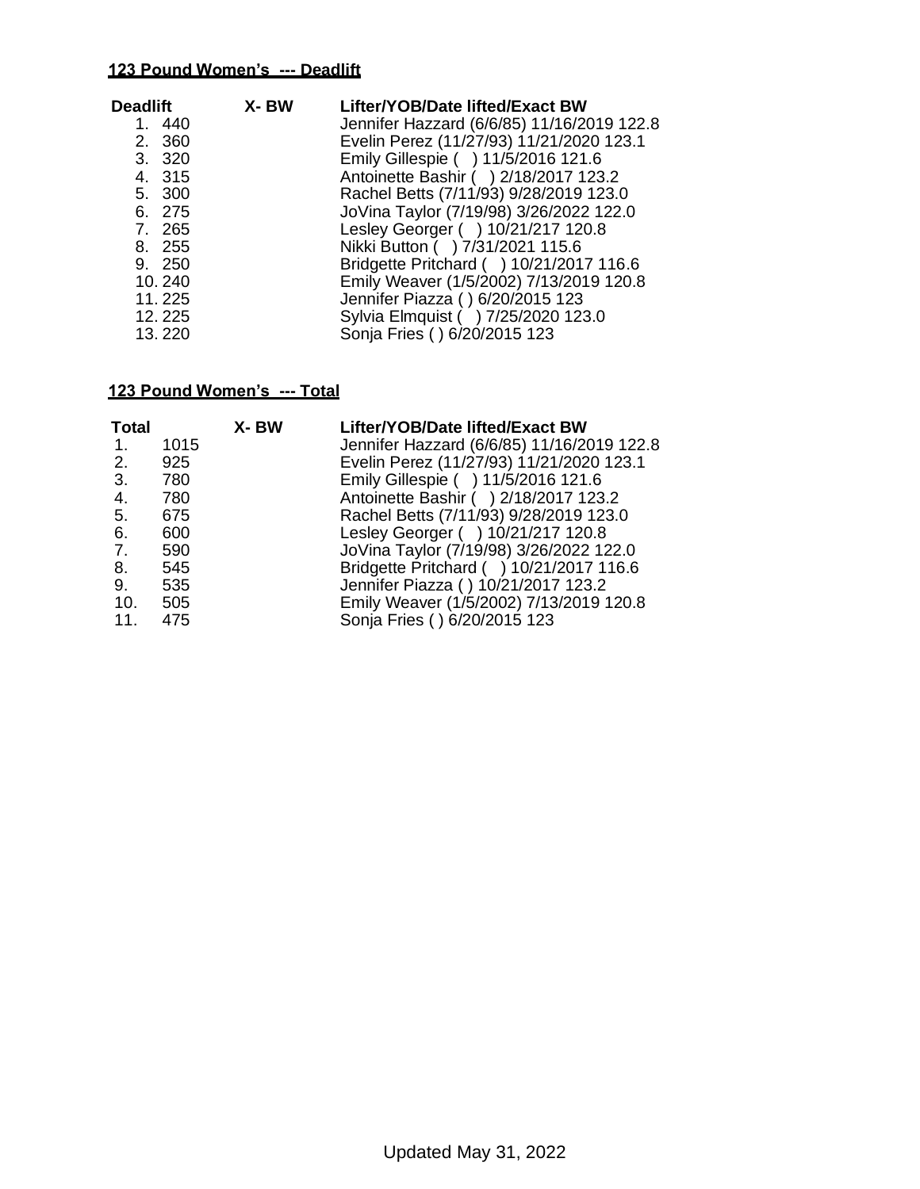**123 Pound Women's --- Deadlift**

| Deadlift | X- BW | Lifter/YOB/Date lifted/Exact BW |
|---|---|---|
| 1. 440 | | Jennifer Hazzard (6/6/85) 11/16/2019 122.8 |
| 2. 360 | | Evelin Perez (11/27/93) 11/21/2020 123.1 |
| 3. 320 | | Emily Gillespie ( ) 11/5/2016 121.6 |
| 4. 315 | | Antoinette Bashir ( ) 2/18/2017 123.2 |
| 5. 300 | | Rachel Betts (7/11/93) 9/28/2019 123.0 |
| 6. 275 | | JoVina Taylor (7/19/98) 3/26/2022 122.0 |
| 7. 265 | | Lesley Georger ( ) 10/21/217 120.8 |
| 8. 255 | | Nikki Button ( ) 7/31/2021 115.6 |
| 9. 250 | | Bridgette Pritchard ( ) 10/21/2017 116.6 |
| 10. 240 | | Emily Weaver (1/5/2002) 7/13/2019 120.8 |
| 11. 225 | | Jennifer Piazza ( ) 6/20/2015 123 |
| 12. 225 | | Sylvia Elmquist ( ) 7/25/2020 123.0 |
| 13. 220 | | Sonja Fries ( ) 6/20/2015 123 |

**123 Pound Women's --- Total**

| Total | X- BW | Lifter/YOB/Date lifted/Exact BW |
|---|---|---|
| 1. 1015 | | Jennifer Hazzard (6/6/85) 11/16/2019 122.8 |
| 2. 925 | | Evelin Perez (11/27/93) 11/21/2020 123.1 |
| 3. 780 | | Emily Gillespie ( ) 11/5/2016 121.6 |
| 4. 780 | | Antoinette Bashir ( ) 2/18/2017 123.2 |
| 5. 675 | | Rachel Betts (7/11/93) 9/28/2019 123.0 |
| 6. 600 | | Lesley Georger ( ) 10/21/217 120.8 |
| 7. 590 | | JoVina Taylor (7/19/98) 3/26/2022 122.0 |
| 8. 545 | | Bridgette Pritchard ( ) 10/21/2017 116.6 |
| 9. 535 | | Jennifer Piazza ( ) 10/21/2017 123.2 |
| 10. 505 | | Emily Weaver (1/5/2002) 7/13/2019 120.8 |
| 11. 475 | | Sonja Fries ( ) 6/20/2015 123 |

Updated May 31, 2022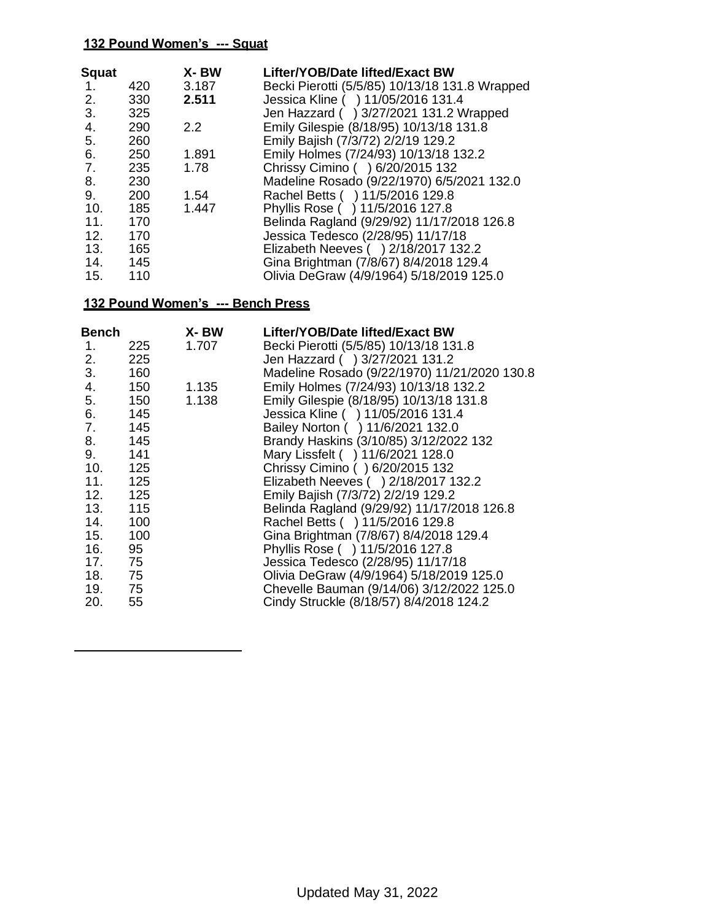**132 Pound Women's --- Squat**

| Squat | | X- BW | Lifter/YOB/Date lifted/Exact BW |
|---|---|---|---|
| 1. | 420 | 3.187 | Becki Pierotti (5/5/85) 10/13/18 131.8 Wrapped |
| 2. | 330 | **2.511** | Jessica Kline ( ) 11/05/2016 131.4 |
| 3. | 325 | | Jen Hazzard ( ) 3/27/2021 131.2 Wrapped |
| 4. | 290 | 2.2 | Emily Gilespie (8/18/95) 10/13/18 131.8 |
| 5. | 260 | | Emily Bajish (7/3/72) 2/2/19 129.2 |
| 6. | 250 | 1.891 | Emily Holmes (7/24/93) 10/13/18 132.2 |
| 7. | 235 | 1.78 | Chrissy Cimino ( ) 6/20/2015 132 |
| 8. | 230 | | Madeline Rosado (9/22/1970) 6/5/2021 132.0 |
| 9. | 200 | 1.54 | Rachel Betts ( ) 11/5/2016 129.8 |
| 10. | 185 | 1.447 | Phyllis Rose ( ) 11/5/2016 127.8 |
| 11. | 170 | | Belinda Ragland (9/29/92) 11/17/2018 126.8 |
| 12. | 170 | | Jessica Tedesco (2/28/95) 11/17/18 |
| 13. | 165 | | Elizabeth Neeves ( ) 2/18/2017 132.2 |
| 14. | 145 | | Gina Brightman (7/8/67) 8/4/2018 129.4 |
| 15. | 110 | | Olivia DeGraw (4/9/1964) 5/18/2019 125.0 |

**132 Pound Women's --- Bench Press**

| Bench | | X- BW | Lifter/YOB/Date lifted/Exact BW |
|---|---|---|---|
| 1. | 225 | 1.707 | Becki Pierotti (5/5/85) 10/13/18 131.8 |
| 2. | 225 | | Jen Hazzard ( ) 3/27/2021 131.2 |
| 3. | 160 | | Madeline Rosado (9/22/1970) 11/21/2020 130.8 |
| 4. | 150 | 1.135 | Emily Holmes (7/24/93) 10/13/18 132.2 |
| 5. | 150 | 1.138 | Emily Gilespie (8/18/95) 10/13/18 131.8 |
| 6. | 145 | | Jessica Kline ( ) 11/05/2016 131.4 |
| 7. | 145 | | Bailey Norton ( ) 11/6/2021 132.0 |
| 8. | 145 | | Brandy Haskins (3/10/85) 3/12/2022 132 |
| 9. | 141 | | Mary Lissfelt ( ) 11/6/2021 128.0 |
| 10. | 125 | | Chrissy Cimino ( ) 6/20/2015 132 |
| 11. | 125 | | Elizabeth Neeves ( ) 2/18/2017 132.2 |
| 12. | 125 | | Emily Bajish (7/3/72) 2/2/19 129.2 |
| 13. | 115 | | Belinda Ragland (9/29/92) 11/17/2018 126.8 |
| 14. | 100 | | Rachel Betts ( ) 11/5/2016 129.8 |
| 15. | 100 | | Gina Brightman (7/8/67) 8/4/2018 129.4 |
| 16. | 95 | | Phyllis Rose ( ) 11/5/2016 127.8 |
| 17. | 75 | | Jessica Tedesco (2/28/95) 11/17/18 |
| 18. | 75 | | Olivia DeGraw (4/9/1964) 5/18/2019 125.0 |
| 19. | 75 | | Chevelle Bauman (9/14/06) 3/12/2022 125.0 |
| 20. | 55 | | Cindy Struckle (8/18/57) 8/4/2018 124.2 |

Updated May 31, 2022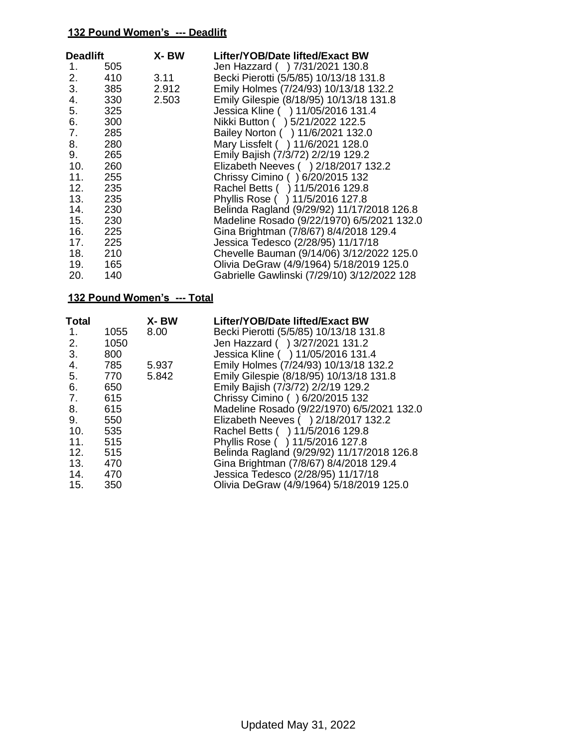**132 Pound Women's --- Deadlift**

| Deadlift | | X- BW | Lifter/YOB/Date lifted/Exact BW |
|---|---|---|---|
| 1. | 505 | | Jen Hazzard ( ) 7/31/2021 130.8 |
| 2. | 410 | 3.11 | Becki Pierotti (5/5/85) 10/13/18 131.8 |
| 3. | 385 | 2.912 | Emily Holmes (7/24/93) 10/13/18 132.2 |
| 4. | 330 | 2.503 | Emily Gilespie (8/18/95) 10/13/18 131.8 |
| 5. | 325 | | Jessica Kline ( ) 11/05/2016 131.4 |
| 6. | 300 | | Nikki Button ( ) 5/21/2022 122.5 |
| 7. | 285 | | Bailey Norton ( ) 11/6/2021 132.0 |
| 8. | 280 | | Mary Lissfelt ( ) 11/6/2021 128.0 |
| 9. | 265 | | Emily Bajish (7/3/72) 2/2/19 129.2 |
| 10. | 260 | | Elizabeth Neeves ( ) 2/18/2017 132.2 |
| 11. | 255 | | Chrissy Cimino ( ) 6/20/2015 132 |
| 12. | 235 | | Rachel Betts ( ) 11/5/2016 129.8 |
| 13. | 235 | | Phyllis Rose ( ) 11/5/2016 127.8 |
| 14. | 230 | | Belinda Ragland (9/29/92) 11/17/2018 126.8 |
| 15. | 230 | | Madeline Rosado (9/22/1970) 6/5/2021 132.0 |
| 16. | 225 | | Gina Brightman (7/8/67) 8/4/2018 129.4 |
| 17. | 225 | | Jessica Tedesco (2/28/95) 11/17/18 |
| 18. | 210 | | Chevelle Bauman (9/14/06) 3/12/2022 125.0 |
| 19. | 165 | | Olivia DeGraw (4/9/1964) 5/18/2019 125.0 |
| 20. | 140 | | Gabrielle Gawlinski (7/29/10) 3/12/2022 128 |

**132 Pound Women's --- Total**

| Total | | X- BW | Lifter/YOB/Date lifted/Exact BW |
|---|---|---|---|
| 1. | 1055 | 8.00 | Becki Pierotti (5/5/85) 10/13/18 131.8 |
| 2. | 1050 | | Jen Hazzard ( ) 3/27/2021 131.2 |
| 3. | 800 | | Jessica Kline ( ) 11/05/2016 131.4 |
| 4. | 785 | 5.937 | Emily Holmes (7/24/93) 10/13/18 132.2 |
| 5. | 770 | 5.842 | Emily Gilespie (8/18/95) 10/13/18 131.8 |
| 6. | 650 | | Emily Bajish (7/3/72) 2/2/19 129.2 |
| 7. | 615 | | Chrissy Cimino ( ) 6/20/2015 132 |
| 8. | 615 | | Madeline Rosado (9/22/1970) 6/5/2021 132.0 |
| 9. | 550 | | Elizabeth Neeves ( ) 2/18/2017 132.2 |
| 10. | 535 | | Rachel Betts ( ) 11/5/2016 129.8 |
| 11. | 515 | | Phyllis Rose ( ) 11/5/2016 127.8 |
| 12. | 515 | | Belinda Ragland (9/29/92) 11/17/2018 126.8 |
| 13. | 470 | | Gina Brightman (7/8/67) 8/4/2018 129.4 |
| 14. | 470 | | Jessica Tedesco (2/28/95) 11/17/18 |
| 15. | 350 | | Olivia DeGraw (4/9/1964) 5/18/2019 125.0 |

Updated May 31, 2022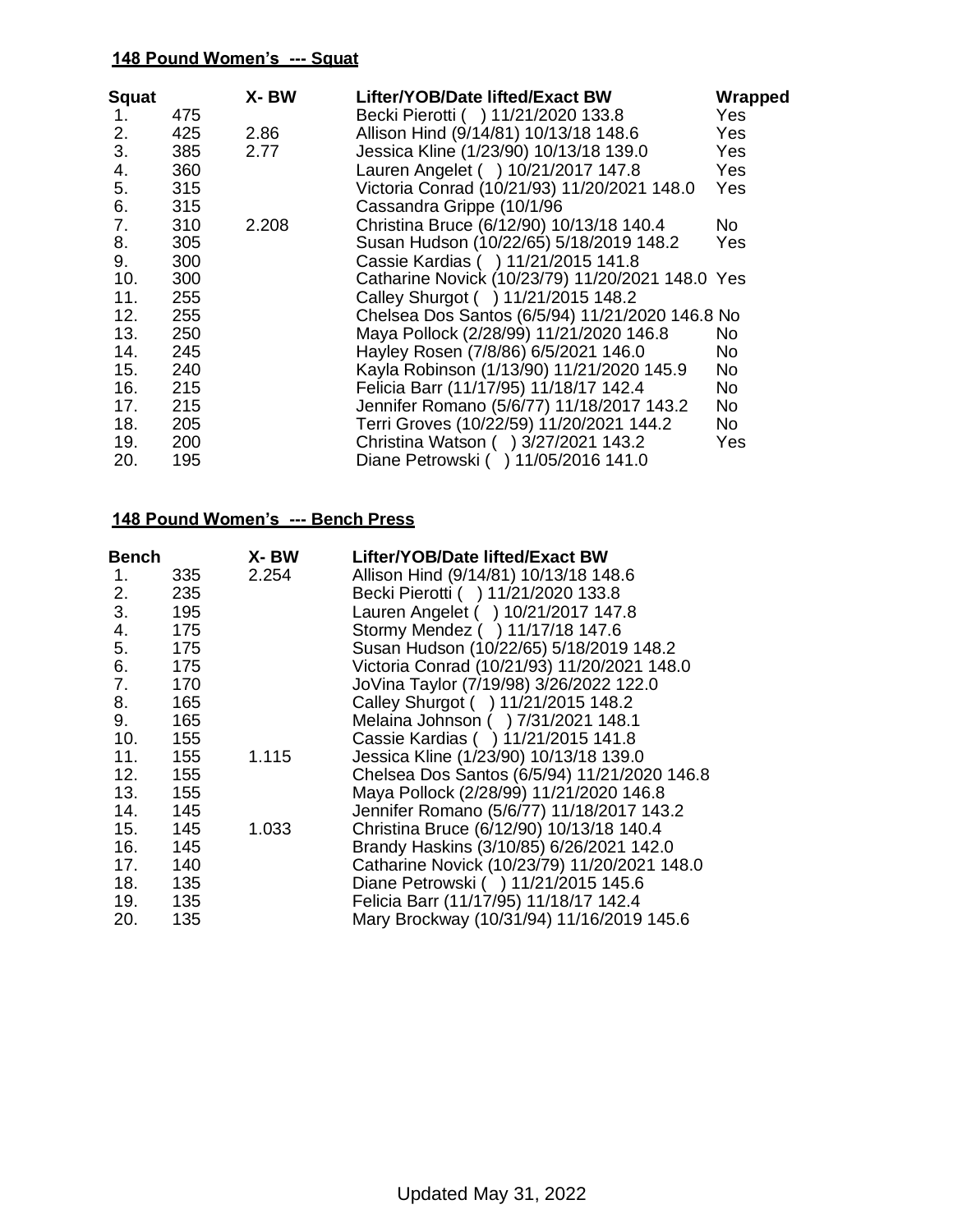**148 Pound Women's --- Squat**

| Squat | | X- BW | Lifter/YOB/Date lifted/Exact BW | Wrapped |
|---|---|---|---|---|
| 1. | 475 | | Becki Pierotti ( ) 11/21/2020 133.8 | Yes |
| 2. | 425 | 2.86 | Allison Hind (9/14/81) 10/13/18 148.6 | Yes |
| 3. | 385 | 2.77 | Jessica Kline (1/23/90) 10/13/18 139.0 | Yes |
| 4. | 360 | | Lauren Angelet ( ) 10/21/2017 147.8 | Yes |
| 5. | 315 | | Victoria Conrad (10/21/93) 11/20/2021 148.0 | Yes |
| 6. | 315 | | Cassandra Grippe (10/1/96 | |
| 7. | 310 | 2.208 | Christina Bruce (6/12/90) 10/13/18 140.4 | No |
| 8. | 305 | | Susan Hudson (10/22/65) 5/18/2019 148.2 | Yes |
| 9. | 300 | | Cassie Kardias ( ) 11/21/2015 141.8 | |
| 10. | 300 | | Catharine Novick (10/23/79) 11/20/2021 148.0 | Yes |
| 11. | 255 | | Calley Shurgot ( ) 11/21/2015 148.2 | |
| 12. | 255 | | Chelsea Dos Santos (6/5/94) 11/21/2020 146.8 | No |
| 13. | 250 | | Maya Pollock (2/28/99) 11/21/2020 146.8 | No |
| 14. | 245 | | Hayley Rosen (7/8/86) 6/5/2021 146.0 | No |
| 15. | 240 | | Kayla Robinson (1/13/90) 11/21/2020 145.9 | No |
| 16. | 215 | | Felicia Barr (11/17/95) 11/18/17 142.4 | No |
| 17. | 215 | | Jennifer Romano (5/6/77) 11/18/2017 143.2 | No |
| 18. | 205 | | Terri Groves (10/22/59) 11/20/2021 144.2 | No |
| 19. | 200 | | Christina Watson ( ) 3/27/2021 143.2 | Yes |
| 20. | 195 | | Diane Petrowski ( ) 11/05/2016 141.0 | |

**148 Pound Women's --- Bench Press**

| Bench | | X- BW | Lifter/YOB/Date lifted/Exact BW |
|---|---|---|---|
| 1. | 335 | 2.254 | Allison Hind (9/14/81) 10/13/18 148.6 |
| 2. | 235 | | Becki Pierotti ( ) 11/21/2020 133.8 |
| 3. | 195 | | Lauren Angelet ( ) 10/21/2017 147.8 |
| 4. | 175 | | Stormy Mendez ( ) 11/17/18 147.6 |
| 5. | 175 | | Susan Hudson (10/22/65) 5/18/2019 148.2 |
| 6. | 175 | | Victoria Conrad (10/21/93) 11/20/2021 148.0 |
| 7. | 170 | | JoVina Taylor (7/19/98) 3/26/2022 122.0 |
| 8. | 165 | | Calley Shurgot ( ) 11/21/2015 148.2 |
| 9. | 165 | | Melaina Johnson ( ) 7/31/2021 148.1 |
| 10. | 155 | | Cassie Kardias ( ) 11/21/2015 141.8 |
| 11. | 155 | 1.115 | Jessica Kline (1/23/90) 10/13/18 139.0 |
| 12. | 155 | | Chelsea Dos Santos (6/5/94) 11/21/2020 146.8 |
| 13. | 155 | | Maya Pollock (2/28/99) 11/21/2020 146.8 |
| 14. | 145 | | Jennifer Romano (5/6/77) 11/18/2017 143.2 |
| 15. | 145 | 1.033 | Christina Bruce (6/12/90) 10/13/18 140.4 |
| 16. | 145 | | Brandy Haskins (3/10/85) 6/26/2021 142.0 |
| 17. | 140 | | Catharine Novick (10/23/79) 11/20/2021 148.0 |
| 18. | 135 | | Diane Petrowski ( ) 11/21/2015 145.6 |
| 19. | 135 | | Felicia Barr (11/17/95) 11/18/17 142.4 |
| 20. | 135 | | Mary Brockway (10/31/94) 11/16/2019 145.6 |

Updated May 31, 2022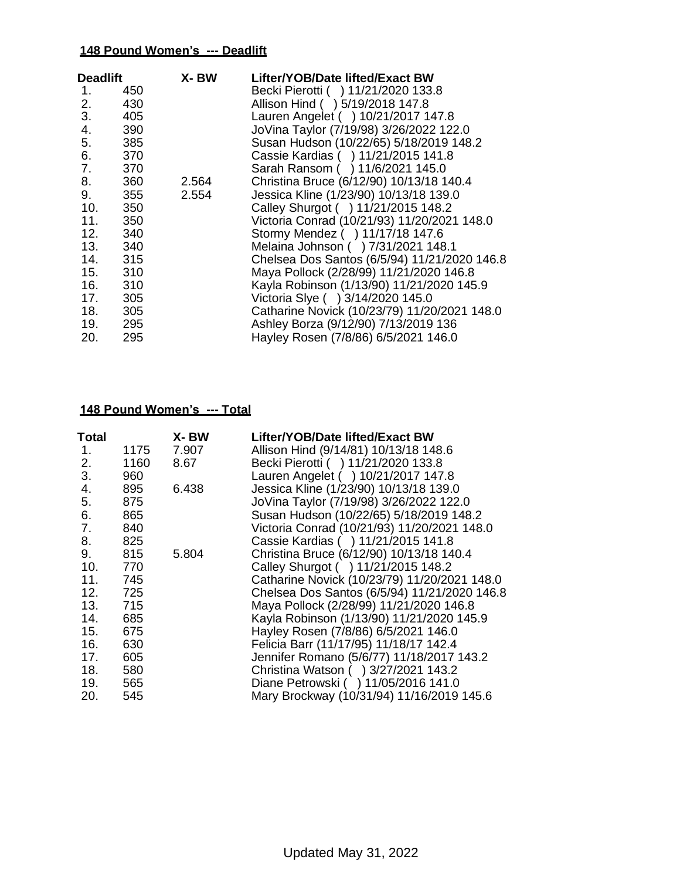**148 Pound Women's --- Deadlift**

| Deadlift | | X- BW | Lifter/YOB/Date lifted/Exact BW |
|---|---|---|---|
| 1. | 450 | | Becki Pierotti ( ) 11/21/2020 133.8 |
| 2. | 430 | | Allison Hind ( ) 5/19/2018 147.8 |
| 3. | 405 | | Lauren Angelet ( ) 10/21/2017 147.8 |
| 4. | 390 | | JoVina Taylor (7/19/98) 3/26/2022 122.0 |
| 5. | 385 | | Susan Hudson (10/22/65) 5/18/2019 148.2 |
| 6. | 370 | | Cassie Kardias ( ) 11/21/2015 141.8 |
| 7. | 370 | | Sarah Ransom ( ) 11/6/2021 145.0 |
| 8. | 360 | 2.564 | Christina Bruce (6/12/90) 10/13/18 140.4 |
| 9. | 355 | 2.554 | Jessica Kline (1/23/90) 10/13/18 139.0 |
| 10. | 350 | | Calley Shurgot ( ) 11/21/2015 148.2 |
| 11. | 350 | | Victoria Conrad (10/21/93) 11/20/2021 148.0 |
| 12. | 340 | | Stormy Mendez ( ) 11/17/18 147.6 |
| 13. | 340 | | Melaina Johnson ( ) 7/31/2021 148.1 |
| 14. | 315 | | Chelsea Dos Santos (6/5/94) 11/21/2020 146.8 |
| 15. | 310 | | Maya Pollock (2/28/99) 11/21/2020 146.8 |
| 16. | 310 | | Kayla Robinson (1/13/90) 11/21/2020 145.9 |
| 17. | 305 | | Victoria Slye ( ) 3/14/2020 145.0 |
| 18. | 305 | | Catharine Novick (10/23/79) 11/20/2021 148.0 |
| 19. | 295 | | Ashley Borza (9/12/90) 7/13/2019 136 |
| 20. | 295 | | Hayley Rosen (7/8/86) 6/5/2021 146.0 |

**148 Pound Women's --- Total**

| Total | | X- BW | Lifter/YOB/Date lifted/Exact BW |
|---|---|---|---|
| 1. | 1175 | 7.907 | Allison Hind (9/14/81) 10/13/18 148.6 |
| 2. | 1160 | 8.67 | Becki Pierotti ( ) 11/21/2020 133.8 |
| 3. | 960 | | Lauren Angelet ( ) 10/21/2017 147.8 |
| 4. | 895 | 6.438 | Jessica Kline (1/23/90) 10/13/18 139.0 |
| 5. | 875 | | JoVina Taylor (7/19/98) 3/26/2022 122.0 |
| 6. | 865 | | Susan Hudson (10/22/65) 5/18/2019 148.2 |
| 7. | 840 | | Victoria Conrad (10/21/93) 11/20/2021 148.0 |
| 8. | 825 | | Cassie Kardias ( ) 11/21/2015 141.8 |
| 9. | 815 | 5.804 | Christina Bruce (6/12/90) 10/13/18 140.4 |
| 10. | 770 | | Calley Shurgot ( ) 11/21/2015 148.2 |
| 11. | 745 | | Catharine Novick (10/23/79) 11/20/2021 148.0 |
| 12. | 725 | | Chelsea Dos Santos (6/5/94) 11/21/2020 146.8 |
| 13. | 715 | | Maya Pollock (2/28/99) 11/21/2020 146.8 |
| 14. | 685 | | Kayla Robinson (1/13/90) 11/21/2020 145.9 |
| 15. | 675 | | Hayley Rosen (7/8/86) 6/5/2021 146.0 |
| 16. | 630 | | Felicia Barr (11/17/95) 11/18/17 142.4 |
| 17. | 605 | | Jennifer Romano (5/6/77) 11/18/2017 143.2 |
| 18. | 580 | | Christina Watson ( ) 3/27/2021 143.2 |
| 19. | 565 | | Diane Petrowski ( ) 11/05/2016 141.0 |
| 20. | 545 | | Mary Brockway (10/31/94) 11/16/2019 145.6 |

Updated May 31, 2022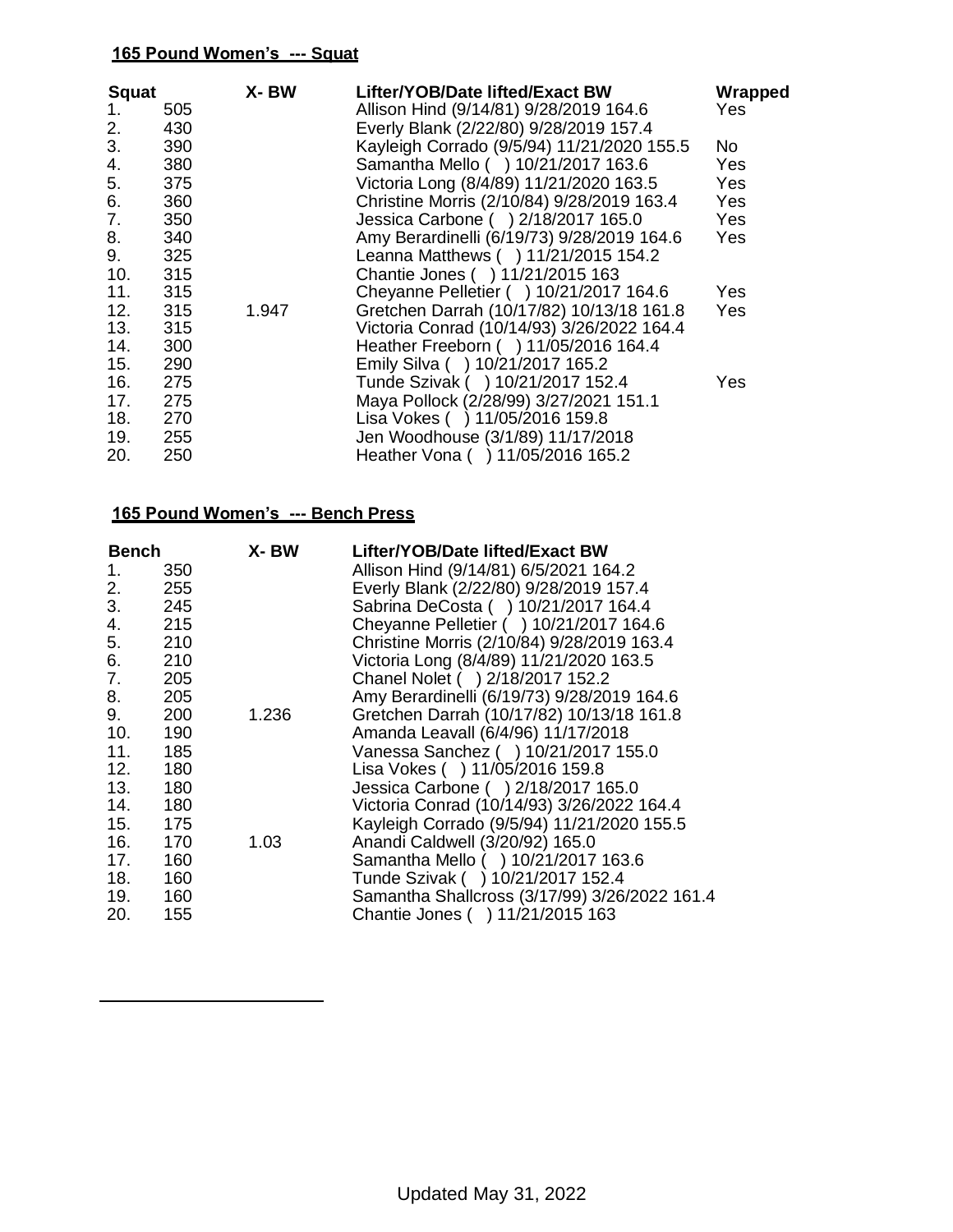## 165 Pound Women's --- Squat

| Squat | | X- BW | Lifter/YOB/Date lifted/Exact BW | Wrapped |
|---|---|---|---|---|
| 1. | 505 | | Allison Hind (9/14/81) 9/28/2019 164.6 | Yes |
| 2. | 430 | | Everly Blank (2/22/80) 9/28/2019 157.4 | |
| 3. | 390 | | Kayleigh Corrado (9/5/94) 11/21/2020 155.5 | No |
| 4. | 380 | | Samantha Mello ( ) 10/21/2017 163.6 | Yes |
| 5. | 375 | | Victoria Long (8/4/89) 11/21/2020 163.5 | Yes |
| 6. | 360 | | Christine Morris (2/10/84) 9/28/2019 163.4 | Yes |
| 7. | 350 | | Jessica Carbone ( ) 2/18/2017 165.0 | Yes |
| 8. | 340 | | Amy Berardinelli (6/19/73) 9/28/2019 164.6 | Yes |
| 9. | 325 | | Leanna Matthews ( ) 11/21/2015 154.2 | |
| 10. | 315 | | Chantie Jones ( ) 11/21/2015 163 | |
| 11. | 315 | | Cheyanne Pelletier ( ) 10/21/2017 164.6 | Yes |
| 12. | 315 | 1.947 | Gretchen Darrah (10/17/82) 10/13/18 161.8 | Yes |
| 13. | 315 | | Victoria Conrad (10/14/93) 3/26/2022 164.4 | |
| 14. | 300 | | Heather Freeborn ( ) 11/05/2016 164.4 | |
| 15. | 290 | | Emily Silva ( ) 10/21/2017 165.2 | |
| 16. | 275 | | Tunde Szivak ( ) 10/21/2017 152.4 | Yes |
| 17. | 275 | | Maya Pollock (2/28/99) 3/27/2021 151.1 | |
| 18. | 270 | | Lisa Vokes ( ) 11/05/2016 159.8 | |
| 19. | 255 | | Jen Woodhouse (3/1/89) 11/17/2018 | |
| 20. | 250 | | Heather Vona ( ) 11/05/2016 165.2 | |

## 165 Pound Women's --- Bench Press

| Bench | | X- BW | Lifter/YOB/Date lifted/Exact BW |
|---|---|---|---|
| 1. | 350 | | Allison Hind (9/14/81) 6/5/2021 164.2 |
| 2. | 255 | | Everly Blank (2/22/80) 9/28/2019 157.4 |
| 3. | 245 | | Sabrina DeCosta ( ) 10/21/2017 164.4 |
| 4. | 215 | | Cheyanne Pelletier ( ) 10/21/2017 164.6 |
| 5. | 210 | | Christine Morris (2/10/84) 9/28/2019 163.4 |
| 6. | 210 | | Victoria Long (8/4/89) 11/21/2020 163.5 |
| 7. | 205 | | Chanel Nolet ( ) 2/18/2017 152.2 |
| 8. | 205 | | Amy Berardinelli (6/19/73) 9/28/2019 164.6 |
| 9. | 200 | 1.236 | Gretchen Darrah (10/17/82) 10/13/18 161.8 |
| 10. | 190 | | Amanda Leavall (6/4/96) 11/17/2018 |
| 11. | 185 | | Vanessa Sanchez ( ) 10/21/2017 155.0 |
| 12. | 180 | | Lisa Vokes ( ) 11/05/2016 159.8 |
| 13. | 180 | | Jessica Carbone ( ) 2/18/2017 165.0 |
| 14. | 180 | | Victoria Conrad (10/14/93) 3/26/2022 164.4 |
| 15. | 175 | | Kayleigh Corrado (9/5/94) 11/21/2020 155.5 |
| 16. | 170 | 1.03 | Anandi Caldwell (3/20/92) 165.0 |
| 17. | 160 | | Samantha Mello ( ) 10/21/2017 163.6 |
| 18. | 160 | | Tunde Szivak ( ) 10/21/2017 152.4 |
| 19. | 160 | | Samantha Shallcross (3/17/99) 3/26/2022 161.4 |
| 20. | 155 | | Chantie Jones ( ) 11/21/2015 163 |

Updated May 31, 2022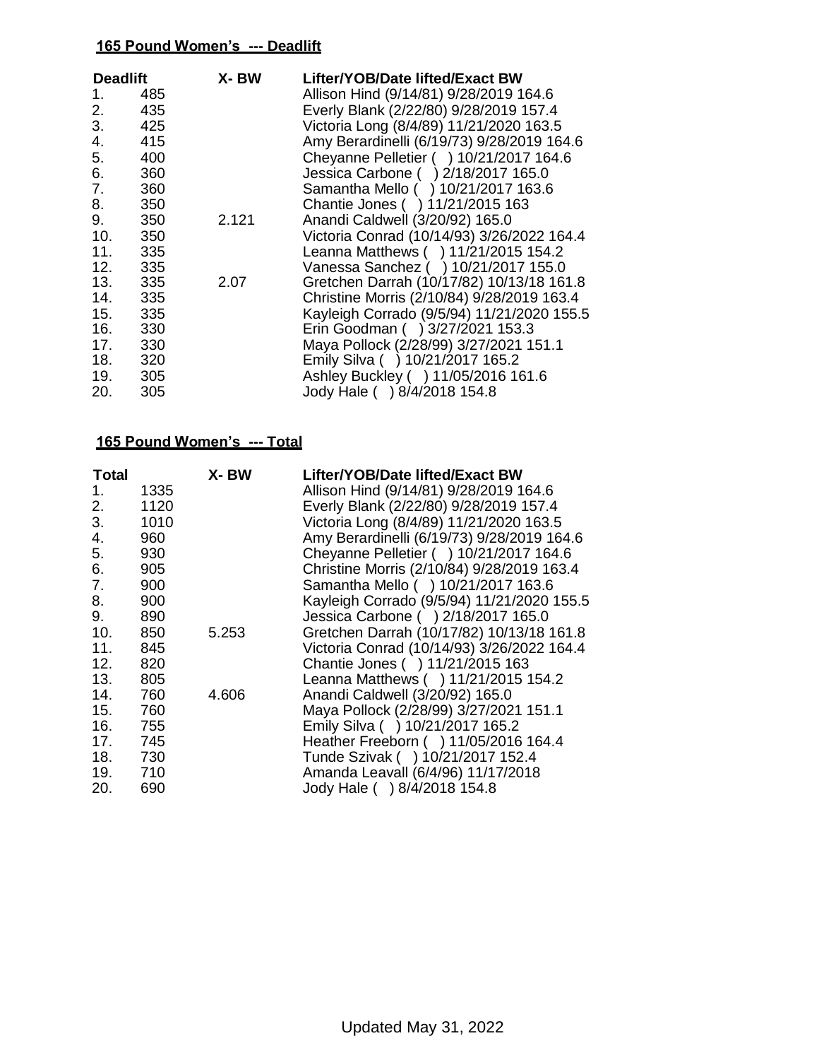**165 Pound Women's --- Deadlift**

| Deadlift | | X- BW | Lifter/YOB/Date lifted/Exact BW |
|---|---|---|---|
| 1. | 485 | | Allison Hind (9/14/81) 9/28/2019 164.6 |
| 2. | 435 | | Everly Blank (2/22/80) 9/28/2019 157.4 |
| 3. | 425 | | Victoria Long (8/4/89) 11/21/2020 163.5 |
| 4. | 415 | | Amy Berardinelli (6/19/73) 9/28/2019 164.6 |
| 5. | 400 | | Cheyanne Pelletier ( ) 10/21/2017 164.6 |
| 6. | 360 | | Jessica Carbone ( ) 2/18/2017 165.0 |
| 7. | 360 | | Samantha Mello ( ) 10/21/2017 163.6 |
| 8. | 350 | | Chantie Jones ( ) 11/21/2015 163 |
| 9. | 350 | 2.121 | Anandi Caldwell (3/20/92) 165.0 |
| 10. | 350 | | Victoria Conrad (10/14/93) 3/26/2022 164.4 |
| 11. | 335 | | Leanna Matthews ( ) 11/21/2015 154.2 |
| 12. | 335 | | Vanessa Sanchez ( ) 10/21/2017 155.0 |
| 13. | 335 | 2.07 | Gretchen Darrah (10/17/82) 10/13/18 161.8 |
| 14. | 335 | | Christine Morris (2/10/84) 9/28/2019 163.4 |
| 15. | 335 | | Kayleigh Corrado (9/5/94) 11/21/2020 155.5 |
| 16. | 330 | | Erin Goodman ( ) 3/27/2021 153.3 |
| 17. | 330 | | Maya Pollock (2/28/99) 3/27/2021 151.1 |
| 18. | 320 | | Emily Silva ( ) 10/21/2017 165.2 |
| 19. | 305 | | Ashley Buckley ( ) 11/05/2016 161.6 |
| 20. | 305 | | Jody Hale ( ) 8/4/2018 154.8 |

**165 Pound Women's --- Total**

| Total | | X- BW | Lifter/YOB/Date lifted/Exact BW |
|---|---|---|---|
| 1. | 1335 | | Allison Hind (9/14/81) 9/28/2019 164.6 |
| 2. | 1120 | | Everly Blank (2/22/80) 9/28/2019 157.4 |
| 3. | 1010 | | Victoria Long (8/4/89) 11/21/2020 163.5 |
| 4. | 960 | | Amy Berardinelli (6/19/73) 9/28/2019 164.6 |
| 5. | 930 | | Cheyanne Pelletier ( ) 10/21/2017 164.6 |
| 6. | 905 | | Christine Morris (2/10/84) 9/28/2019 163.4 |
| 7. | 900 | | Samantha Mello ( ) 10/21/2017 163.6 |
| 8. | 900 | | Kayleigh Corrado (9/5/94) 11/21/2020 155.5 |
| 9. | 890 | | Jessica Carbone ( ) 2/18/2017 165.0 |
| 10. | 850 | 5.253 | Gretchen Darrah (10/17/82) 10/13/18 161.8 |
| 11. | 845 | | Victoria Conrad (10/14/93) 3/26/2022 164.4 |
| 12. | 820 | | Chantie Jones ( ) 11/21/2015 163 |
| 13. | 805 | | Leanna Matthews ( ) 11/21/2015 154.2 |
| 14. | 760 | 4.606 | Anandi Caldwell (3/20/92) 165.0 |
| 15. | 760 | | Maya Pollock (2/28/99) 3/27/2021 151.1 |
| 16. | 755 | | Emily Silva ( ) 10/21/2017 165.2 |
| 17. | 745 | | Heather Freeborn ( ) 11/05/2016 164.4 |
| 18. | 730 | | Tunde Szivak ( ) 10/21/2017 152.4 |
| 19. | 710 | | Amanda Leavall (6/4/96) 11/17/2018 |
| 20. | 690 | | Jody Hale ( ) 8/4/2018 154.8 |

Updated May 31, 2022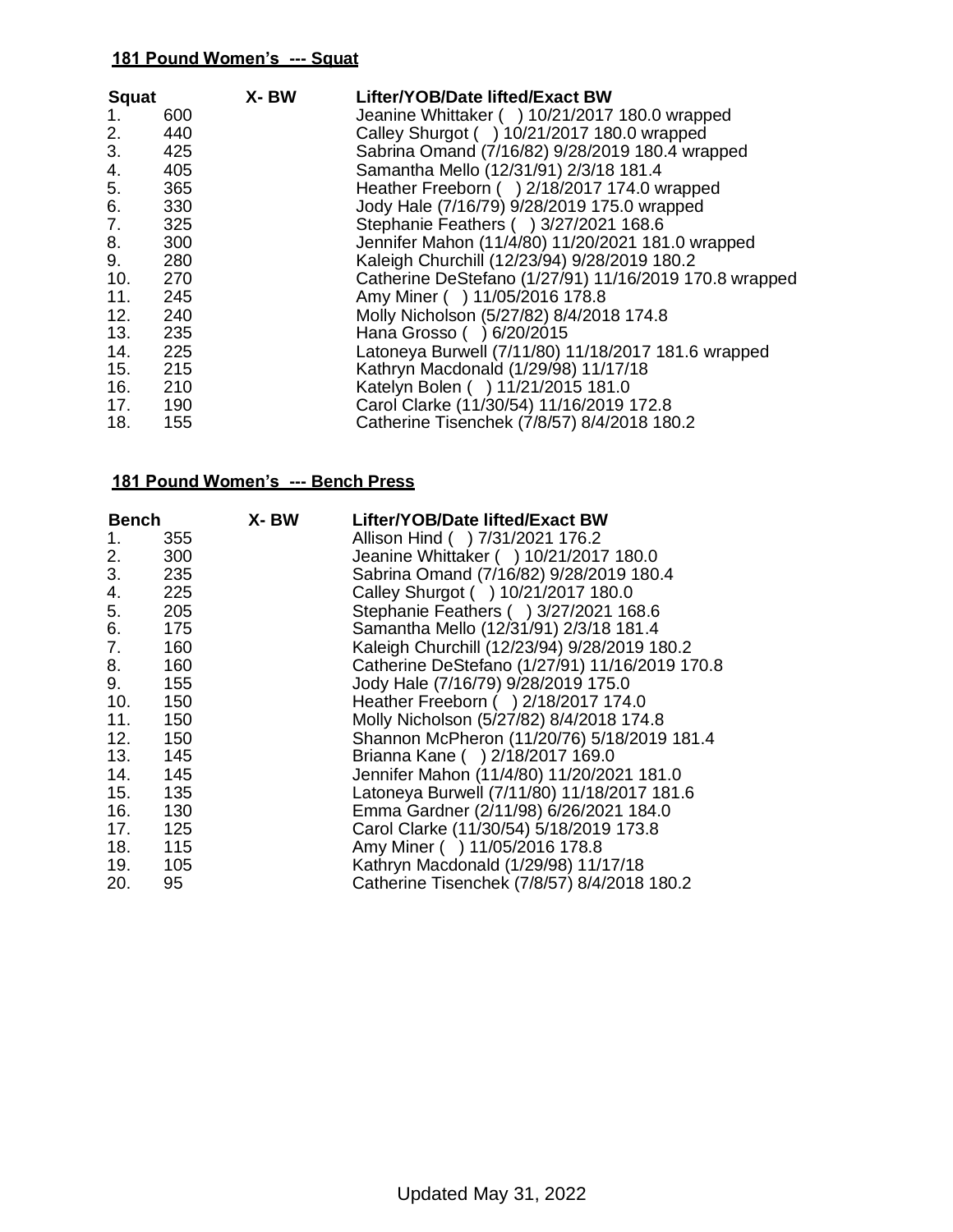### 181 Pound Women's --- Squat

| Squat | | X- BW | Lifter/YOB/Date lifted/Exact BW |
|---|---|---|---|
| 1. | 600 | | Jeanine Whittaker ( ) 10/21/2017 180.0 wrapped |
| 2. | 440 | | Calley Shurgot ( ) 10/21/2017 180.0 wrapped |
| 3. | 425 | | Sabrina Omand (7/16/82) 9/28/2019 180.4 wrapped |
| 4. | 405 | | Samantha Mello (12/31/91) 2/3/18 181.4 |
| 5. | 365 | | Heather Freeborn ( ) 2/18/2017 174.0 wrapped |
| 6. | 330 | | Jody Hale (7/16/79) 9/28/2019 175.0 wrapped |
| 7. | 325 | | Stephanie Feathers ( ) 3/27/2021 168.6 |
| 8. | 300 | | Jennifer Mahon (11/4/80) 11/20/2021 181.0 wrapped |
| 9. | 280 | | Kaleigh Churchill (12/23/94) 9/28/2019 180.2 |
| 10. | 270 | | Catherine DeStefano (1/27/91) 11/16/2019 170.8 wrapped |
| 11. | 245 | | Amy Miner ( ) 11/05/2016 178.8 |
| 12. | 240 | | Molly Nicholson (5/27/82) 8/4/2018 174.8 |
| 13. | 235 | | Hana Grosso ( ) 6/20/2015 |
| 14. | 225 | | Latoneya Burwell (7/11/80) 11/18/2017 181.6 wrapped |
| 15. | 215 | | Kathryn Macdonald (1/29/98) 11/17/18 |
| 16. | 210 | | Katelyn Bolen ( ) 11/21/2015 181.0 |
| 17. | 190 | | Carol Clarke (11/30/54) 11/16/2019 172.8 |
| 18. | 155 | | Catherine Tisenchek (7/8/57) 8/4/2018 180.2 |

### 181 Pound Women's --- Bench Press

| Bench | | X- BW | Lifter/YOB/Date lifted/Exact BW |
|---|---|---|---|
| 1. | 355 | | Allison Hind ( ) 7/31/2021 176.2 |
| 2. | 300 | | Jeanine Whittaker ( ) 10/21/2017 180.0 |
| 3. | 235 | | Sabrina Omand (7/16/82) 9/28/2019 180.4 |
| 4. | 225 | | Calley Shurgot ( ) 10/21/2017 180.0 |
| 5. | 205 | | Stephanie Feathers ( ) 3/27/2021 168.6 |
| 6. | 175 | | Samantha Mello (12/31/91) 2/3/18 181.4 |
| 7. | 160 | | Kaleigh Churchill (12/23/94) 9/28/2019 180.2 |
| 8. | 160 | | Catherine DeStefano (1/27/91) 11/16/2019 170.8 |
| 9. | 155 | | Jody Hale (7/16/79) 9/28/2019 175.0 |
| 10. | 150 | | Heather Freeborn ( ) 2/18/2017 174.0 |
| 11. | 150 | | Molly Nicholson (5/27/82) 8/4/2018 174.8 |
| 12. | 150 | | Shannon McPheron (11/20/76) 5/18/2019 181.4 |
| 13. | 145 | | Brianna Kane ( ) 2/18/2017 169.0 |
| 14. | 145 | | Jennifer Mahon (11/4/80) 11/20/2021 181.0 |
| 15. | 135 | | Latoneya Burwell (7/11/80) 11/18/2017 181.6 |
| 16. | 130 | | Emma Gardner (2/11/98) 6/26/2021 184.0 |
| 17. | 125 | | Carol Clarke (11/30/54) 5/18/2019 173.8 |
| 18. | 115 | | Amy Miner ( ) 11/05/2016 178.8 |
| 19. | 105 | | Kathryn Macdonald (1/29/98) 11/17/18 |
| 20. | 95 | | Catherine Tisenchek (7/8/57) 8/4/2018 180.2 |

Updated May 31, 2022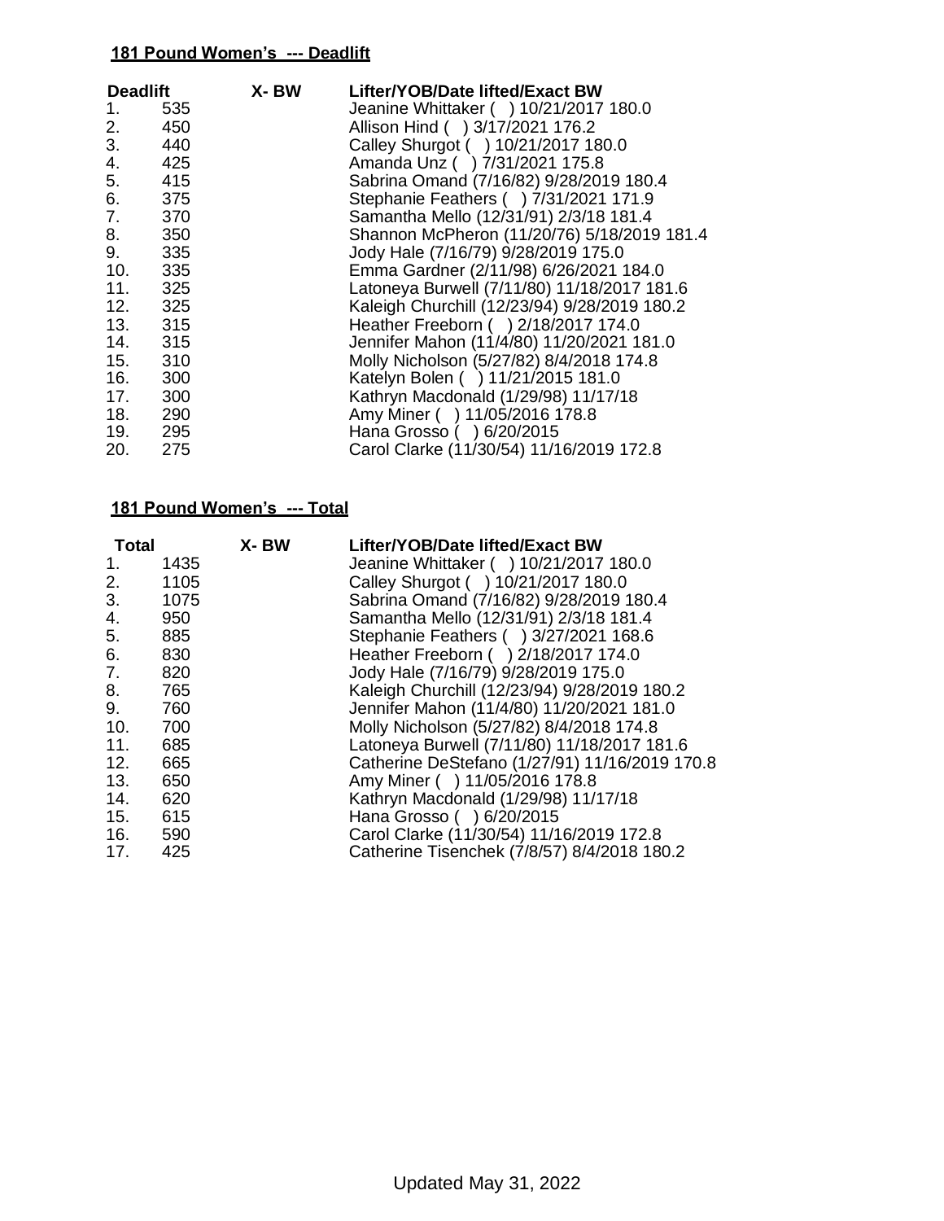**181 Pound Women's --- Deadlift**

| Deadlift | | X- BW | Lifter/YOB/Date lifted/Exact BW |
|---|---|---|---|
| 1. | 535 | | Jeanine Whittaker ( ) 10/21/2017 180.0 |
| 2. | 450 | | Allison Hind ( ) 3/17/2021 176.2 |
| 3. | 440 | | Calley Shurgot ( ) 10/21/2017 180.0 |
| 4. | 425 | | Amanda Unz ( ) 7/31/2021 175.8 |
| 5. | 415 | | Sabrina Omand (7/16/82) 9/28/2019 180.4 |
| 6. | 375 | | Stephanie Feathers ( ) 7/31/2021 171.9 |
| 7. | 370 | | Samantha Mello (12/31/91) 2/3/18 181.4 |
| 8. | 350 | | Shannon McPheron (11/20/76) 5/18/2019 181.4 |
| 9. | 335 | | Jody Hale (7/16/79) 9/28/2019 175.0 |
| 10. | 335 | | Emma Gardner (2/11/98) 6/26/2021 184.0 |
| 11. | 325 | | Latoneya Burwell (7/11/80) 11/18/2017 181.6 |
| 12. | 325 | | Kaleigh Churchill (12/23/94) 9/28/2019 180.2 |
| 13. | 315 | | Heather Freeborn ( ) 2/18/2017 174.0 |
| 14. | 315 | | Jennifer Mahon (11/4/80) 11/20/2021 181.0 |
| 15. | 310 | | Molly Nicholson (5/27/82) 8/4/2018 174.8 |
| 16. | 300 | | Katelyn Bolen ( ) 11/21/2015 181.0 |
| 17. | 300 | | Kathryn Macdonald (1/29/98) 11/17/18 |
| 18. | 290 | | Amy Miner ( ) 11/05/2016 178.8 |
| 19. | 295 | | Hana Grosso ( ) 6/20/2015 |
| 20. | 275 | | Carol Clarke (11/30/54) 11/16/2019 172.8 |

**181 Pound Women's --- Total**

| Total | | X- BW | Lifter/YOB/Date lifted/Exact BW |
|---|---|---|---|
| 1. | 1435 | | Jeanine Whittaker ( ) 10/21/2017 180.0 |
| 2. | 1105 | | Calley Shurgot ( ) 10/21/2017 180.0 |
| 3. | 1075 | | Sabrina Omand (7/16/82) 9/28/2019 180.4 |
| 4. | 950 | | Samantha Mello (12/31/91) 2/3/18 181.4 |
| 5. | 885 | | Stephanie Feathers ( ) 3/27/2021 168.6 |
| 6. | 830 | | Heather Freeborn ( ) 2/18/2017 174.0 |
| 7. | 820 | | Jody Hale (7/16/79) 9/28/2019 175.0 |
| 8. | 765 | | Kaleigh Churchill (12/23/94) 9/28/2019 180.2 |
| 9. | 760 | | Jennifer Mahon (11/4/80) 11/20/2021 181.0 |
| 10. | 700 | | Molly Nicholson (5/27/82) 8/4/2018 174.8 |
| 11. | 685 | | Latoneya Burwell (7/11/80) 11/18/2017 181.6 |
| 12. | 665 | | Catherine DeStefano (1/27/91) 11/16/2019 170.8 |
| 13. | 650 | | Amy Miner ( ) 11/05/2016 178.8 |
| 14. | 620 | | Kathryn Macdonald (1/29/98) 11/17/18 |
| 15. | 615 | | Hana Grosso ( ) 6/20/2015 |
| 16. | 590 | | Carol Clarke (11/30/54) 11/16/2019 172.8 |
| 17. | 425 | | Catherine Tisenchek (7/8/57) 8/4/2018 180.2 |

Updated May 31, 2022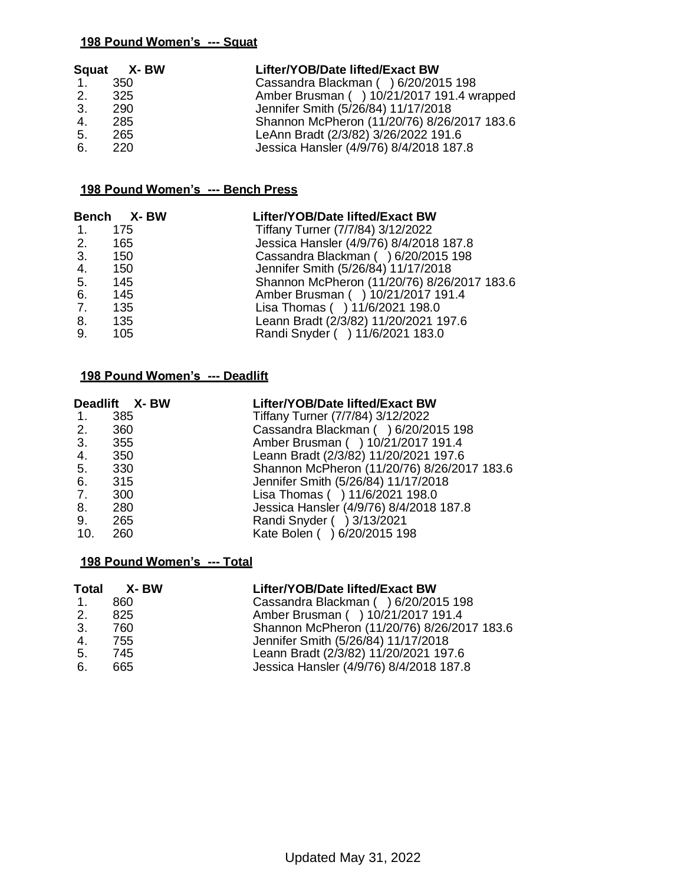**198 Pound Women's --- Squat**

| Squat | X- BW | Lifter/YOB/Date lifted/Exact BW |
|---|---|---|
| 1. | 350 | Cassandra Blackman ( ) 6/20/2015 198 |
| 2. | 325 | Amber Brusman ( ) 10/21/2017 191.4 wrapped |
| 3. | 290 | Jennifer Smith (5/26/84) 11/17/2018 |
| 4. | 285 | Shannon McPheron (11/20/76) 8/26/2017 183.6 |
| 5. | 265 | LeAnn Bradt (2/3/82) 3/26/2022 191.6 |
| 6. | 220 | Jessica Hansler (4/9/76) 8/4/2018 187.8 |

**198 Pound Women's --- Bench Press**

| Bench | X- BW | Lifter/YOB/Date lifted/Exact BW |
|---|---|---|
| 1. | 175 | Tiffany Turner (7/7/84) 3/12/2022 |
| 2. | 165 | Jessica Hansler (4/9/76) 8/4/2018 187.8 |
| 3. | 150 | Cassandra Blackman ( ) 6/20/2015 198 |
| 4. | 150 | Jennifer Smith (5/26/84) 11/17/2018 |
| 5. | 145 | Shannon McPheron (11/20/76) 8/26/2017 183.6 |
| 6. | 145 | Amber Brusman ( ) 10/21/2017 191.4 |
| 7. | 135 | Lisa Thomas ( ) 11/6/2021 198.0 |
| 8. | 135 | Leann Bradt (2/3/82) 11/20/2021 197.6 |
| 9. | 105 | Randi Snyder ( ) 11/6/2021 183.0 |

**198 Pound Women's --- Deadlift**

| Deadlift | X- BW | Lifter/YOB/Date lifted/Exact BW |
|---|---|---|
| 1. | 385 | Tiffany Turner (7/7/84) 3/12/2022 |
| 2. | 360 | Cassandra Blackman ( ) 6/20/2015 198 |
| 3. | 355 | Amber Brusman ( ) 10/21/2017 191.4 |
| 4. | 350 | Leann Bradt (2/3/82) 11/20/2021 197.6 |
| 5. | 330 | Shannon McPheron (11/20/76) 8/26/2017 183.6 |
| 6. | 315 | Jennifer Smith (5/26/84) 11/17/2018 |
| 7. | 300 | Lisa Thomas ( ) 11/6/2021 198.0 |
| 8. | 280 | Jessica Hansler (4/9/76) 8/4/2018 187.8 |
| 9. | 265 | Randi Snyder ( ) 3/13/2021 |
| 10. | 260 | Kate Bolen ( ) 6/20/2015 198 |

**198 Pound Women's --- Total**

| Total | X- BW | Lifter/YOB/Date lifted/Exact BW |
|---|---|---|
| 1. | 860 | Cassandra Blackman ( ) 6/20/2015 198 |
| 2. | 825 | Amber Brusman ( ) 10/21/2017 191.4 |
| 3. | 760 | Shannon McPheron (11/20/76) 8/26/2017 183.6 |
| 4. | 755 | Jennifer Smith (5/26/84) 11/17/2018 |
| 5. | 745 | Leann Bradt (2/3/82) 11/20/2021 197.6 |
| 6. | 665 | Jessica Hansler (4/9/76) 8/4/2018 187.8 |

Updated May 31, 2022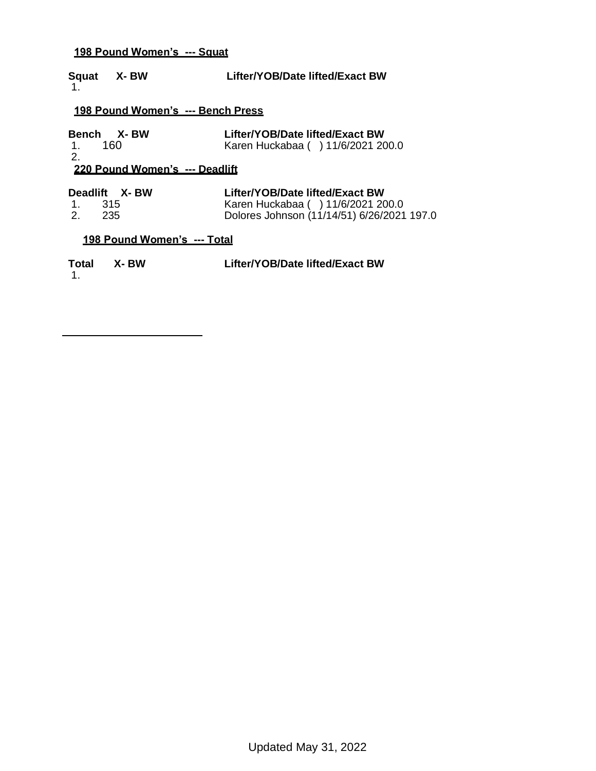**198 Pound Women's --- Squat**

| Squat | X- BW | Lifter/YOB/Date lifted/Exact BW |
| --- | --- | --- |
| 1. | | |

**198 Pound Women's --- Bench Press**

| Bench | X- BW | Lifter/YOB/Date lifted/Exact BW |
| --- | --- | --- |
| 1. | 160 | Karen Huckabaa ( ) 11/6/2021 200.0 |
| 2. | | |

**220 Pound Women's --- Deadlift**

| Deadlift | X- BW | Lifter/YOB/Date lifted/Exact BW |
| --- | --- | --- |
| 1. | 315 | Karen Huckabaa ( ) 11/6/2021 200.0 |
| 2. | 235 | Dolores Johnson (11/14/51) 6/26/2021 197.0 |

**198 Pound Women's --- Total**

| Total | X- BW | Lifter/YOB/Date lifted/Exact BW |
| --- | --- | --- |
| 1. | | |

Updated May 31, 2022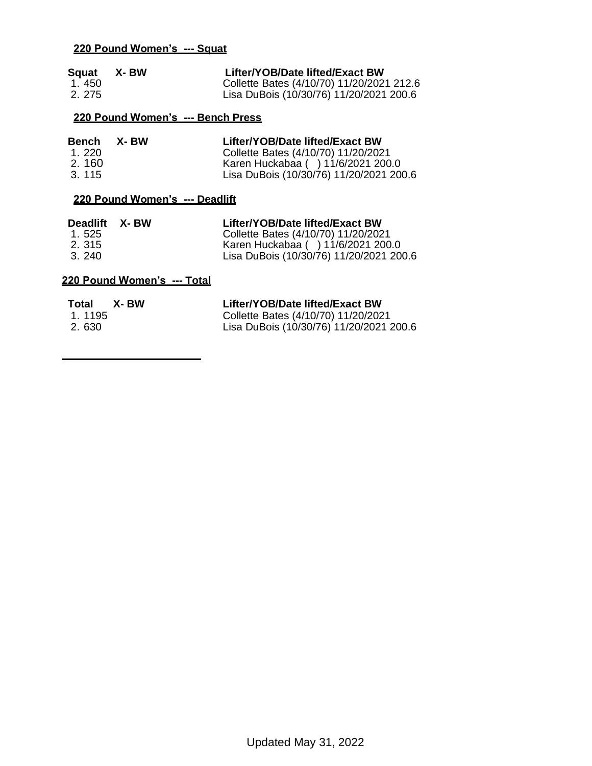**220 Pound Women's --- Squat**

| Squat | X- BW | Lifter/YOB/Date lifted/Exact BW |
|---|---|---|
| 1. 450 | | Collette Bates (4/10/70) 11/20/2021 212.6 |
| 2. 275 | | Lisa DuBois (10/30/76) 11/20/2021 200.6 |

**220 Pound Women's --- Bench Press**

| Bench | X- BW | Lifter/YOB/Date lifted/Exact BW |
|---|---|---|
| 1. 220 | | Collette Bates (4/10/70) 11/20/2021 |
| 2. 160 | | Karen Huckabaa ( ) 11/6/2021 200.0 |
| 3. 115 | | Lisa DuBois (10/30/76) 11/20/2021 200.6 |

**220 Pound Women's --- Deadlift**

| Deadlift | X- BW | Lifter/YOB/Date lifted/Exact BW |
|---|---|---|
| 1. 525 | | Collette Bates (4/10/70) 11/20/2021 |
| 2. 315 | | Karen Huckabaa ( ) 11/6/2021 200.0 |
| 3. 240 | | Lisa DuBois (10/30/76) 11/20/2021 200.6 |

**220 Pound Women's --- Total**

| Total | X- BW | Lifter/YOB/Date lifted/Exact BW |
|---|---|---|
| 1. 1195 | | Collette Bates (4/10/70) 11/20/2021 |
| 2. 630 | | Lisa DuBois (10/30/76) 11/20/2021 200.6 |

Updated May 31, 2022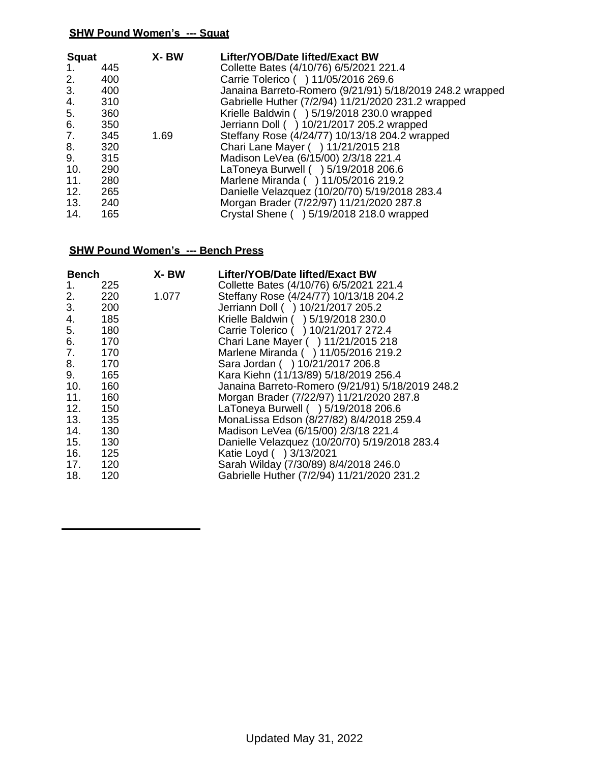## SHW Pound Women's --- Squat

| Squat | | X- BW | Lifter/YOB/Date lifted/Exact BW |
|---|---|---|---|
| 1. | 445 | | Collette Bates (4/10/76) 6/5/2021 221.4 |
| 2. | 400 | | Carrie Tolerico ( ) 11/05/2016 269.6 |
| 3. | 400 | | Janaina Barreto-Romero (9/21/91) 5/18/2019 248.2 wrapped |
| 4. | 310 | | Gabrielle Huther (7/2/94) 11/21/2020 231.2 wrapped |
| 5. | 360 | | Krielle Baldwin ( ) 5/19/2018 230.0 wrapped |
| 6. | 350 | | Jerriann Doll ( ) 10/21/2017 205.2 wrapped |
| 7. | 345 | 1.69 | Steffany Rose (4/24/77) 10/13/18 204.2 wrapped |
| 8. | 320 | | Chari Lane Mayer ( ) 11/21/2015 218 |
| 9. | 315 | | Madison LeVea (6/15/00) 2/3/18 221.4 |
| 10. | 290 | | LaToneya Burwell ( ) 5/19/2018 206.6 |
| 11. | 280 | | Marlene Miranda ( ) 11/05/2016 219.2 |
| 12. | 265 | | Danielle Velazquez (10/20/70) 5/19/2018 283.4 |
| 13. | 240 | | Morgan Brader (7/22/97) 11/21/2020 287.8 |
| 14. | 165 | | Crystal Shene ( ) 5/19/2018 218.0 wrapped |

## SHW Pound Women's --- Bench Press

| Bench | | X- BW | Lifter/YOB/Date lifted/Exact BW |
|---|---|---|---|
| 1. | 225 | | Collette Bates (4/10/76) 6/5/2021 221.4 |
| 2. | 220 | 1.077 | Steffany Rose (4/24/77) 10/13/18 204.2 |
| 3. | 200 | | Jerriann Doll ( ) 10/21/2017 205.2 |
| 4. | 185 | | Krielle Baldwin ( ) 5/19/2018 230.0 |
| 5. | 180 | | Carrie Tolerico ( ) 10/21/2017 272.4 |
| 6. | 170 | | Chari Lane Mayer ( ) 11/21/2015 218 |
| 7. | 170 | | Marlene Miranda ( ) 11/05/2016 219.2 |
| 8. | 170 | | Sara Jordan ( ) 10/21/2017 206.8 |
| 9. | 165 | | Kara Kiehn (11/13/89) 5/18/2019 256.4 |
| 10. | 160 | | Janaina Barreto-Romero (9/21/91) 5/18/2019 248.2 |
| 11. | 160 | | Morgan Brader (7/22/97) 11/21/2020 287.8 |
| 12. | 150 | | LaToneya Burwell ( ) 5/19/2018 206.6 |
| 13. | 135 | | MonaLissa Edson (8/27/82) 8/4/2018 259.4 |
| 14. | 130 | | Madison LeVea (6/15/00) 2/3/18 221.4 |
| 15. | 130 | | Danielle Velazquez (10/20/70) 5/19/2018 283.4 |
| 16. | 125 | | Katie Loyd ( ) 3/13/2021 |
| 17. | 120 | | Sarah Wilday (7/30/89) 8/4/2018 246.0 |
| 18. | 120 | | Gabrielle Huther (7/2/94) 11/21/2020 231.2 |

Updated May 31, 2022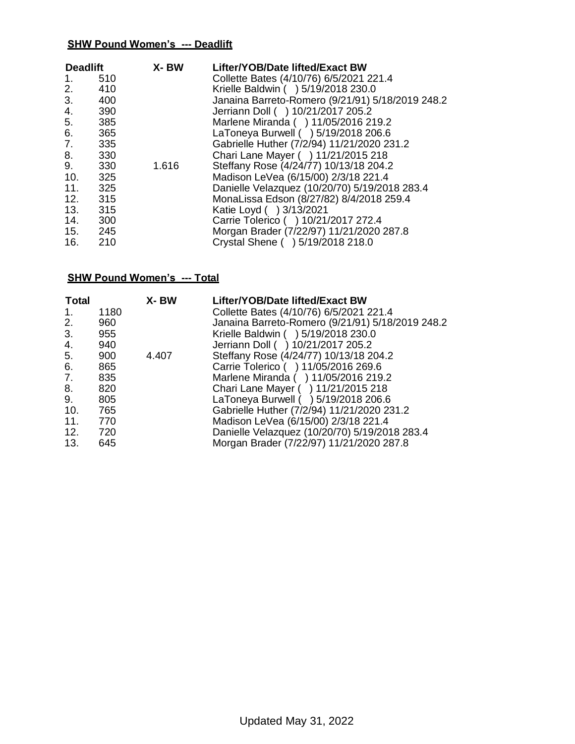**SHW Pound Women's --- Deadlift**

| Deadlift | | X- BW | Lifter/YOB/Date lifted/Exact BW |
|---|---|---|---|
| 1. | 510 | | Collette Bates (4/10/76) 6/5/2021 221.4 |
| 2. | 410 | | Krielle Baldwin ( ) 5/19/2018 230.0 |
| 3. | 400 | | Janaina Barreto-Romero (9/21/91) 5/18/2019 248.2 |
| 4. | 390 | | Jerriann Doll ( ) 10/21/2017 205.2 |
| 5. | 385 | | Marlene Miranda ( ) 11/05/2016 219.2 |
| 6. | 365 | | LaToneya Burwell ( ) 5/19/2018 206.6 |
| 7. | 335 | | Gabrielle Huther (7/2/94) 11/21/2020 231.2 |
| 8. | 330 | | Chari Lane Mayer ( ) 11/21/2015 218 |
| 9. | 330 | 1.616 | Steffany Rose (4/24/77) 10/13/18 204.2 |
| 10. | 325 | | Madison LeVea (6/15/00) 2/3/18 221.4 |
| 11. | 325 | | Danielle Velazquez (10/20/70) 5/19/2018 283.4 |
| 12. | 315 | | MonaLissa Edson (8/27/82) 8/4/2018 259.4 |
| 13. | 315 | | Katie Loyd ( ) 3/13/2021 |
| 14. | 300 | | Carrie Tolerico ( ) 10/21/2017 272.4 |
| 15. | 245 | | Morgan Brader (7/22/97) 11/21/2020 287.8 |
| 16. | 210 | | Crystal Shene ( ) 5/19/2018 218.0 |

**SHW Pound Women's --- Total**

| Total | | X- BW | Lifter/YOB/Date lifted/Exact BW |
|---|---|---|---|
| 1. | 1180 | | Collette Bates (4/10/76) 6/5/2021 221.4 |
| 2. | 960 | | Janaina Barreto-Romero (9/21/91) 5/18/2019 248.2 |
| 3. | 955 | | Krielle Baldwin ( ) 5/19/2018 230.0 |
| 4. | 940 | | Jerriann Doll ( ) 10/21/2017 205.2 |
| 5. | 900 | 4.407 | Steffany Rose (4/24/77) 10/13/18 204.2 |
| 6. | 865 | | Carrie Tolerico ( ) 11/05/2016 269.6 |
| 7. | 835 | | Marlene Miranda ( ) 11/05/2016 219.2 |
| 8. | 820 | | Chari Lane Mayer ( ) 11/21/2015 218 |
| 9. | 805 | | LaToneya Burwell ( ) 5/19/2018 206.6 |
| 10. | 765 | | Gabrielle Huther (7/2/94) 11/21/2020 231.2 |
| 11. | 770 | | Madison LeVea (6/15/00) 2/3/18 221.4 |
| 12. | 720 | | Danielle Velazquez (10/20/70) 5/19/2018 283.4 |
| 13. | 645 | | Morgan Brader (7/22/97) 11/21/2020 287.8 |

Updated May 31, 2022